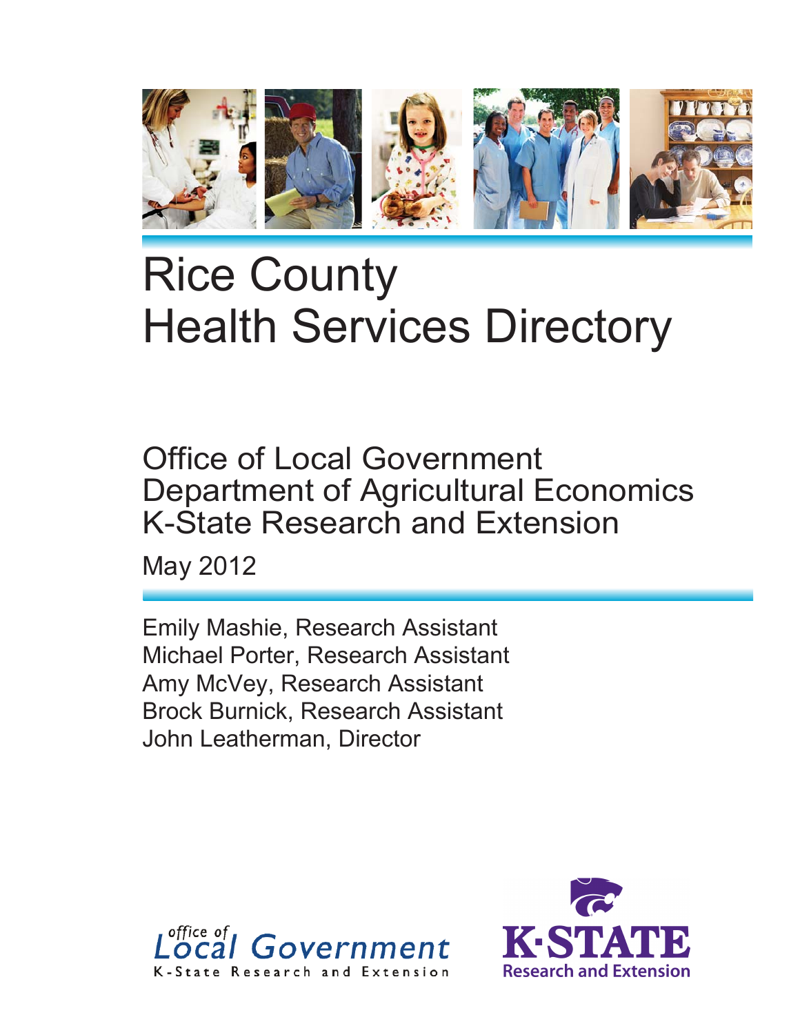# Rice County Health Services Directory

Office of Local Government
Department of Agricultural Economics
K-State Research and Extension

May 2012

Emily Mashie, Research Assistant
Michael Porter, Research Assistant
Amy McVey, Research Assistant
Brock Burnick, Research Assistant
John Leatherman, Director

Office of Local Government
K-State Research and Extension

K·STATE
Research and Extension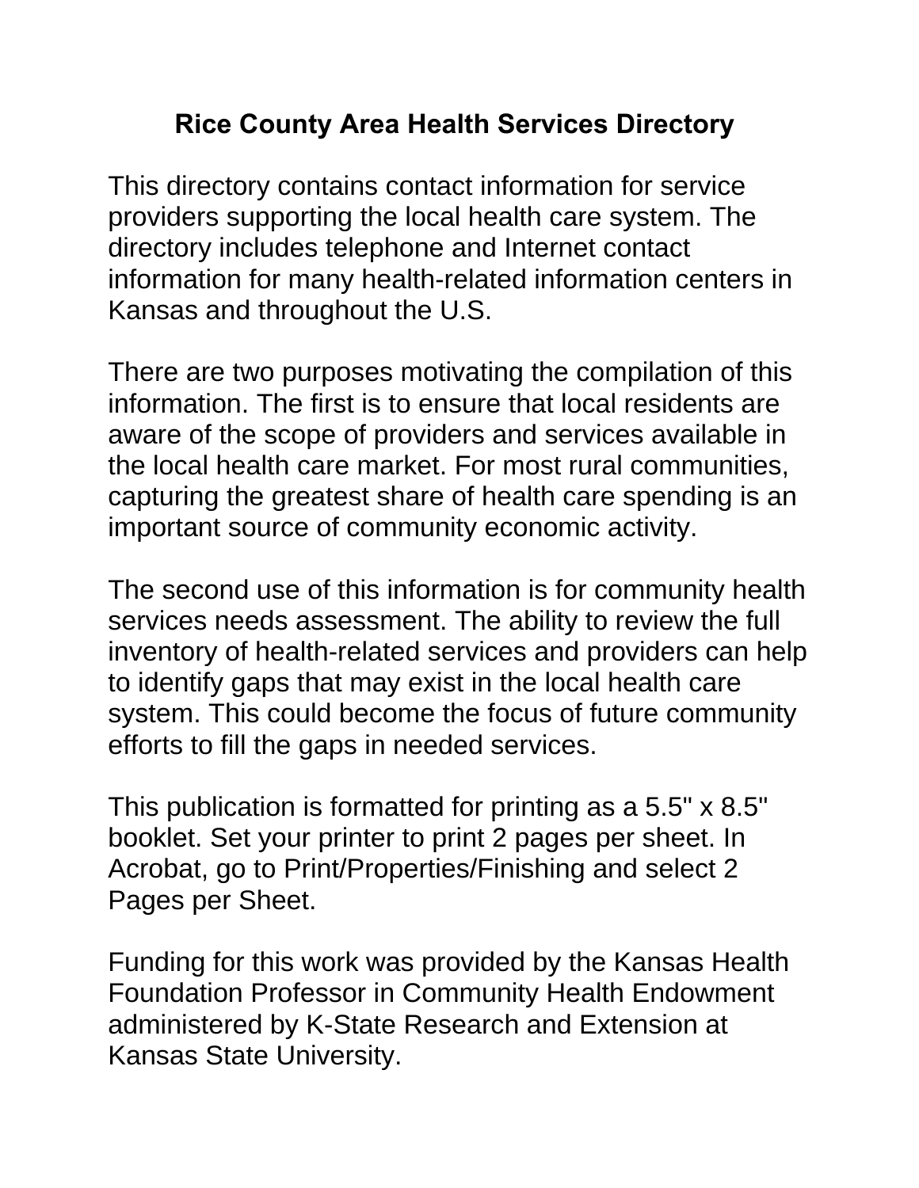# Rice County Area Health Services Directory

This directory contains contact information for service providers supporting the local health care system. The directory includes telephone and Internet contact information for many health-related information centers in Kansas and throughout the U.S.

There are two purposes motivating the compilation of this information. The first is to ensure that local residents are aware of the scope of providers and services available in the local health care market. For most rural communities, capturing the greatest share of health care spending is an important source of community economic activity.

The second use of this information is for community health services needs assessment. The ability to review the full inventory of health-related services and providers can help to identify gaps that may exist in the local health care system. This could become the focus of future community efforts to fill the gaps in needed services.

This publication is formatted for printing as a 5.5" x 8.5" booklet. Set your printer to print 2 pages per sheet. In Acrobat, go to Print/Properties/Finishing and select 2 Pages per Sheet.

Funding for this work was provided by the Kansas Health Foundation Professor in Community Health Endowment administered by K-State Research and Extension at Kansas State University.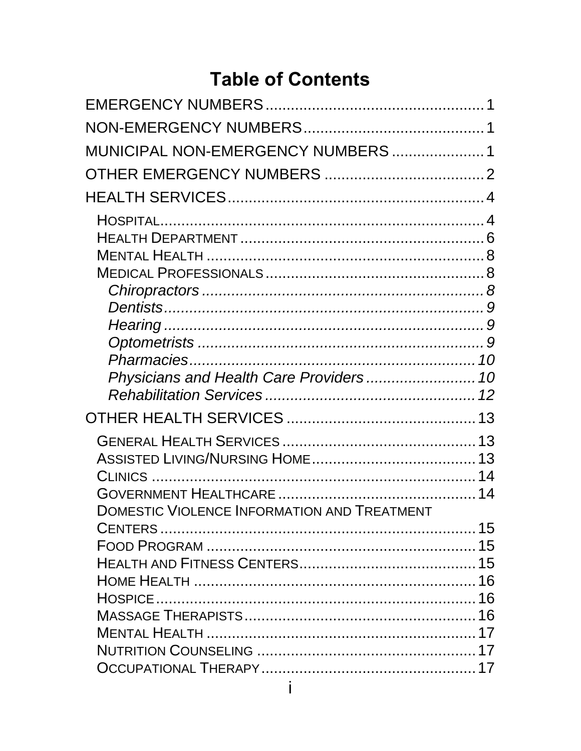# Table of Contents

EMERGENCY NUMBERS ........................................ 1

NON-EMERGENCY NUMBERS ........................................ 1

MUNICIPAL NON-EMERGENCY NUMBERS ........................................ 1

OTHER EMERGENCY NUMBERS ........................................ 2

HEALTH SERVICES ........................................ 4

- HOSPITAL ........................................ 4
- HEALTH DEPARTMENT ........................................ 6
- MENTAL HEALTH ........................................ 8
- MEDICAL PROFESSIONALS ........................................ 8
  - *Chiropractors ........................................ 8*
  - *Dentists ........................................ 9*
  - *Hearing ........................................ 9*
  - *Optometrists ........................................ 9*
  - *Pharmacies ........................................ 10*
  - *Physicians and Health Care Providers ........................................ 10*
  - *Rehabilitation Services ........................................ 12*

OTHER HEALTH SERVICES ........................................ 13

- GENERAL HEALTH SERVICES ........................................ 13
- ASSISTED LIVING/NURSING HOME ........................................ 13
- CLINICS ........................................ 14
- GOVERNMENT HEALTHCARE ........................................ 14
- DOMESTIC VIOLENCE INFORMATION AND TREATMENT CENTERS ........................................ 15
- FOOD PROGRAM ........................................ 15
- HEALTH AND FITNESS CENTERS ........................................ 15
- HOME HEALTH ........................................ 16
- HOSPICE ........................................ 16
- MASSAGE THERAPISTS ........................................ 16
- MENTAL HEALTH ........................................ 17
- NUTRITION COUNSELING ........................................ 17
- OCCUPATIONAL THERAPY ........................................ 17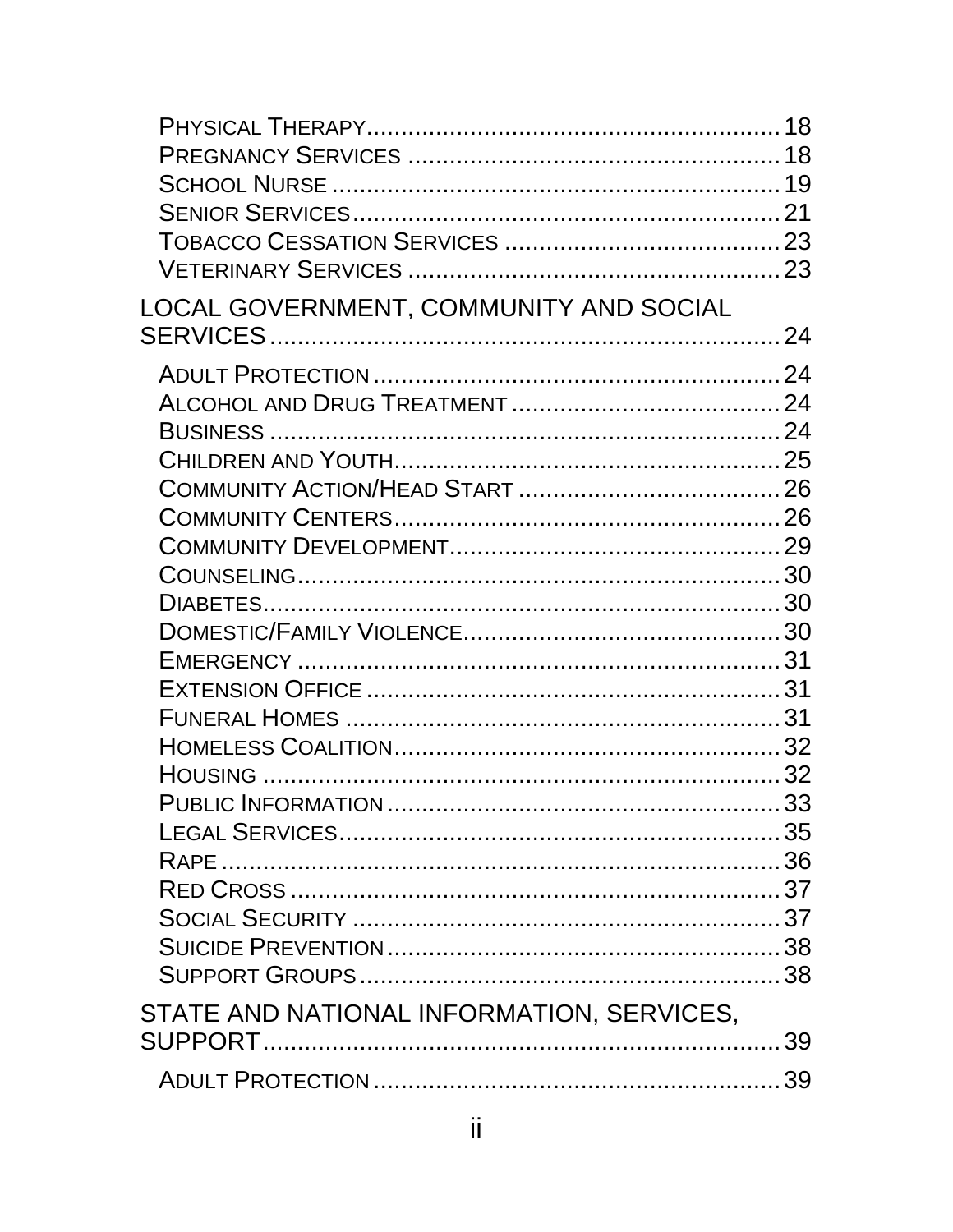Physical Therapy ........................................................ 18
Pregnancy Services ..................................................... 18
School Nurse ............................................................... 19
Senior Services ............................................................ 21
Tobacco Cessation Services ....................................... 23
Veterinary Services ..................................................... 23

LOCAL GOVERNMENT, COMMUNITY AND SOCIAL SERVICES ........................................................................ 24

Adult Protection .......................................................... 24
Alcohol and Drug Treatment ...................................... 24
Business ....................................................................... 24
Children and Youth ..................................................... 25
Community Action/Head Start ..................................... 26
Community Centers ..................................................... 26
Community Development ............................................. 29
Counseling ................................................................... 30
Diabetes ....................................................................... 30
Domestic/Family Violence ........................................... 30
Emergency .................................................................... 31
Extension Office ........................................................... 31
Funeral Homes ............................................................. 31
Homeless Coalition ...................................................... 32
Housing ........................................................................ 32
Public Information ....................................................... 33
Legal Services .............................................................. 35
Rape .............................................................................. 36
Red Cross ..................................................................... 37
Social Security ............................................................. 37
Suicide Prevention ....................................................... 38
Support Groups ............................................................ 38

STATE AND NATIONAL INFORMATION, SERVICES, SUPPORT ........................................................................ 39

Adult Protection .......................................................... 39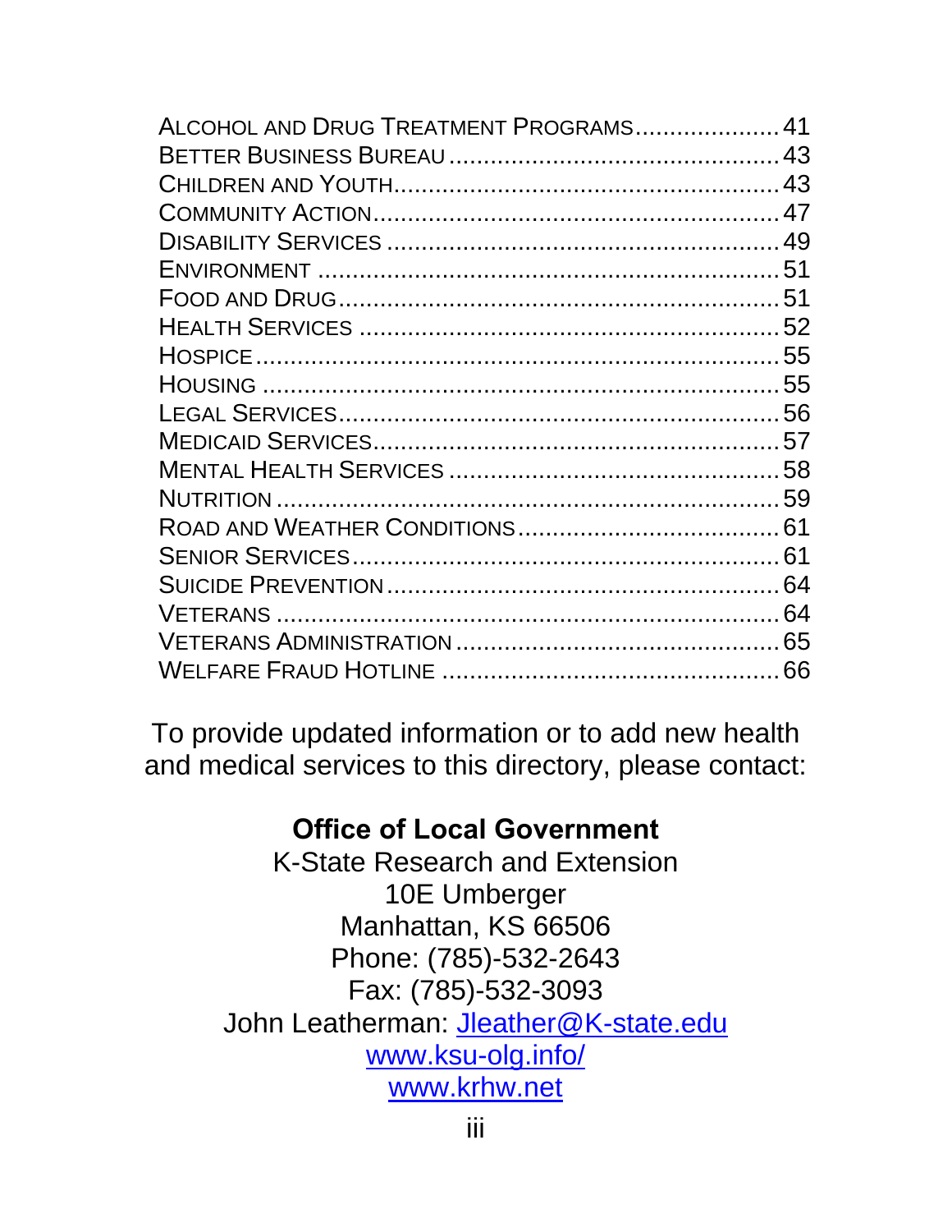Alcohol and Drug Treatment Programs .................... 41
Better Business Bureau ................................................ 43
Children and Youth....................................................... 43
Community Action......................................................... 47
Disability Services ........................................................ 49
Environment .................................................................. 51
Food and Drug............................................................... 51
Health Services ............................................................ 52
Hospice.......................................................................... 55
Housing ......................................................................... 55
Legal Services............................................................... 56
Medicaid Services......................................................... 57
Mental Health Services ............................................... 58
Nutrition ........................................................................ 59
Road and Weather Conditions..................................... 61
Senior Services............................................................. 61
Suicide Prevention........................................................ 64
Veterans ........................................................................ 64
Veterans Administration .............................................. 65
Welfare Fraud Hotline ................................................ 66

To provide updated information or to add new health and medical services to this directory, please contact:

**Office of Local Government**
K-State Research and Extension
10E Umberger
Manhattan, KS 66506
Phone: (785)-532-2643
Fax: (785)-532-3093
John Leatherman: Jleather@K-state.edu
www.ksu-olg.info/
www.krhw.net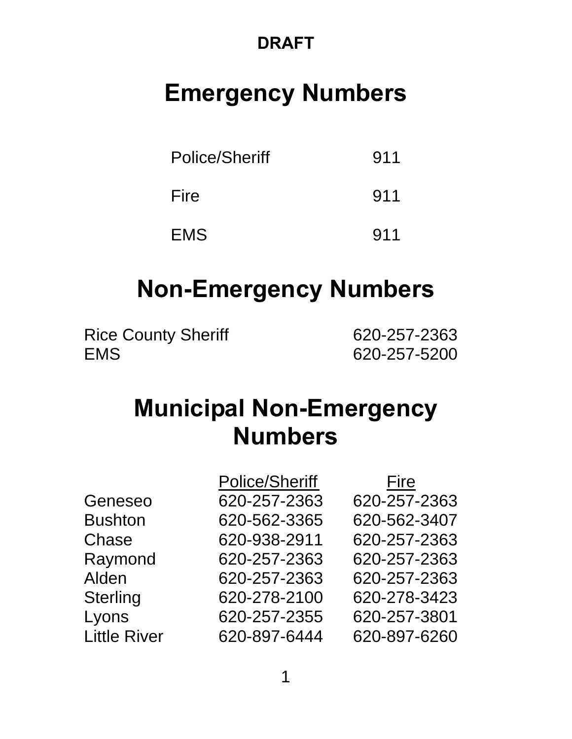**DRAFT**

# Emergency Numbers

| | |
|---|---|
| Police/Sheriff | 911 |
| Fire | 911 |
| EMS | 911 |

# Non-Emergency Numbers

| | |
|---|---|
| Rice County Sheriff | 620-257-2363 |
| EMS | 620-257-5200 |

# Municipal Non-Emergency Numbers

| | Police/Sheriff | Fire |
|---|---|---|
| Geneseo | 620-257-2363 | 620-257-2363 |
| Bushton | 620-562-3365 | 620-562-3407 |
| Chase | 620-938-2911 | 620-257-2363 |
| Raymond | 620-257-2363 | 620-257-2363 |
| Alden | 620-257-2363 | 620-257-2363 |
| Sterling | 620-278-2100 | 620-278-3423 |
| Lyons | 620-257-2355 | 620-257-3801 |
| Little River | 620-897-6444 | 620-897-6260 |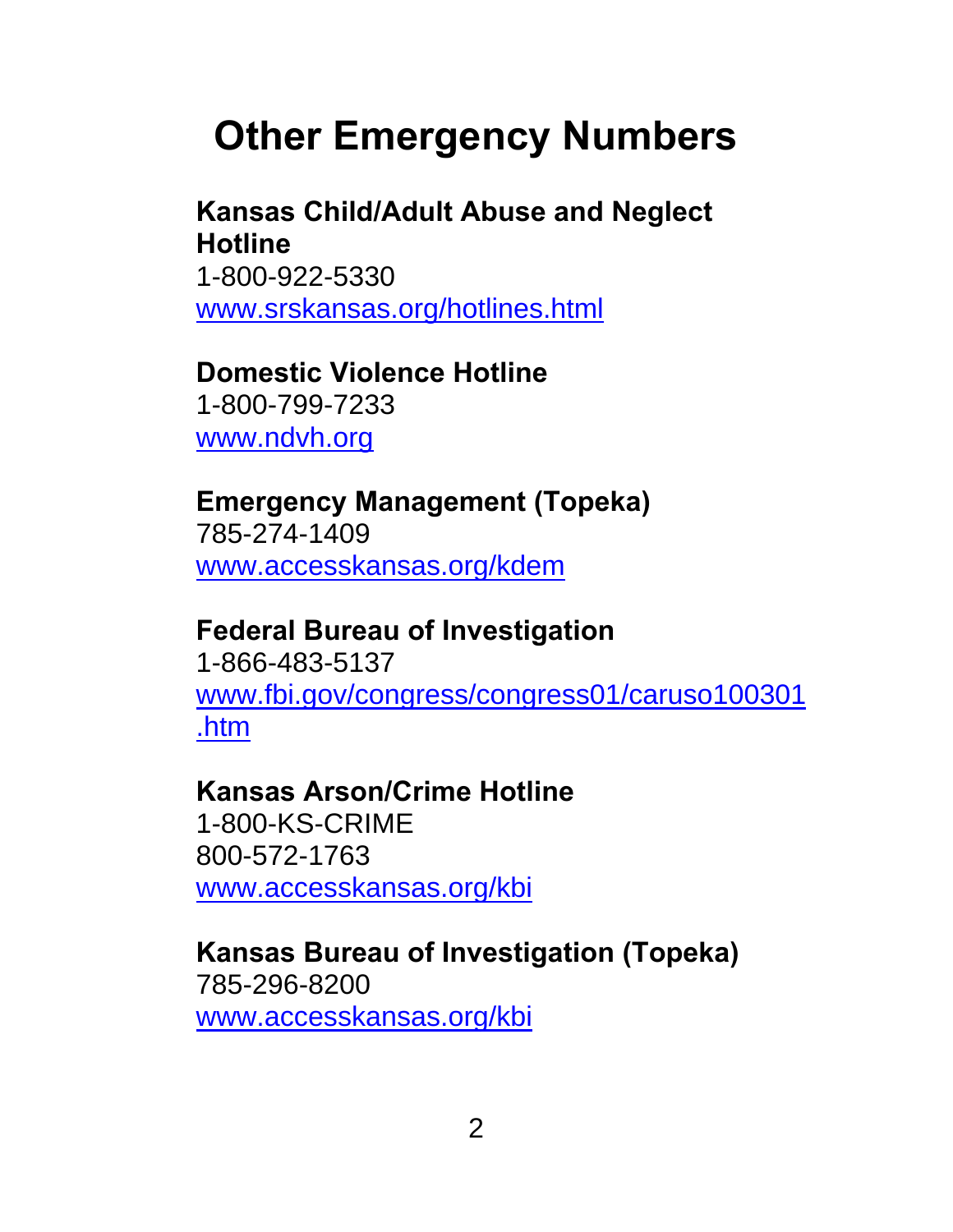# Other Emergency Numbers

**Kansas Child/Adult Abuse and Neglect Hotline**
1-800-922-5330
www.srskansas.org/hotlines.html

**Domestic Violence Hotline**
1-800-799-7233
www.ndvh.org

**Emergency Management (Topeka)**
785-274-1409
www.accesskansas.org/kdem

**Federal Bureau of Investigation**
1-866-483-5137
www.fbi.gov/congress/congress01/caruso100301.htm

**Kansas Arson/Crime Hotline**
1-800-KS-CRIME
800-572-1763
www.accesskansas.org/kbi

**Kansas Bureau of Investigation (Topeka)**
785-296-8200
www.accesskansas.org/kbi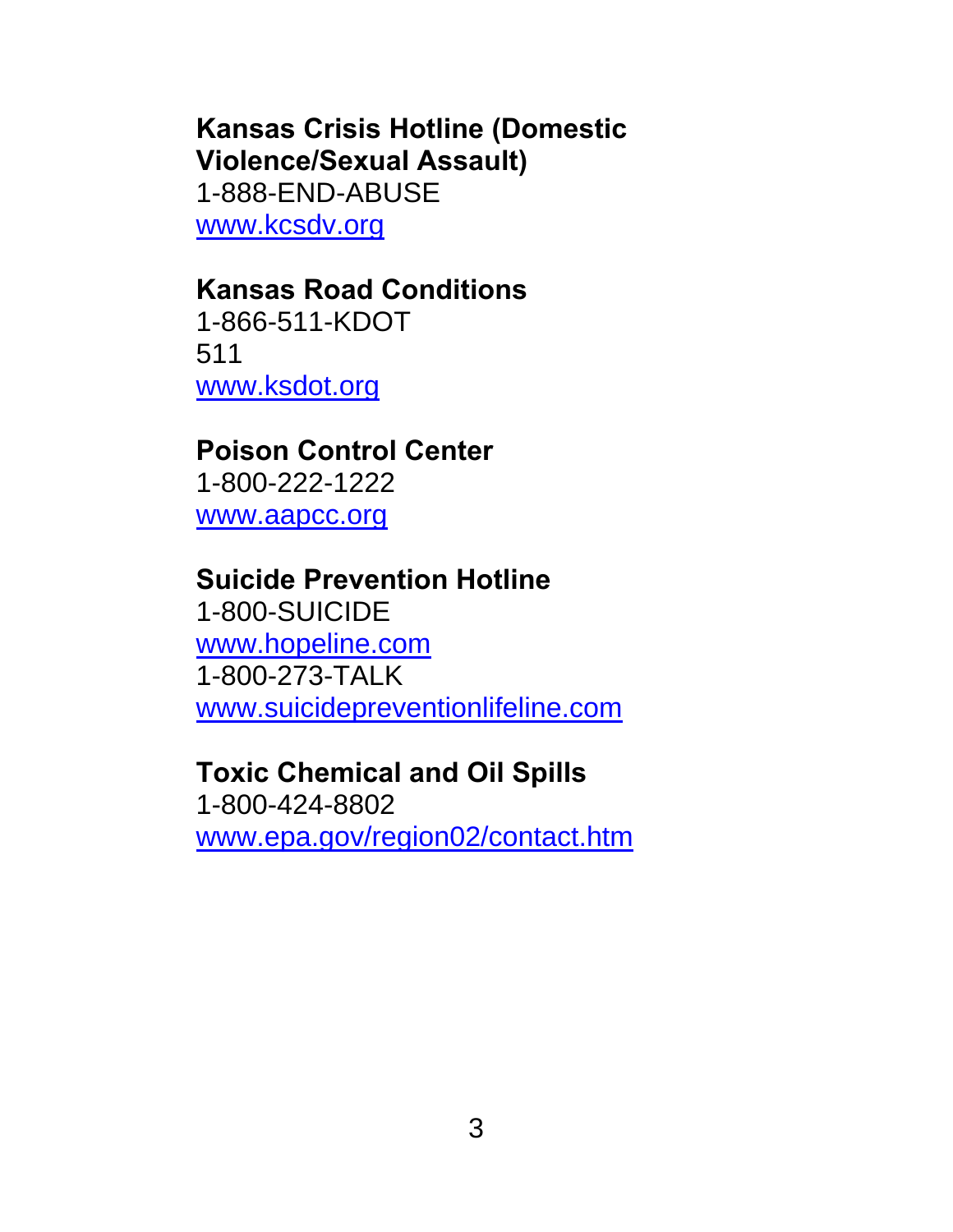**Kansas Crisis Hotline (Domestic Violence/Sexual Assault)**
1-888-END-ABUSE
www.kcsdv.org

**Kansas Road Conditions**
1-866-511-KDOT
511
www.ksdot.org

**Poison Control Center**
1-800-222-1222
www.aapcc.org

**Suicide Prevention Hotline**
1-800-SUICIDE
www.hopeline.com
1-800-273-TALK
www.suicidepreventionlifeline.com

**Toxic Chemical and Oil Spills**
1-800-424-8802
www.epa.gov/region02/contact.htm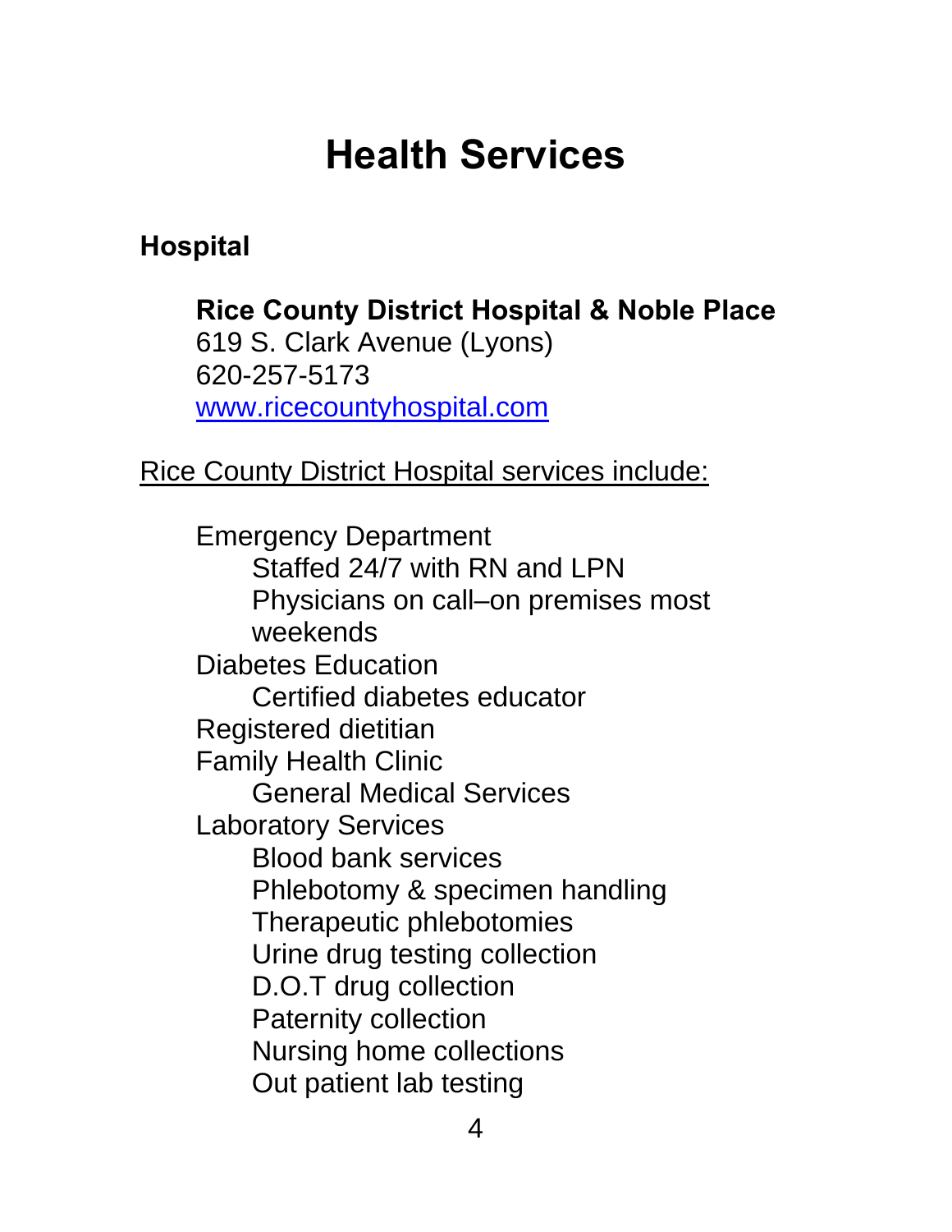# Health Services

## Hospital

**Rice County District Hospital & Noble Place**
619 S. Clark Avenue (Lyons)
620-257-5173
[www.ricecountyhospital.com](http://www.ricecountyhospital.com)

Rice County District Hospital services include:

- Emergency Department
  - Staffed 24/7 with RN and LPN
  - Physicians on call–on premises most weekends
- Diabetes Education
  - Certified diabetes educator
- Registered dietitian
- Family Health Clinic
  - General Medical Services
- Laboratory Services
  - Blood bank services
  - Phlebotomy & specimen handling
  - Therapeutic phlebotomies
  - Urine drug testing collection
  - D.O.T drug collection
  - Paternity collection
  - Nursing home collections
  - Out patient lab testing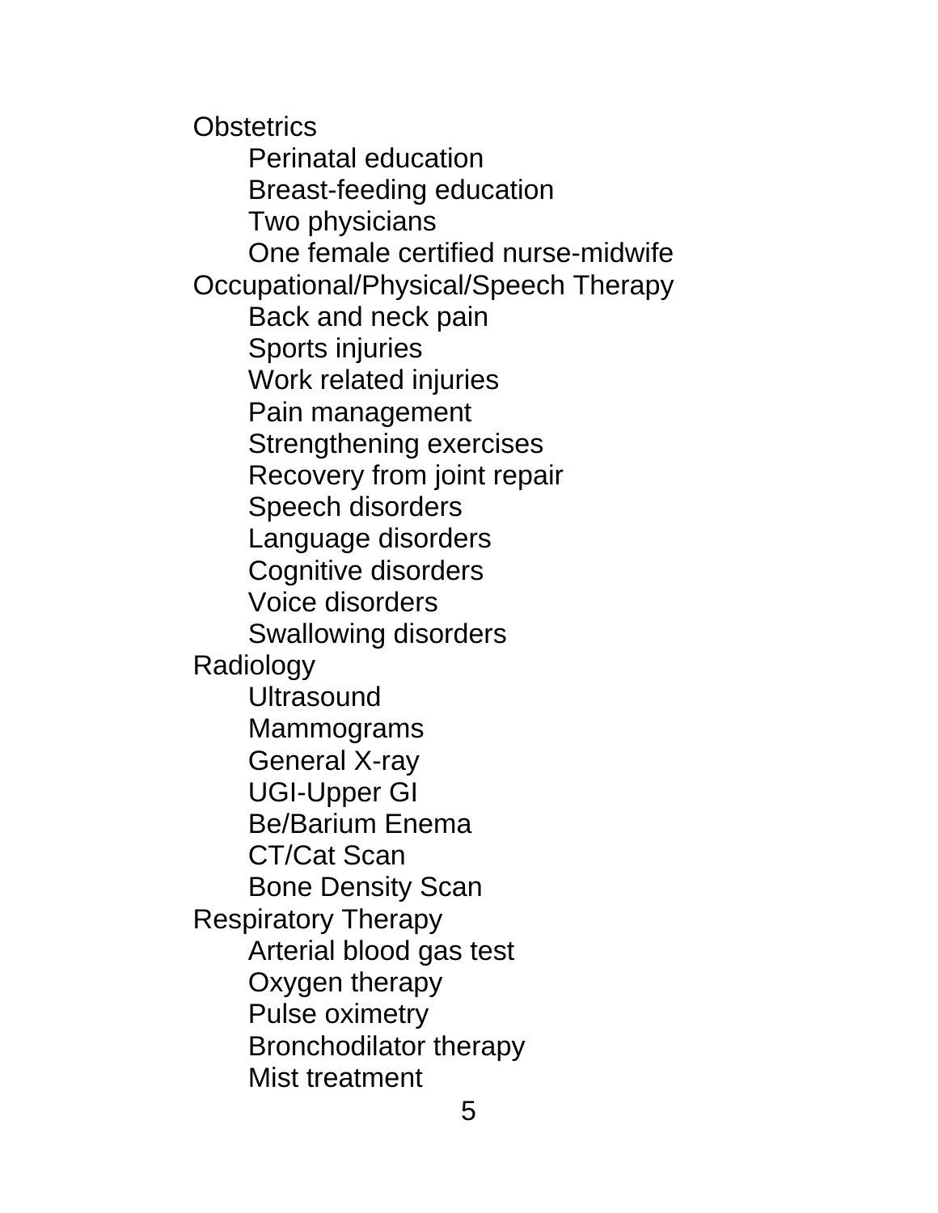Obstetrics
- Perinatal education
- Breast-feeding education
- Two physicians
- One female certified nurse-midwife

Occupational/Physical/Speech Therapy
- Back and neck pain
- Sports injuries
- Work related injuries
- Pain management
- Strengthening exercises
- Recovery from joint repair
- Speech disorders
- Language disorders
- Cognitive disorders
- Voice disorders
- Swallowing disorders

Radiology
- Ultrasound
- Mammograms
- General X-ray
- UGI-Upper GI
- Be/Barium Enema
- CT/Cat Scan
- Bone Density Scan

Respiratory Therapy
- Arterial blood gas test
- Oxygen therapy
- Pulse oximetry
- Bronchodilator therapy
- Mist treatment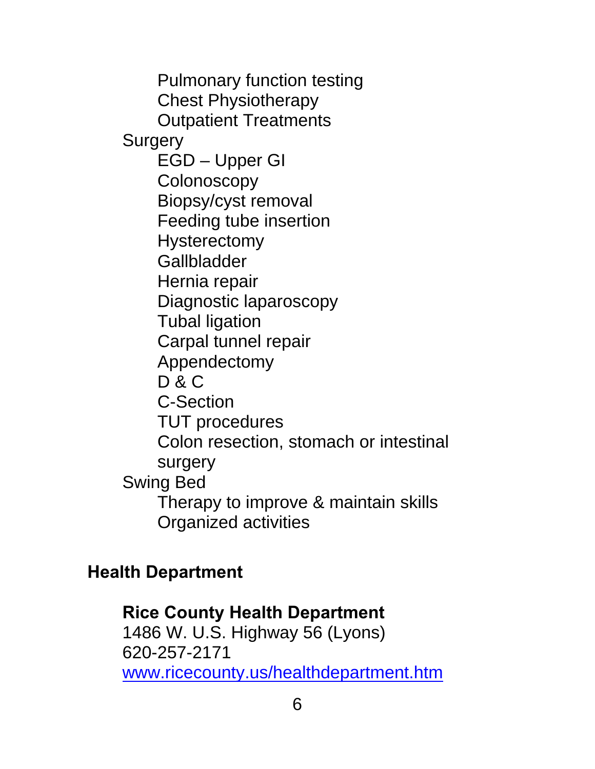- Pulmonary function testing
- Chest Physiotherapy
- Outpatient Treatments

Surgery

- EGD – Upper GI
- Colonoscopy
- Biopsy/cyst removal
- Feeding tube insertion
- Hysterectomy
- Gallbladder
- Hernia repair
- Diagnostic laparoscopy
- Tubal ligation
- Carpal tunnel repair
- Appendectomy
- D & C
- C-Section
- TUT procedures
- Colon resection, stomach or intestinal surgery

Swing Bed

- Therapy to improve & maintain skills
- Organized activities

## Health Department

**Rice County Health Department**
1486 W. U.S. Highway 56 (Lyons)
620-257-2171
[www.ricecounty.us/healthdepartment.htm](www.ricecounty.us/healthdepartment.htm)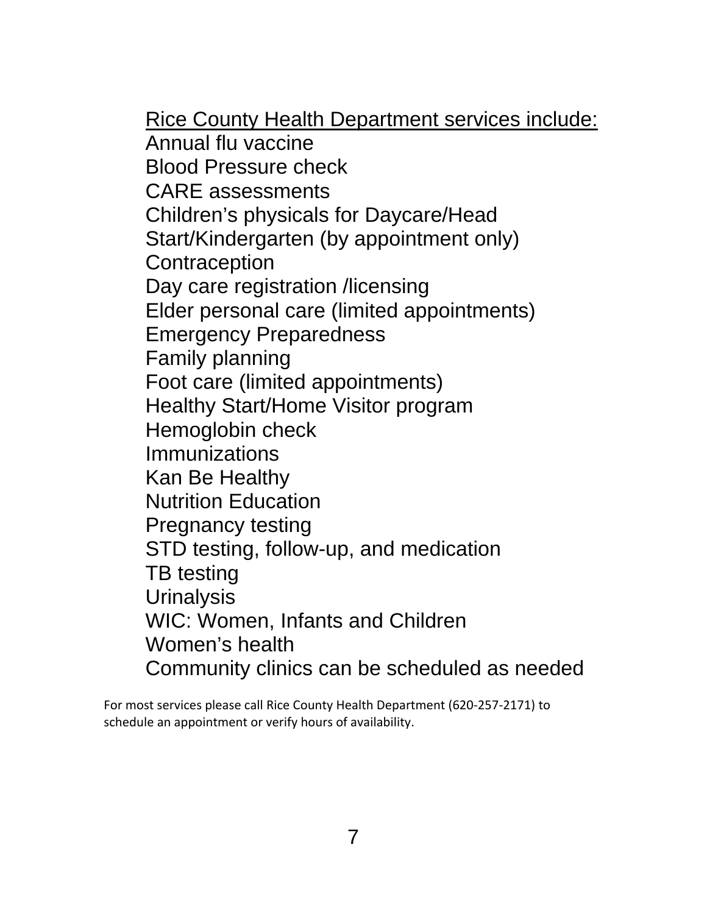<u>Rice County Health Department services include:</u>

Annual flu vaccine
Blood Pressure check
CARE assessments
Children's physicals for Daycare/Head Start/Kindergarten (by appointment only)
Contraception
Day care registration /licensing
Elder personal care (limited appointments)
Emergency Preparedness
Family planning
Foot care (limited appointments)
Healthy Start/Home Visitor program
Hemoglobin check
Immunizations
Kan Be Healthy
Nutrition Education
Pregnancy testing
STD testing, follow-up, and medication
TB testing
Urinalysis
WIC: Women, Infants and Children
Women's health
Community clinics can be scheduled as needed

For most services please call Rice County Health Department (620-257-2171) to schedule an appointment or verify hours of availability.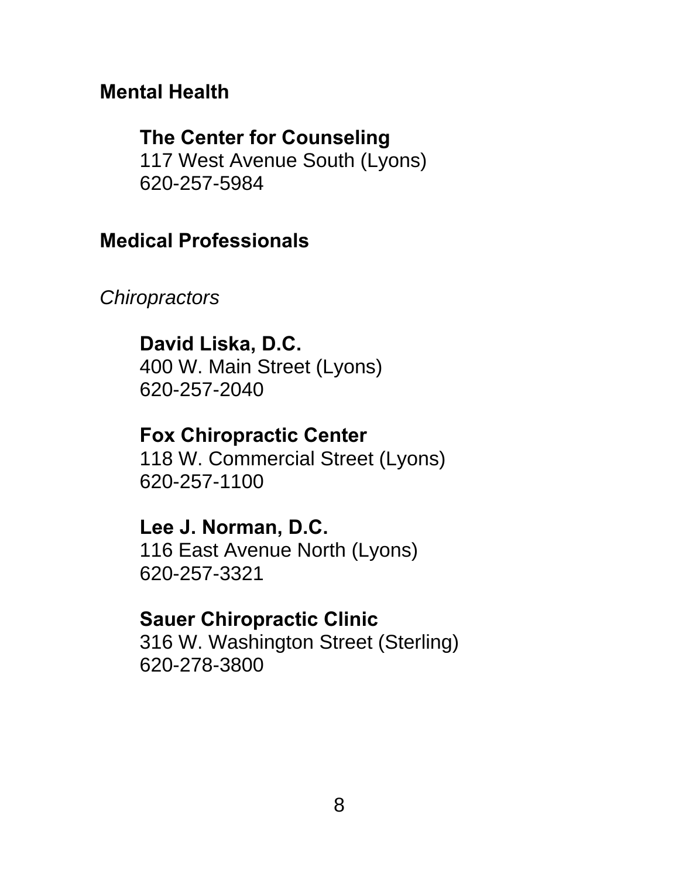## Mental Health

**The Center for Counseling**
117 West Avenue South (Lyons)
620-257-5984

## Medical Professionals

*Chiropractors*

**David Liska, D.C.**
400 W. Main Street (Lyons)
620-257-2040

**Fox Chiropractic Center**
118 W. Commercial Street (Lyons)
620-257-1100

**Lee J. Norman, D.C.**
116 East Avenue North (Lyons)
620-257-3321

**Sauer Chiropractic Clinic**
316 W. Washington Street (Sterling)
620-278-3800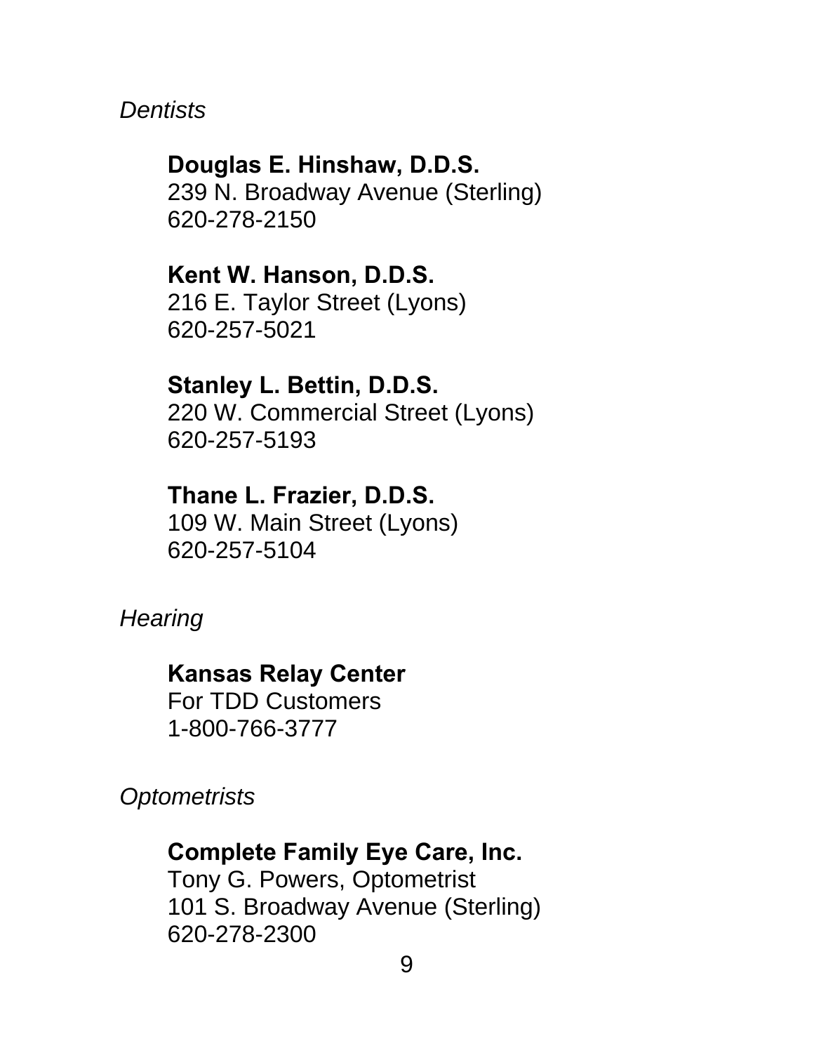*Dentists*

**Douglas E. Hinshaw, D.D.S.**
239 N. Broadway Avenue (Sterling)
620-278-2150

**Kent W. Hanson, D.D.S.**
216 E. Taylor Street (Lyons)
620-257-5021

**Stanley L. Bettin, D.D.S.**
220 W. Commercial Street (Lyons)
620-257-5193

**Thane L. Frazier, D.D.S.**
109 W. Main Street (Lyons)
620-257-5104

*Hearing*

**Kansas Relay Center**
For TDD Customers
1-800-766-3777

*Optometrists*

**Complete Family Eye Care, Inc.**
Tony G. Powers, Optometrist
101 S. Broadway Avenue (Sterling)
620-278-2300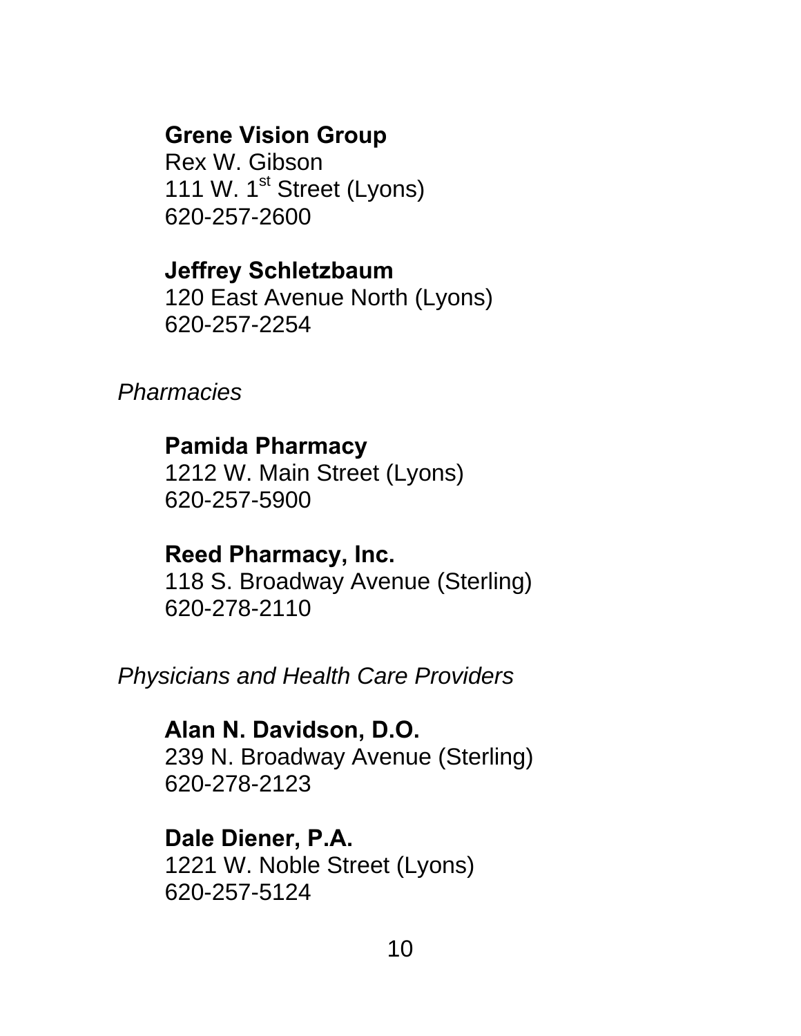**Grene Vision Group**
Rex W. Gibson
111 W. 1st Street (Lyons)
620-257-2600

**Jeffrey Schletzbaum**
120 East Avenue North (Lyons)
620-257-2254

*Pharmacies*

**Pamida Pharmacy**
1212 W. Main Street (Lyons)
620-257-5900

**Reed Pharmacy, Inc.**
118 S. Broadway Avenue (Sterling)
620-278-2110

*Physicians and Health Care Providers*

**Alan N. Davidson, D.O.**
239 N. Broadway Avenue (Sterling)
620-278-2123

**Dale Diener, P.A.**
1221 W. Noble Street (Lyons)
620-257-5124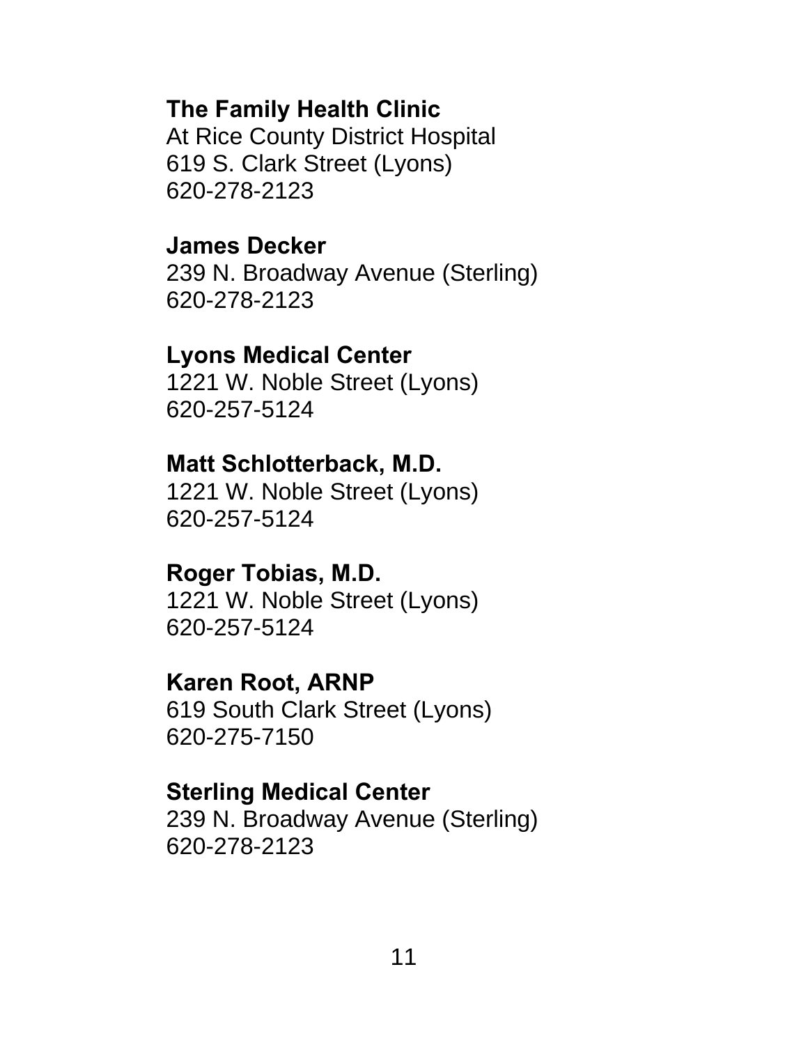**The Family Health Clinic**
At Rice County District Hospital
619 S. Clark Street (Lyons)
620-278-2123

**James Decker**
239 N. Broadway Avenue (Sterling)
620-278-2123

**Lyons Medical Center**
1221 W. Noble Street (Lyons)
620-257-5124

**Matt Schlotterback, M.D.**
1221 W. Noble Street (Lyons)
620-257-5124

**Roger Tobias, M.D.**
1221 W. Noble Street (Lyons)
620-257-5124

**Karen Root, ARNP**
619 South Clark Street (Lyons)
620-275-7150

**Sterling Medical Center**
239 N. Broadway Avenue (Sterling)
620-278-2123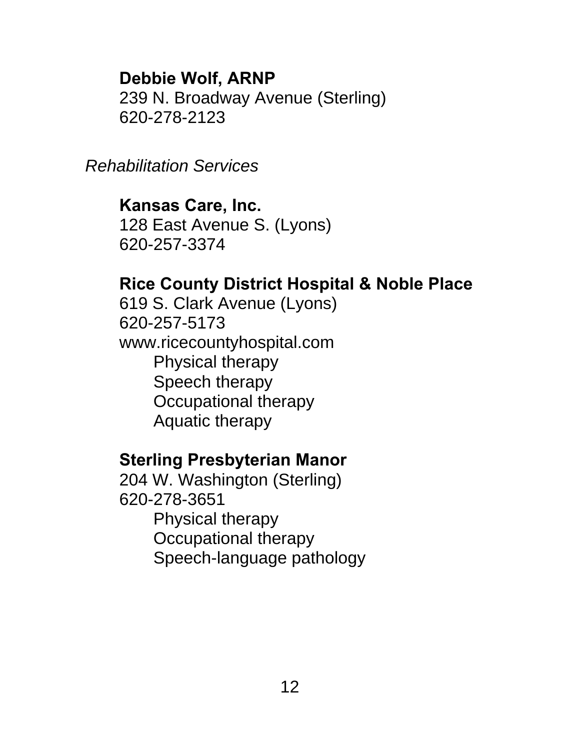**Debbie Wolf, ARNP**
239 N. Broadway Avenue (Sterling)
620-278-2123

*Rehabilitation Services*

**Kansas Care, Inc.**
128 East Avenue S. (Lyons)
620-257-3374

**Rice County District Hospital & Noble Place**
619 S. Clark Avenue (Lyons)
620-257-5173
www.ricecountyhospital.com

- Physical therapy
- Speech therapy
- Occupational therapy
- Aquatic therapy

**Sterling Presbyterian Manor**
204 W. Washington (Sterling)
620-278-3651

- Physical therapy
- Occupational therapy
- Speech-language pathology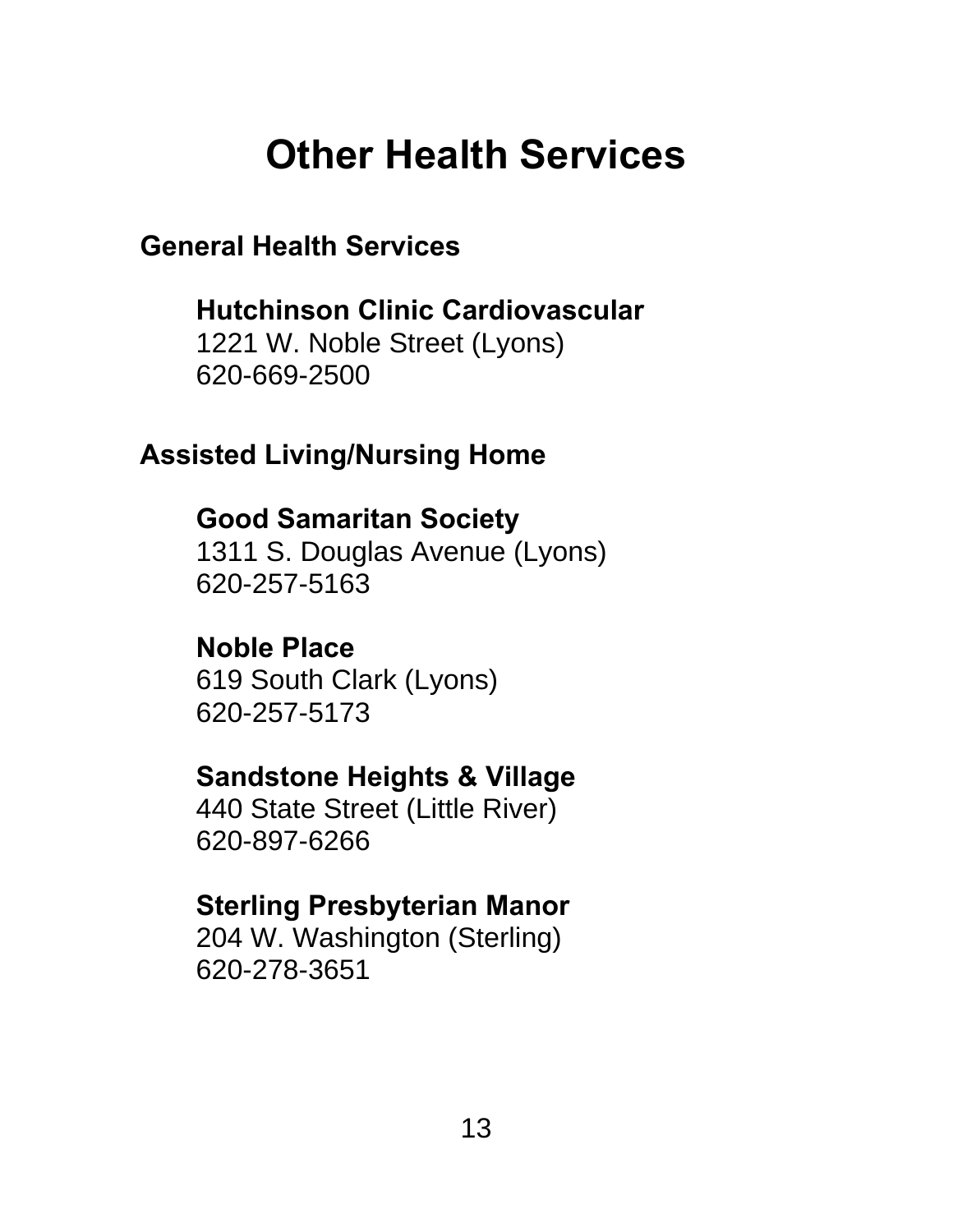# Other Health Services

## General Health Services

**Hutchinson Clinic Cardiovascular**
1221 W. Noble Street (Lyons)
620-669-2500

## Assisted Living/Nursing Home

**Good Samaritan Society**
1311 S. Douglas Avenue (Lyons)
620-257-5163

**Noble Place**
619 South Clark (Lyons)
620-257-5173

**Sandstone Heights & Village**
440 State Street (Little River)
620-897-6266

**Sterling Presbyterian Manor**
204 W. Washington (Sterling)
620-278-3651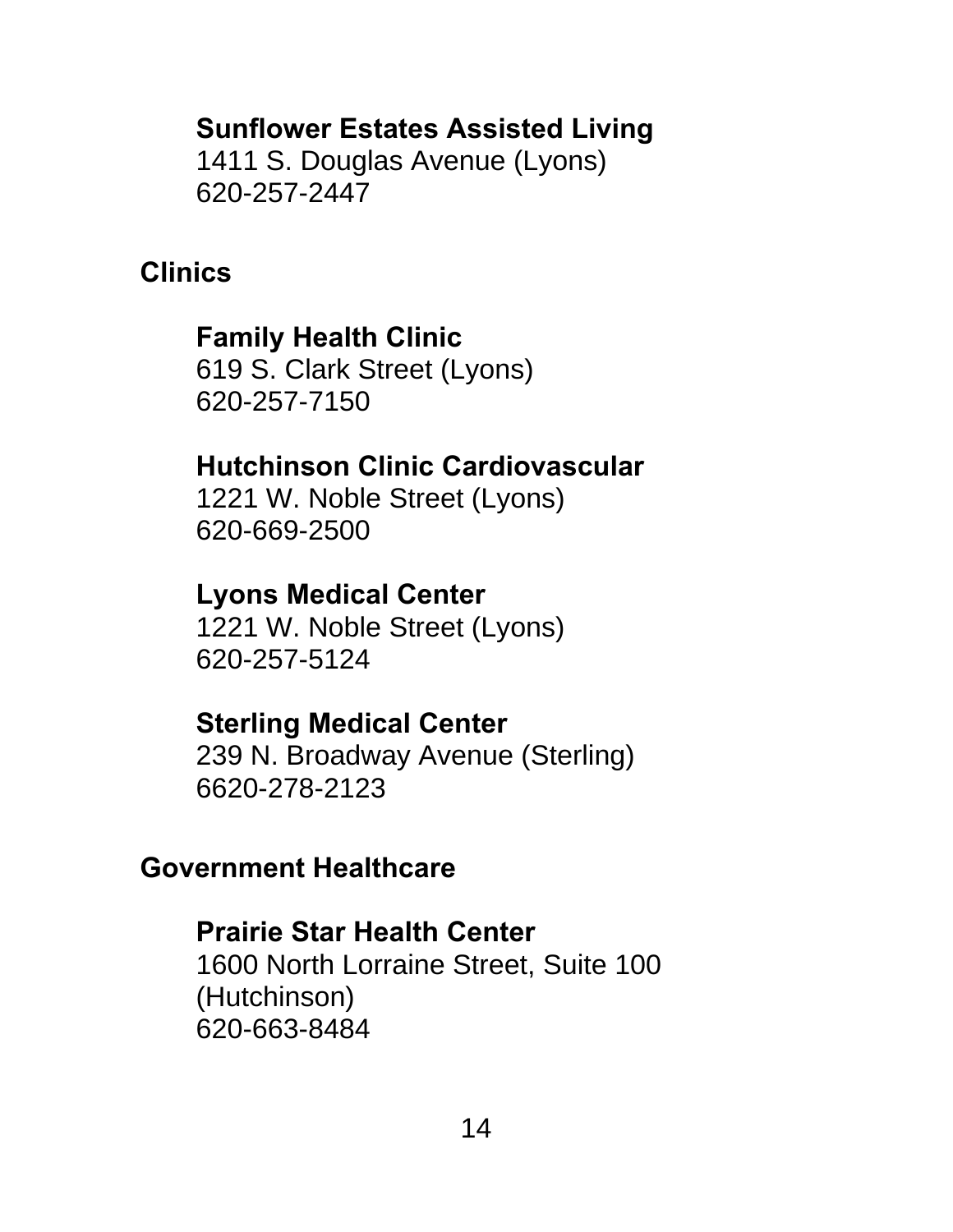**Sunflower Estates Assisted Living**
1411 S. Douglas Avenue (Lyons)
620-257-2447

## Clinics

**Family Health Clinic**
619 S. Clark Street (Lyons)
620-257-7150

**Hutchinson Clinic Cardiovascular**
1221 W. Noble Street (Lyons)
620-669-2500

**Lyons Medical Center**
1221 W. Noble Street (Lyons)
620-257-5124

**Sterling Medical Center**
239 N. Broadway Avenue (Sterling)
6620-278-2123

## Government Healthcare

**Prairie Star Health Center**
1600 North Lorraine Street, Suite 100 (Hutchinson)
620-663-8484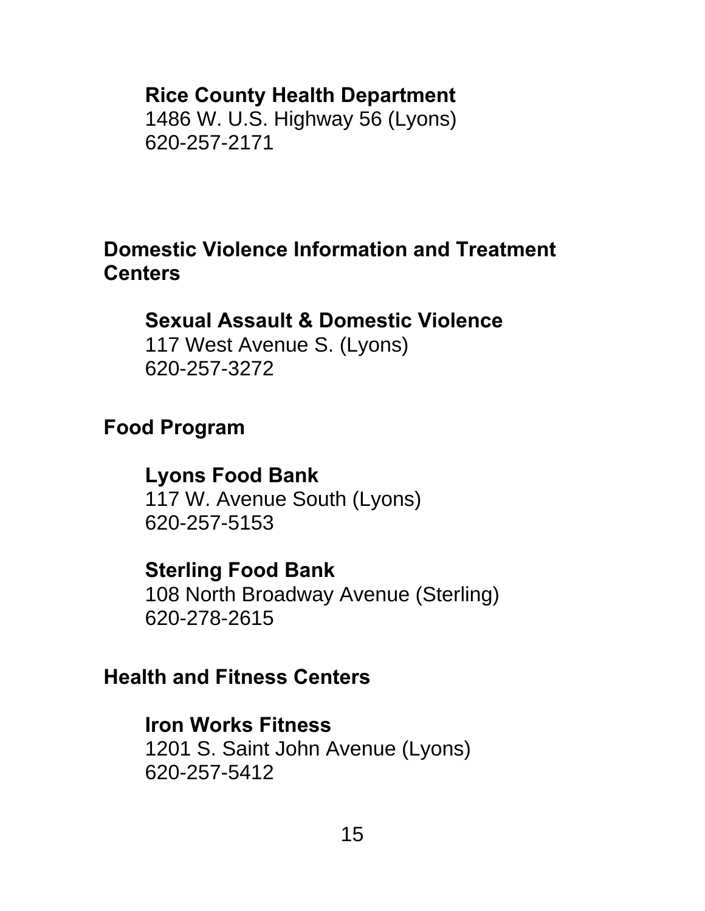### Rice County Health Department

1486 W. U.S. Highway 56 (Lyons)
620-257-2171

## Domestic Violence Information and Treatment Centers

### Sexual Assault & Domestic Violence

117 West Avenue S. (Lyons)
620-257-3272

## Food Program

### Lyons Food Bank

117 W. Avenue South (Lyons)
620-257-5153

### Sterling Food Bank

108 North Broadway Avenue (Sterling)
620-278-2615

## Health and Fitness Centers

### Iron Works Fitness

1201 S. Saint John Avenue (Lyons)
620-257-5412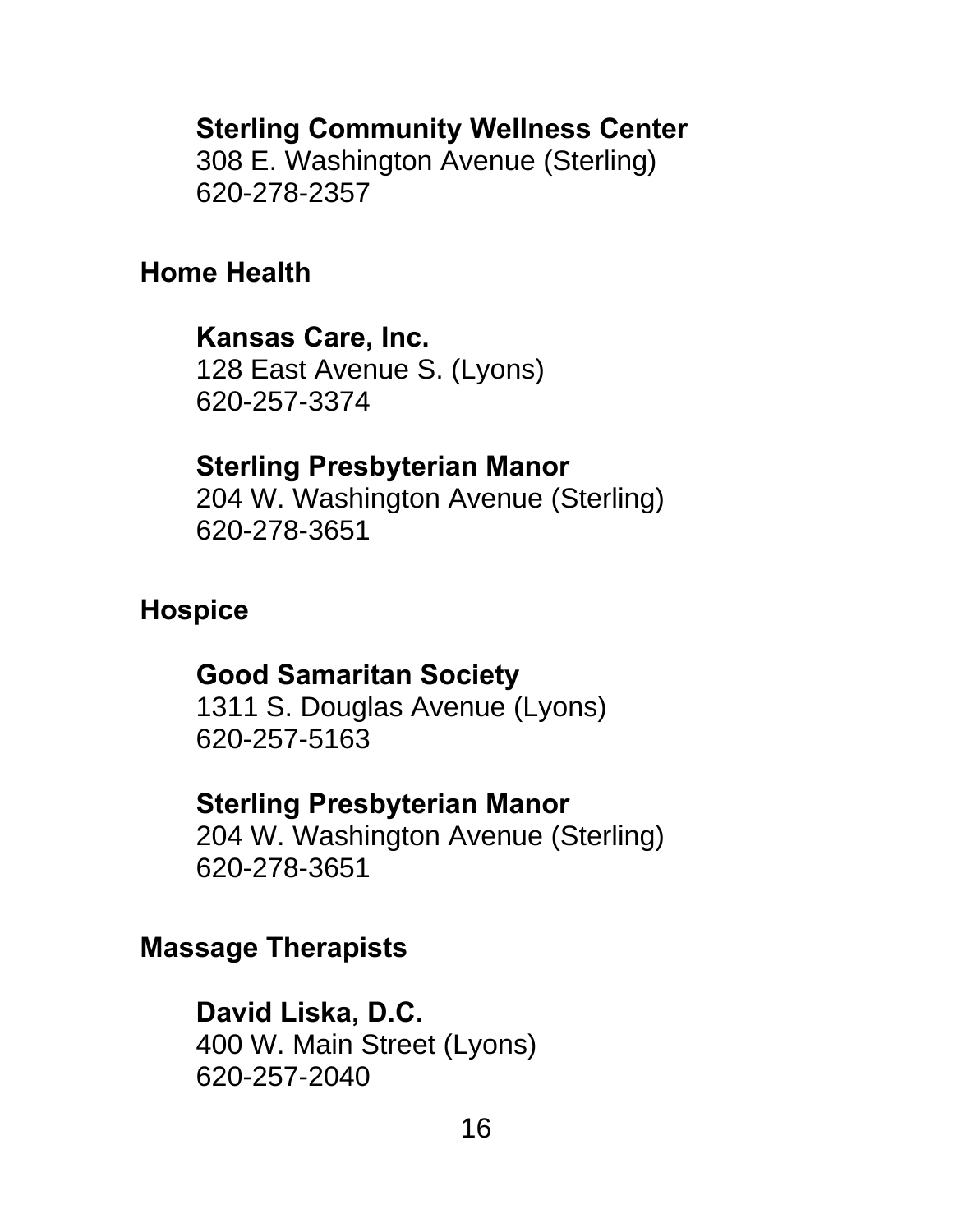**Sterling Community Wellness Center**
308 E. Washington Avenue (Sterling)
620-278-2357

## Home Health

**Kansas Care, Inc.**
128 East Avenue S. (Lyons)
620-257-3374

**Sterling Presbyterian Manor**
204 W. Washington Avenue (Sterling)
620-278-3651

## Hospice

**Good Samaritan Society**
1311 S. Douglas Avenue (Lyons)
620-257-5163

**Sterling Presbyterian Manor**
204 W. Washington Avenue (Sterling)
620-278-3651

## Massage Therapists

**David Liska, D.C.**
400 W. Main Street (Lyons)
620-257-2040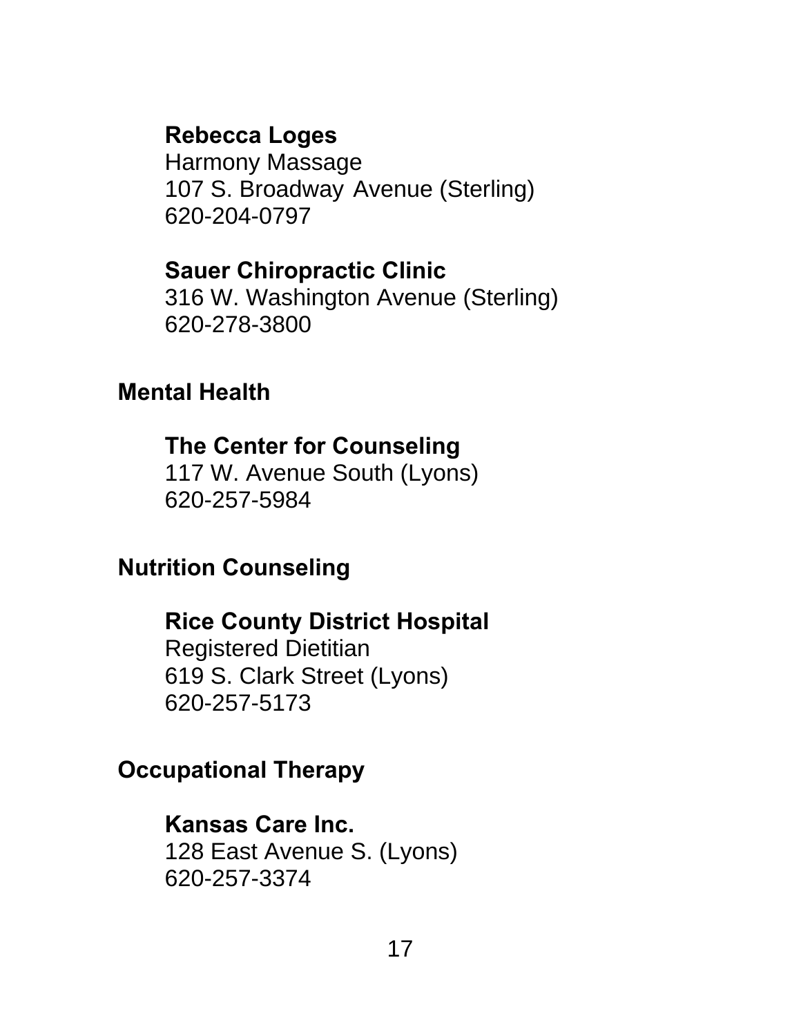**Rebecca Loges**
Harmony Massage
107 S. Broadway Avenue (Sterling)
620-204-0797

**Sauer Chiropractic Clinic**
316 W. Washington Avenue (Sterling)
620-278-3800

## Mental Health

**The Center for Counseling**
117 W. Avenue South (Lyons)
620-257-5984

## Nutrition Counseling

**Rice County District Hospital**
Registered Dietitian
619 S. Clark Street (Lyons)
620-257-5173

## Occupational Therapy

**Kansas Care Inc.**
128 East Avenue S. (Lyons)
620-257-3374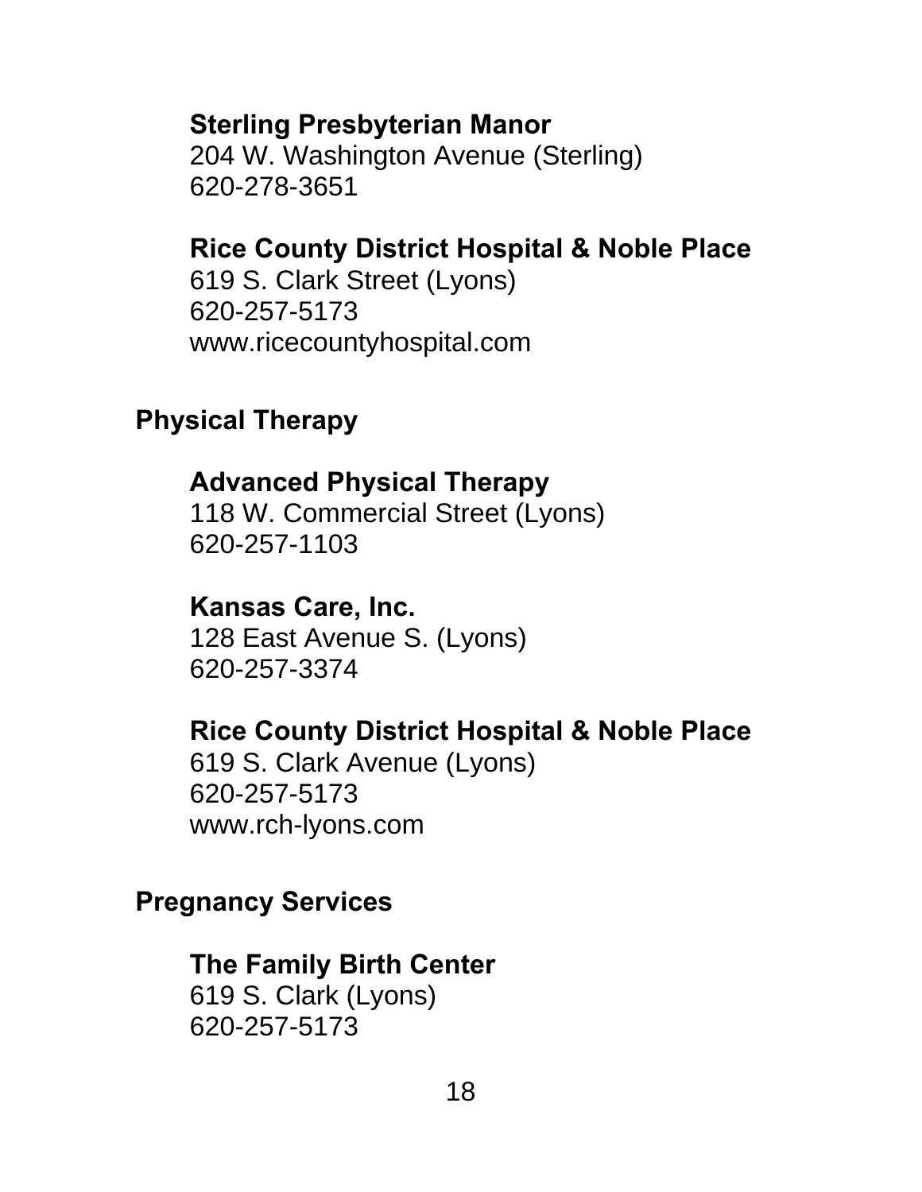**Sterling Presbyterian Manor**
204 W. Washington Avenue (Sterling)
620-278-3651

**Rice County District Hospital & Noble Place**
619 S. Clark Street (Lyons)
620-257-5173
www.ricecountyhospital.com

## Physical Therapy

**Advanced Physical Therapy**
118 W. Commercial Street (Lyons)
620-257-1103

**Kansas Care, Inc.**
128 East Avenue S. (Lyons)
620-257-3374

**Rice County District Hospital & Noble Place**
619 S. Clark Avenue (Lyons)
620-257-5173
www.rch-lyons.com

## Pregnancy Services

**The Family Birth Center**
619 S. Clark (Lyons)
620-257-5173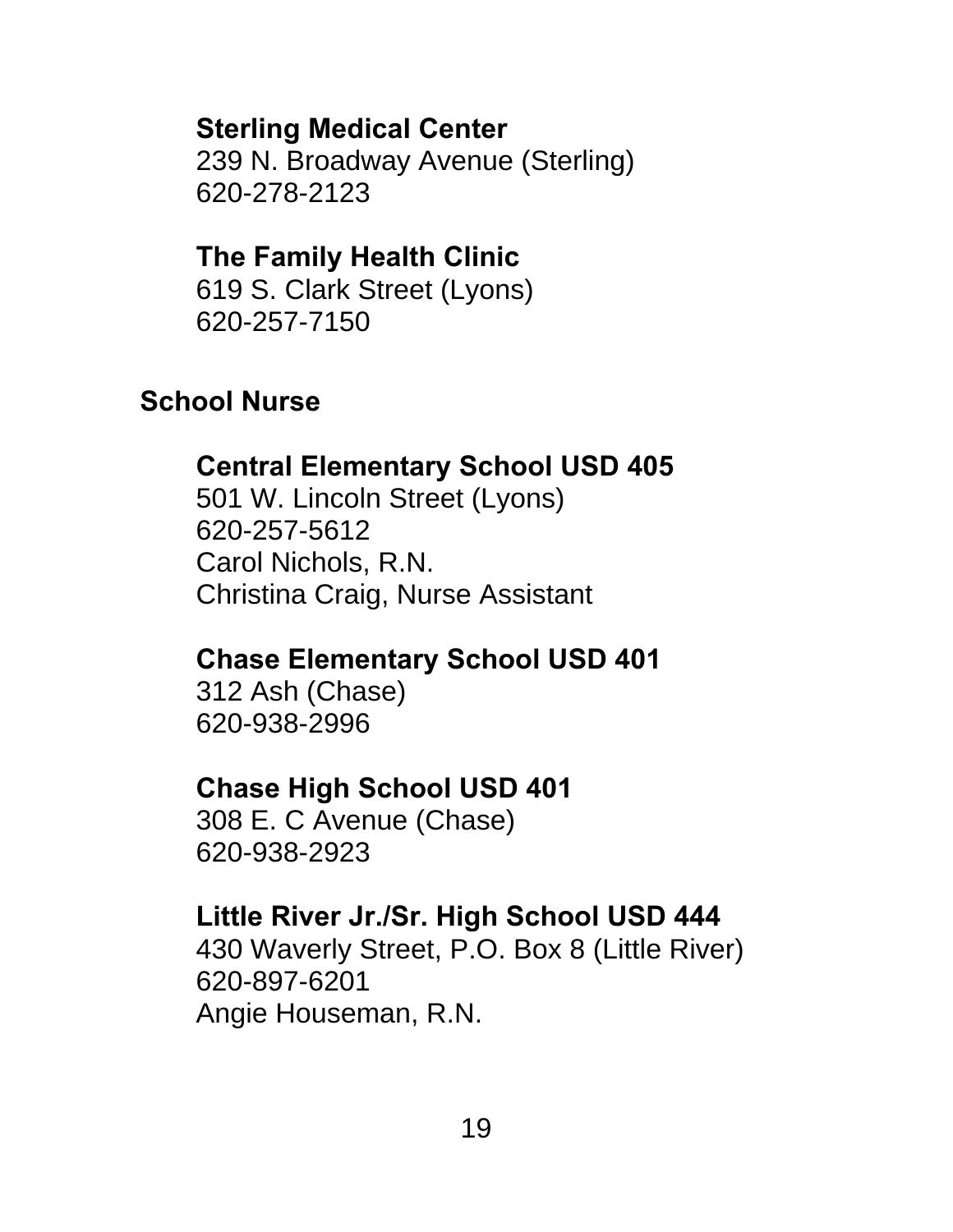**Sterling Medical Center**
239 N. Broadway Avenue (Sterling)
620-278-2123

**The Family Health Clinic**
619 S. Clark Street (Lyons)
620-257-7150

## School Nurse

**Central Elementary School USD 405**
501 W. Lincoln Street (Lyons)
620-257-5612
Carol Nichols, R.N.
Christina Craig, Nurse Assistant

**Chase Elementary School USD 401**
312 Ash (Chase)
620-938-2996

**Chase High School USD 401**
308 E. C Avenue (Chase)
620-938-2923

**Little River Jr./Sr. High School USD 444**
430 Waverly Street, P.O. Box 8 (Little River)
620-897-6201
Angie Houseman, R.N.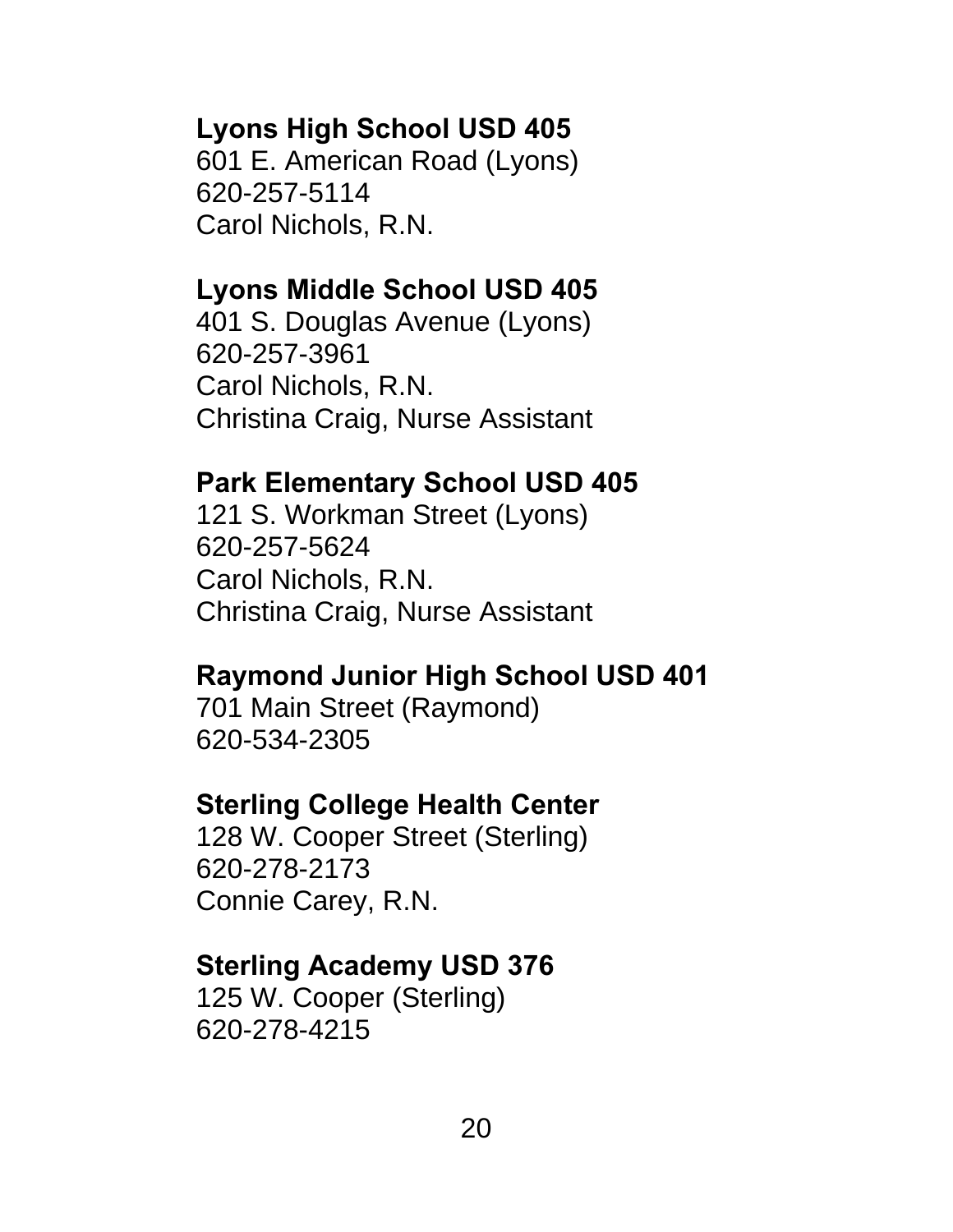**Lyons High School USD 405**
601 E. American Road (Lyons)
620-257-5114
Carol Nichols, R.N.

**Lyons Middle School USD 405**
401 S. Douglas Avenue (Lyons)
620-257-3961
Carol Nichols, R.N.
Christina Craig, Nurse Assistant

**Park Elementary School USD 405**
121 S. Workman Street (Lyons)
620-257-5624
Carol Nichols, R.N.
Christina Craig, Nurse Assistant

**Raymond Junior High School USD 401**
701 Main Street (Raymond)
620-534-2305

**Sterling College Health Center**
128 W. Cooper Street (Sterling)
620-278-2173
Connie Carey, R.N.

**Sterling Academy USD 376**
125 W. Cooper (Sterling)
620-278-4215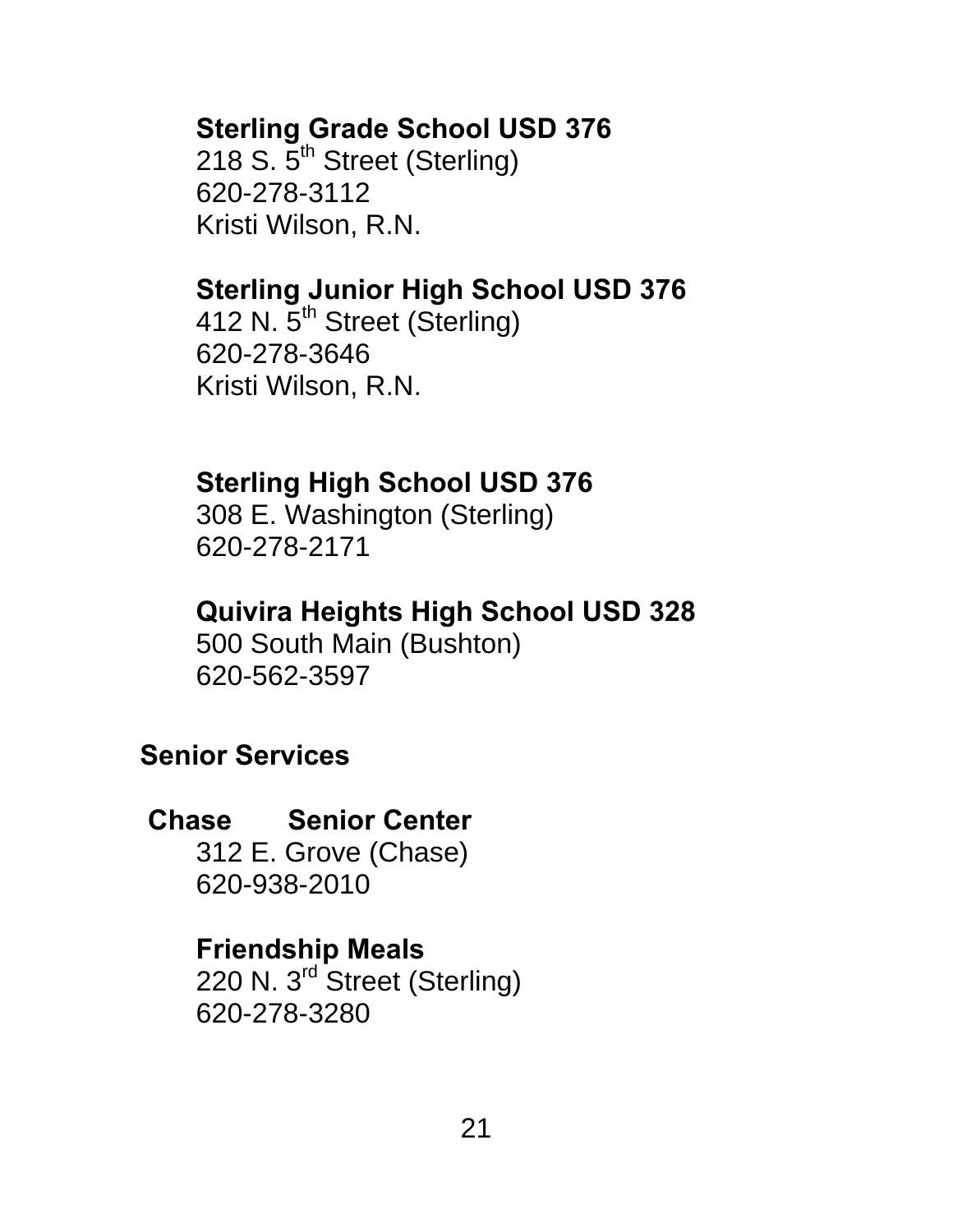**Sterling Grade School USD 376**
218 S. 5th Street (Sterling)
620-278-3112
Kristi Wilson, R.N.

**Sterling Junior High School USD 376**
412 N. 5th Street (Sterling)
620-278-3646
Kristi Wilson, R.N.

**Sterling High School USD 376**
308 E. Washington (Sterling)
620-278-2171

**Quivira Heights High School USD 328**
500 South Main (Bushton)
620-562-3597

## Senior Services

**Chase Senior Center**
312 E. Grove (Chase)
620-938-2010

**Friendship Meals**
220 N. 3rd Street (Sterling)
620-278-3280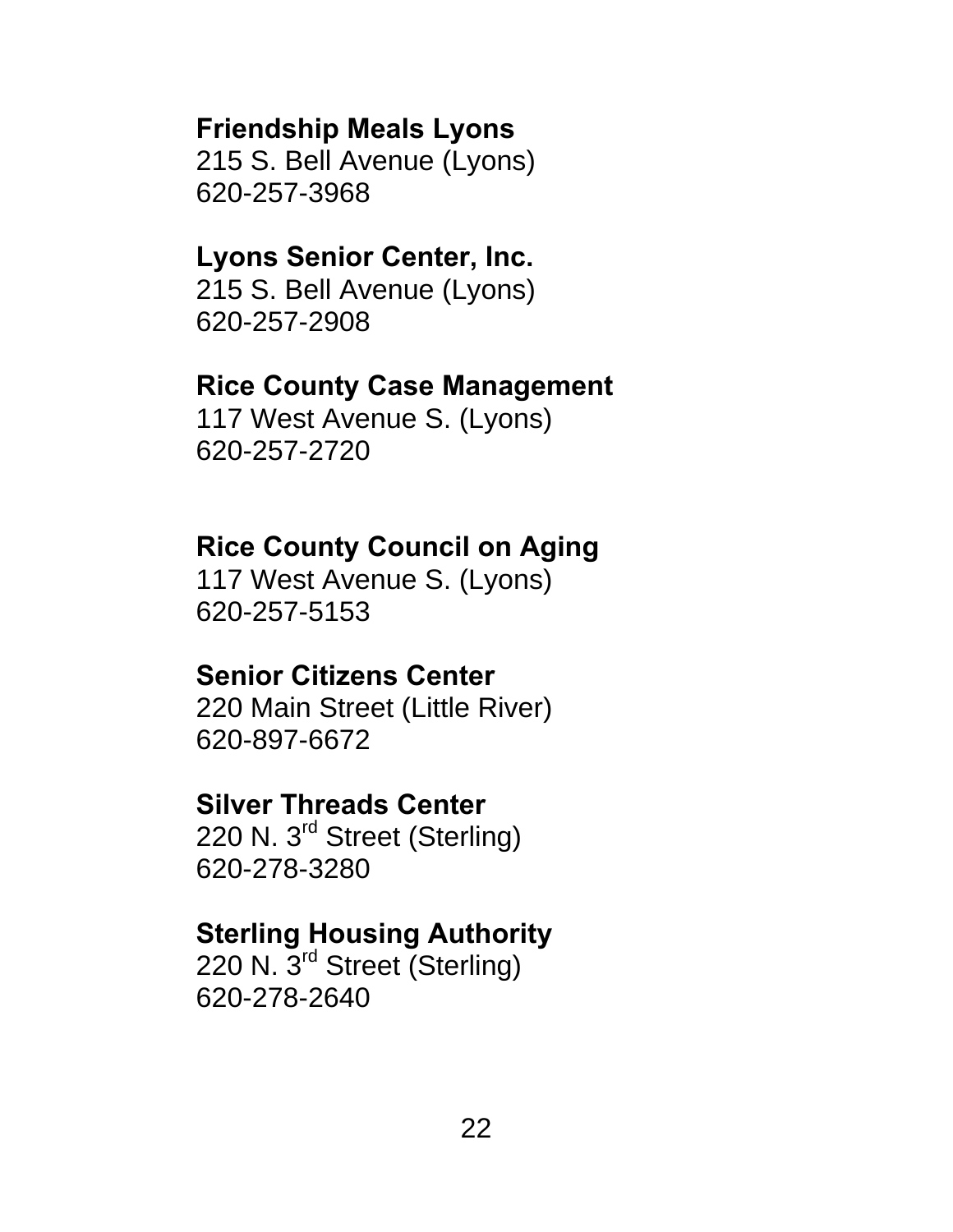**Friendship Meals Lyons**
215 S. Bell Avenue (Lyons)
620-257-3968

**Lyons Senior Center, Inc.**
215 S. Bell Avenue (Lyons)
620-257-2908

**Rice County Case Management**
117 West Avenue S. (Lyons)
620-257-2720

**Rice County Council on Aging**
117 West Avenue S. (Lyons)
620-257-5153

**Senior Citizens Center**
220 Main Street (Little River)
620-897-6672

**Silver Threads Center**
220 N. 3rd Street (Sterling)
620-278-3280

**Sterling Housing Authority**
220 N. 3rd Street (Sterling)
620-278-2640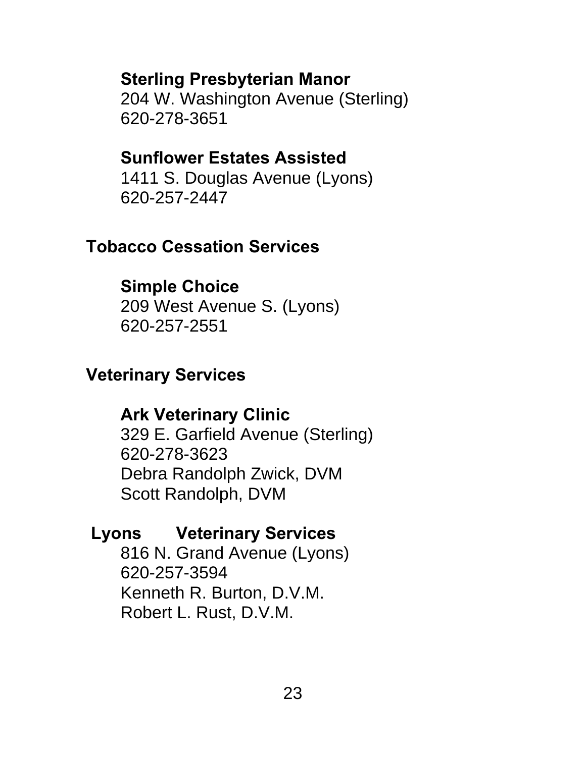**Sterling Presbyterian Manor**
204 W. Washington Avenue (Sterling)
620-278-3651

**Sunflower Estates Assisted**
1411 S. Douglas Avenue (Lyons)
620-257-2447

## Tobacco Cessation Services

**Simple Choice**
209 West Avenue S. (Lyons)
620-257-2551

## Veterinary Services

**Ark Veterinary Clinic**
329 E. Garfield Avenue (Sterling)
620-278-3623
Debra Randolph Zwick, DVM
Scott Randolph, DVM

**Lyons Veterinary Services**
816 N. Grand Avenue (Lyons)
620-257-3594
Kenneth R. Burton, D.V.M.
Robert L. Rust, D.V.M.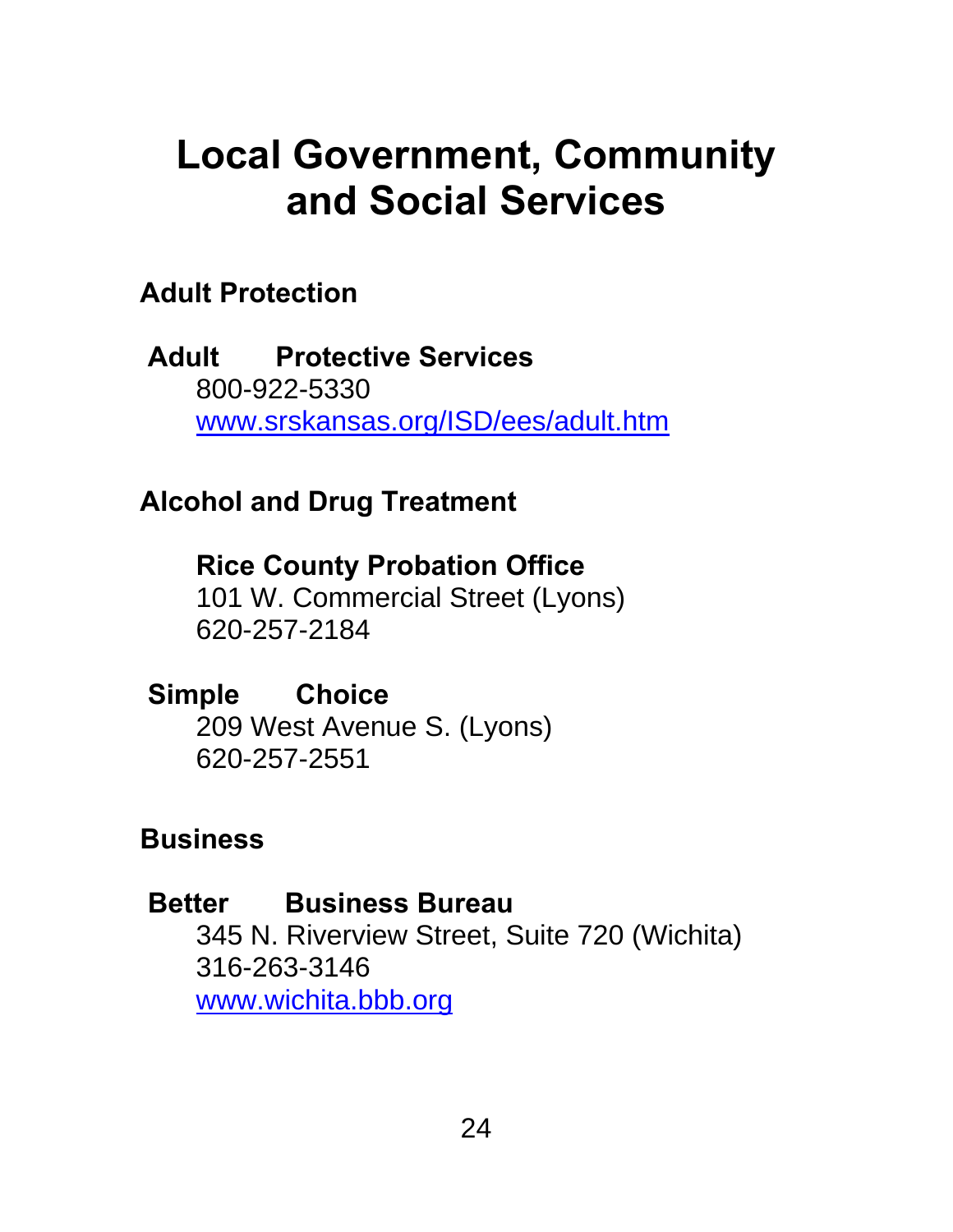# Local Government, Community and Social Services

## Adult Protection

**Adult Protective Services**
800-922-5330
www.srskansas.org/ISD/ees/adult.htm

## Alcohol and Drug Treatment

**Rice County Probation Office**
101 W. Commercial Street (Lyons)
620-257-2184

**Simple Choice**
209 West Avenue S. (Lyons)
620-257-2551

## Business

**Better Business Bureau**
345 N. Riverview Street, Suite 720 (Wichita)
316-263-3146
www.wichita.bbb.org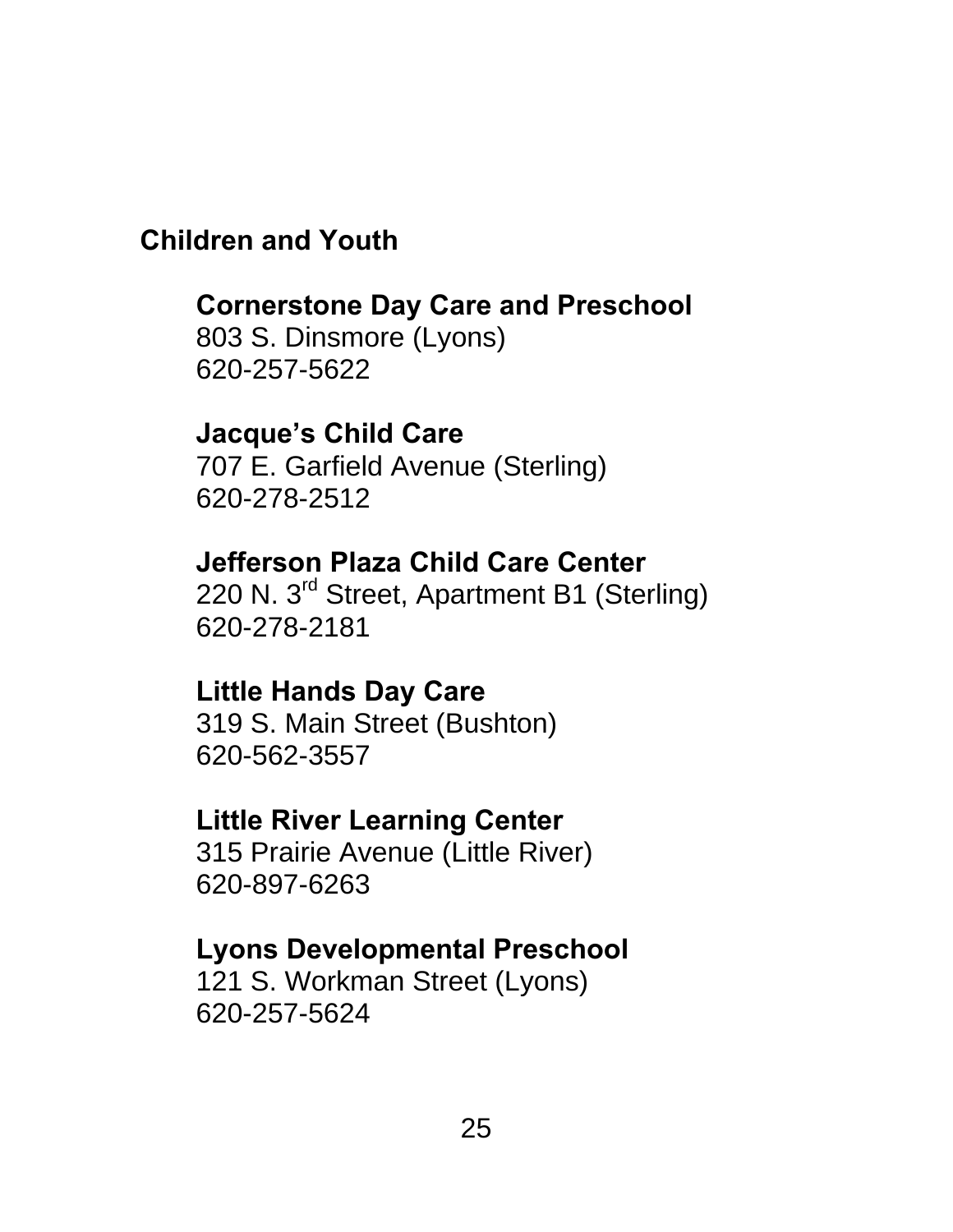## Children and Youth

### Cornerstone Day Care and Preschool

803 S. Dinsmore (Lyons)
620-257-5622

### Jacque's Child Care

707 E. Garfield Avenue (Sterling)
620-278-2512

### Jefferson Plaza Child Care Center

220 N. 3rd Street, Apartment B1 (Sterling)
620-278-2181

### Little Hands Day Care

319 S. Main Street (Bushton)
620-562-3557

### Little River Learning Center

315 Prairie Avenue (Little River)
620-897-6263

### Lyons Developmental Preschool

121 S. Workman Street (Lyons)
620-257-5624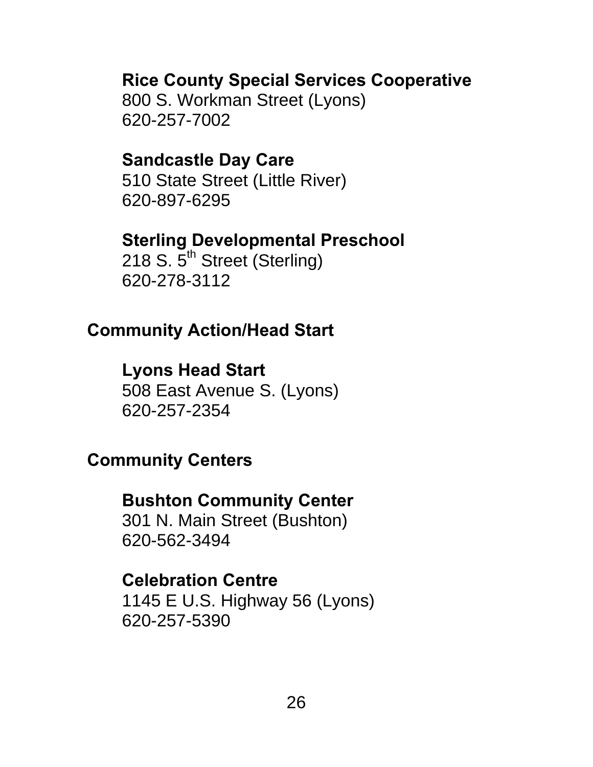### Rice County Special Services Cooperative
800 S. Workman Street (Lyons)
620-257-7002

### Sandcastle Day Care
510 State Street (Little River)
620-897-6295

### Sterling Developmental Preschool
218 S. 5th Street (Sterling)
620-278-3112

## Community Action/Head Start

### Lyons Head Start
508 East Avenue S. (Lyons)
620-257-2354

## Community Centers

### Bushton Community Center
301 N. Main Street (Bushton)
620-562-3494

### Celebration Centre
1145 E U.S. Highway 56 (Lyons)
620-257-5390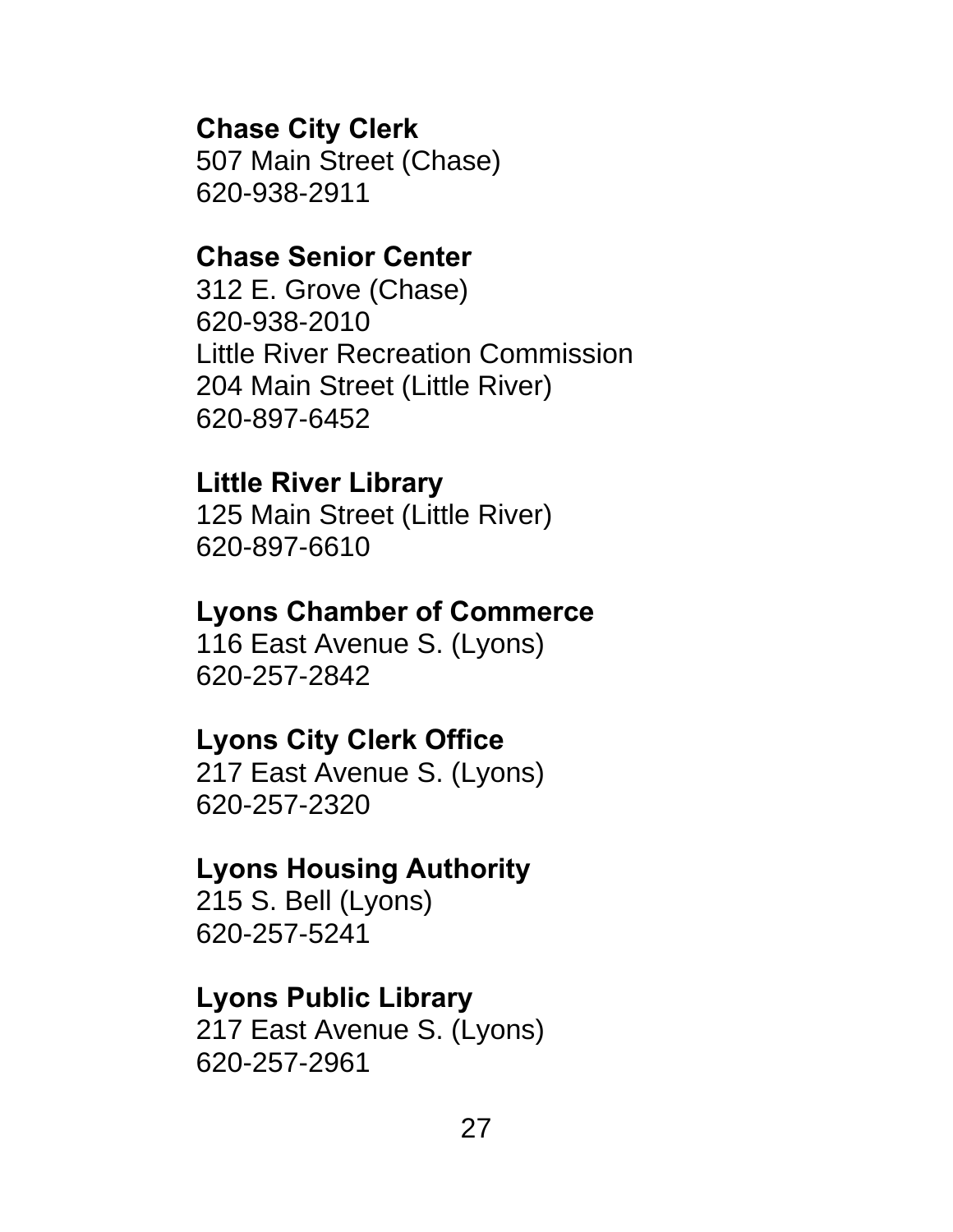**Chase City Clerk**
507 Main Street (Chase)
620-938-2911

**Chase Senior Center**
312 E. Grove (Chase)
620-938-2010
Little River Recreation Commission
204 Main Street (Little River)
620-897-6452

**Little River Library**
125 Main Street (Little River)
620-897-6610

**Lyons Chamber of Commerce**
116 East Avenue S. (Lyons)
620-257-2842

**Lyons City Clerk Office**
217 East Avenue S. (Lyons)
620-257-2320

**Lyons Housing Authority**
215 S. Bell (Lyons)
620-257-5241

**Lyons Public Library**
217 East Avenue S. (Lyons)
620-257-2961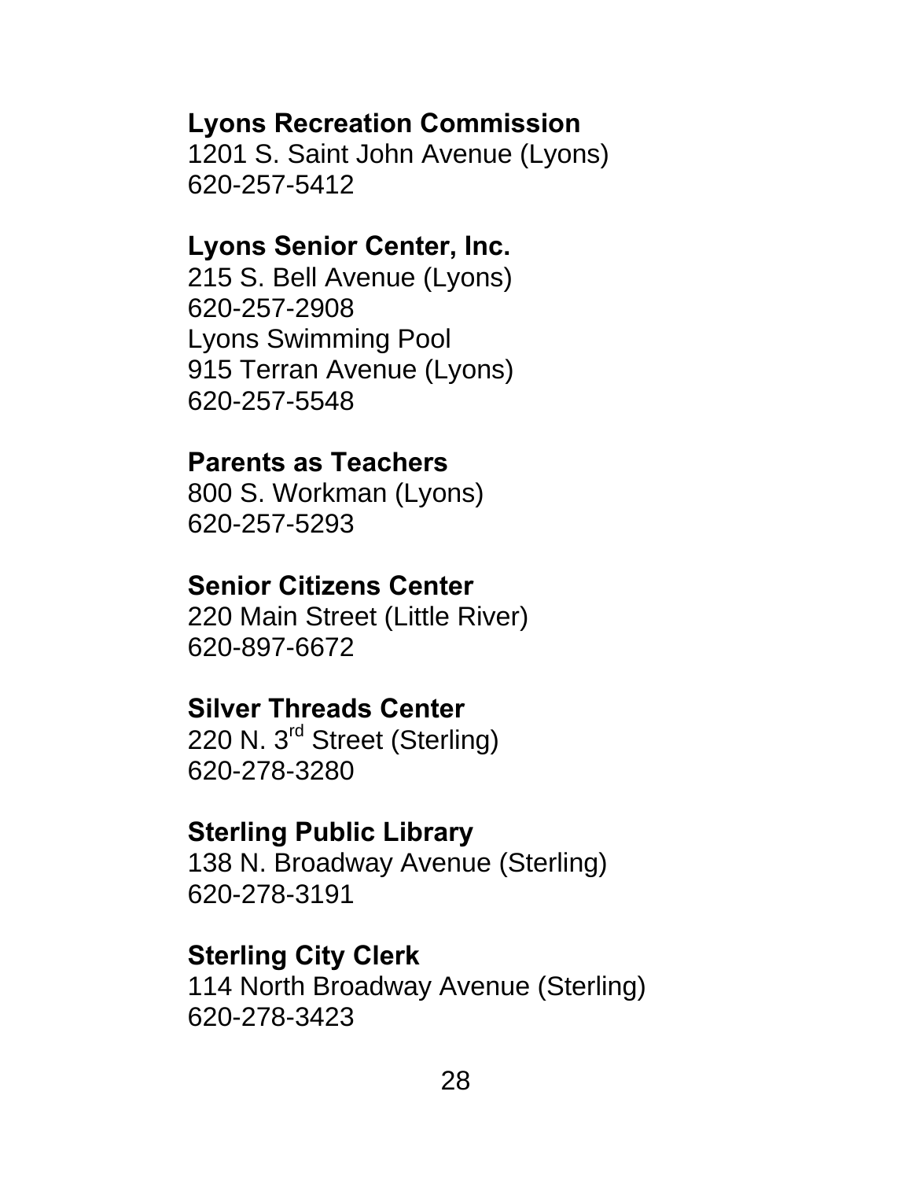**Lyons Recreation Commission**
1201 S. Saint John Avenue (Lyons)
620-257-5412

**Lyons Senior Center, Inc.**
215 S. Bell Avenue (Lyons)
620-257-2908
Lyons Swimming Pool
915 Terran Avenue (Lyons)
620-257-5548

**Parents as Teachers**
800 S. Workman (Lyons)
620-257-5293

**Senior Citizens Center**
220 Main Street (Little River)
620-897-6672

**Silver Threads Center**
220 N. 3rd Street (Sterling)
620-278-3280

**Sterling Public Library**
138 N. Broadway Avenue (Sterling)
620-278-3191

**Sterling City Clerk**
114 North Broadway Avenue (Sterling)
620-278-3423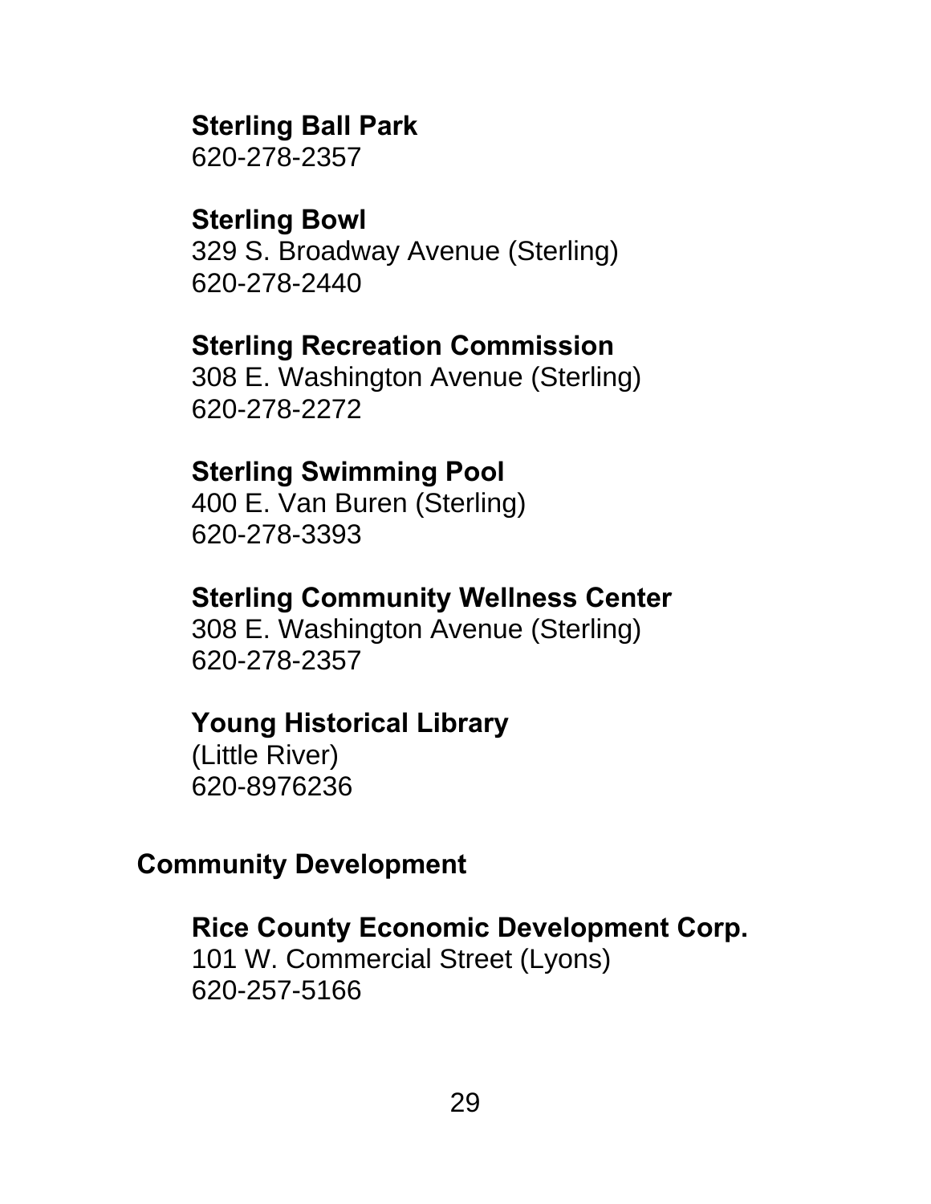**Sterling Ball Park**
620-278-2357

**Sterling Bowl**
329 S. Broadway Avenue (Sterling)
620-278-2440

**Sterling Recreation Commission**
308 E. Washington Avenue (Sterling)
620-278-2272

**Sterling Swimming Pool**
400 E. Van Buren (Sterling)
620-278-3393

**Sterling Community Wellness Center**
308 E. Washington Avenue (Sterling)
620-278-2357

**Young Historical Library**
(Little River)
620-8976236

## Community Development

**Rice County Economic Development Corp.**
101 W. Commercial Street (Lyons)
620-257-5166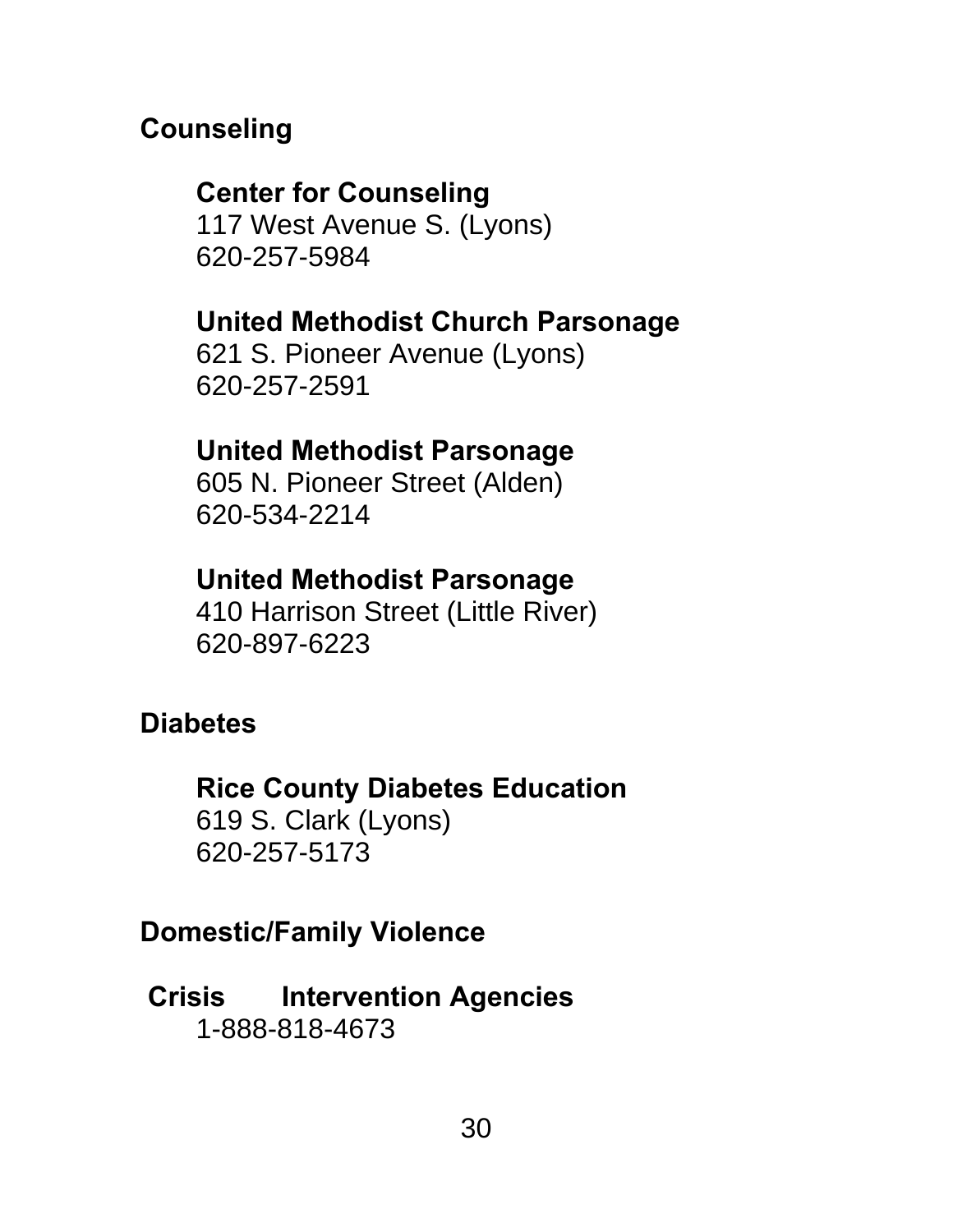## Counseling

### Center for Counseling
117 West Avenue S. (Lyons)
620-257-5984

### United Methodist Church Parsonage
621 S. Pioneer Avenue (Lyons)
620-257-2591

### United Methodist Parsonage
605 N. Pioneer Street (Alden)
620-534-2214

### United Methodist Parsonage
410 Harrison Street (Little River)
620-897-6223

## Diabetes

### Rice County Diabetes Education
619 S. Clark (Lyons)
620-257-5173

## Domestic/Family Violence

### Crisis Intervention Agencies
1-888-818-4673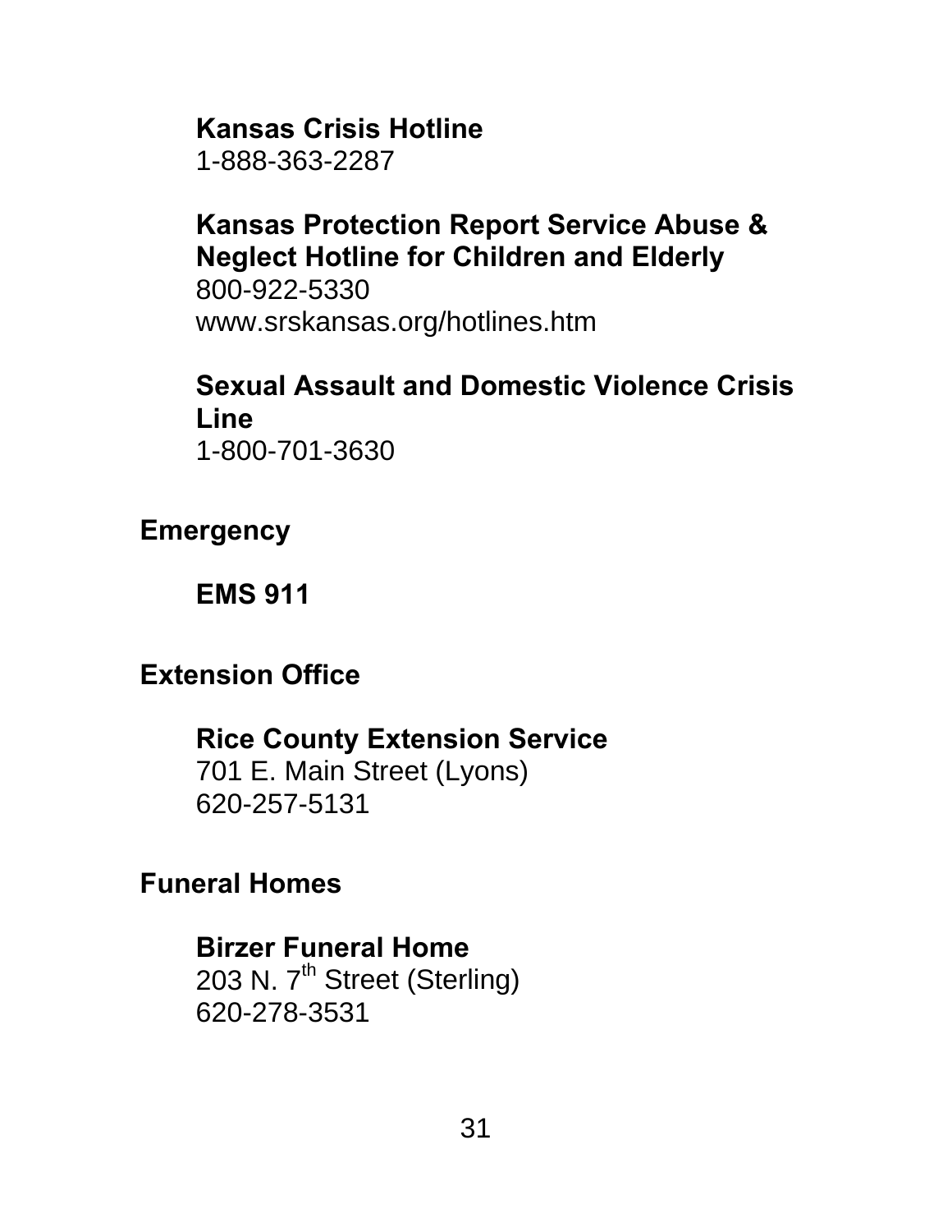**Kansas Crisis Hotline**
1-888-363-2287

**Kansas Protection Report Service Abuse & Neglect Hotline for Children and Elderly**
800-922-5330
www.srskansas.org/hotlines.htm

**Sexual Assault and Domestic Violence Crisis Line**
1-800-701-3630

## Emergency

**EMS 911**

## Extension Office

**Rice County Extension Service**
701 E. Main Street (Lyons)
620-257-5131

## Funeral Homes

**Birzer Funeral Home**
203 N. 7th Street (Sterling)
620-278-3531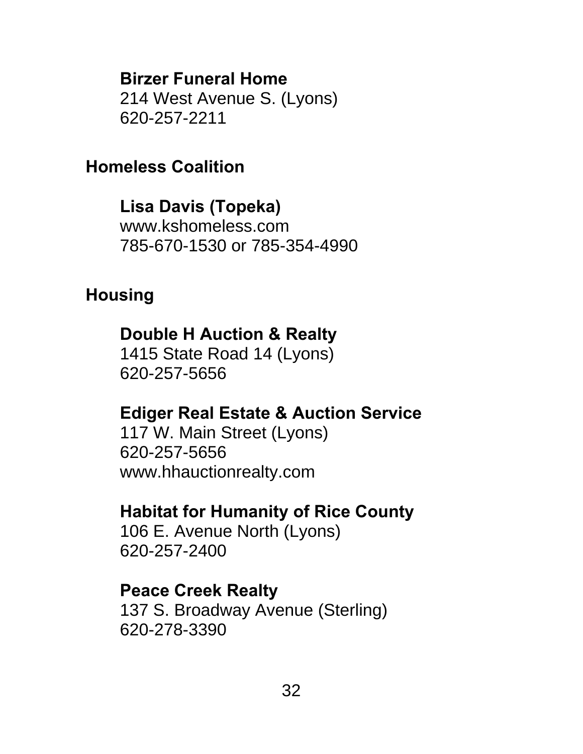**Birzer Funeral Home**
214 West Avenue S. (Lyons)
620-257-2211

## Homeless Coalition

**Lisa Davis (Topeka)**
www.kshomeless.com
785-670-1530 or 785-354-4990

## Housing

**Double H Auction & Realty**
1415 State Road 14 (Lyons)
620-257-5656

**Ediger Real Estate & Auction Service**
117 W. Main Street (Lyons)
620-257-5656
www.hhauctionrealty.com

**Habitat for Humanity of Rice County**
106 E. Avenue North (Lyons)
620-257-2400

**Peace Creek Realty**
137 S. Broadway Avenue (Sterling)
620-278-3390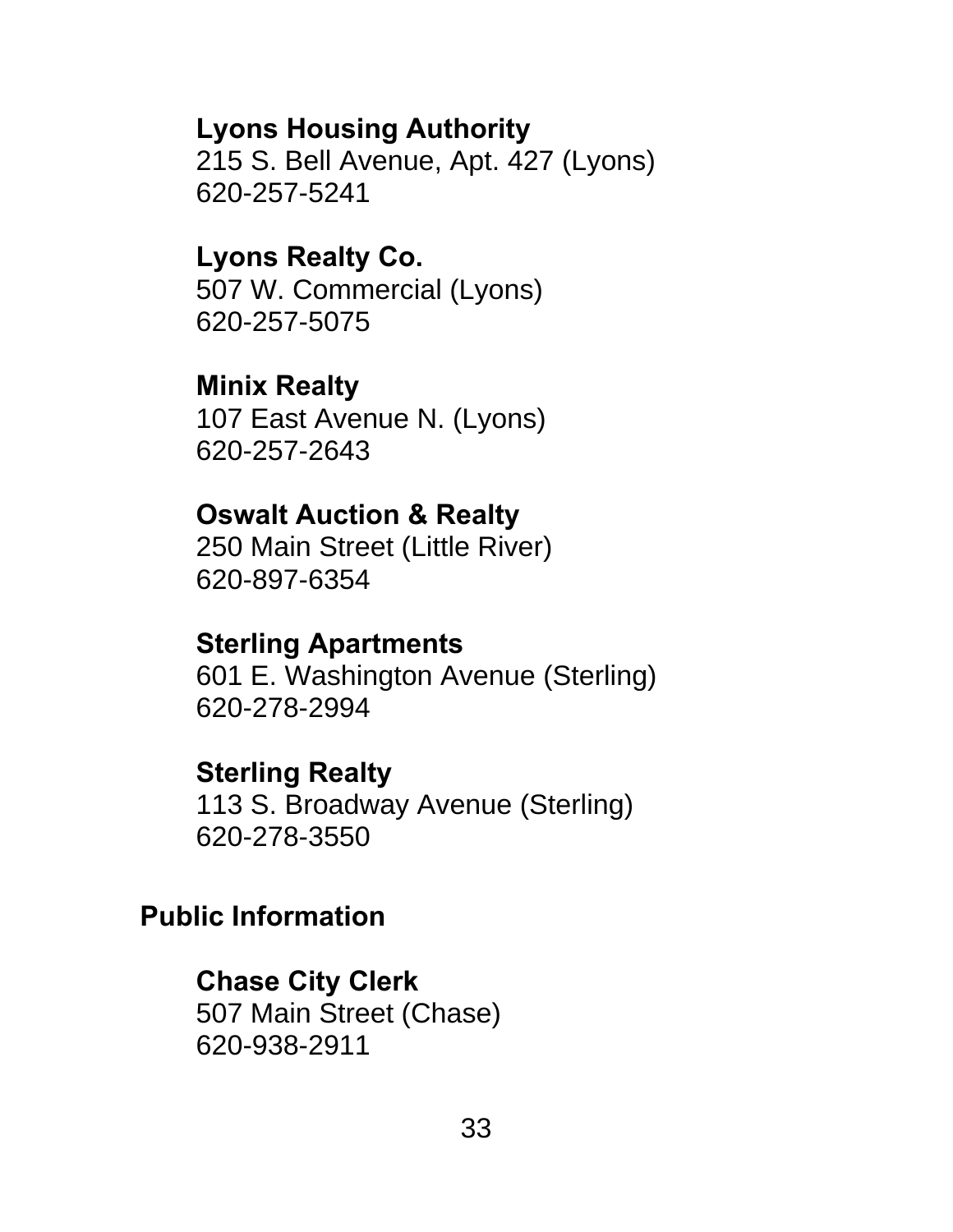**Lyons Housing Authority**
215 S. Bell Avenue, Apt. 427 (Lyons)
620-257-5241

**Lyons Realty Co.**
507 W. Commercial (Lyons)
620-257-5075

**Minix Realty**
107 East Avenue N. (Lyons)
620-257-2643

**Oswalt Auction & Realty**
250 Main Street (Little River)
620-897-6354

**Sterling Apartments**
601 E. Washington Avenue (Sterling)
620-278-2994

**Sterling Realty**
113 S. Broadway Avenue (Sterling)
620-278-3550

## Public Information

**Chase City Clerk**
507 Main Street (Chase)
620-938-2911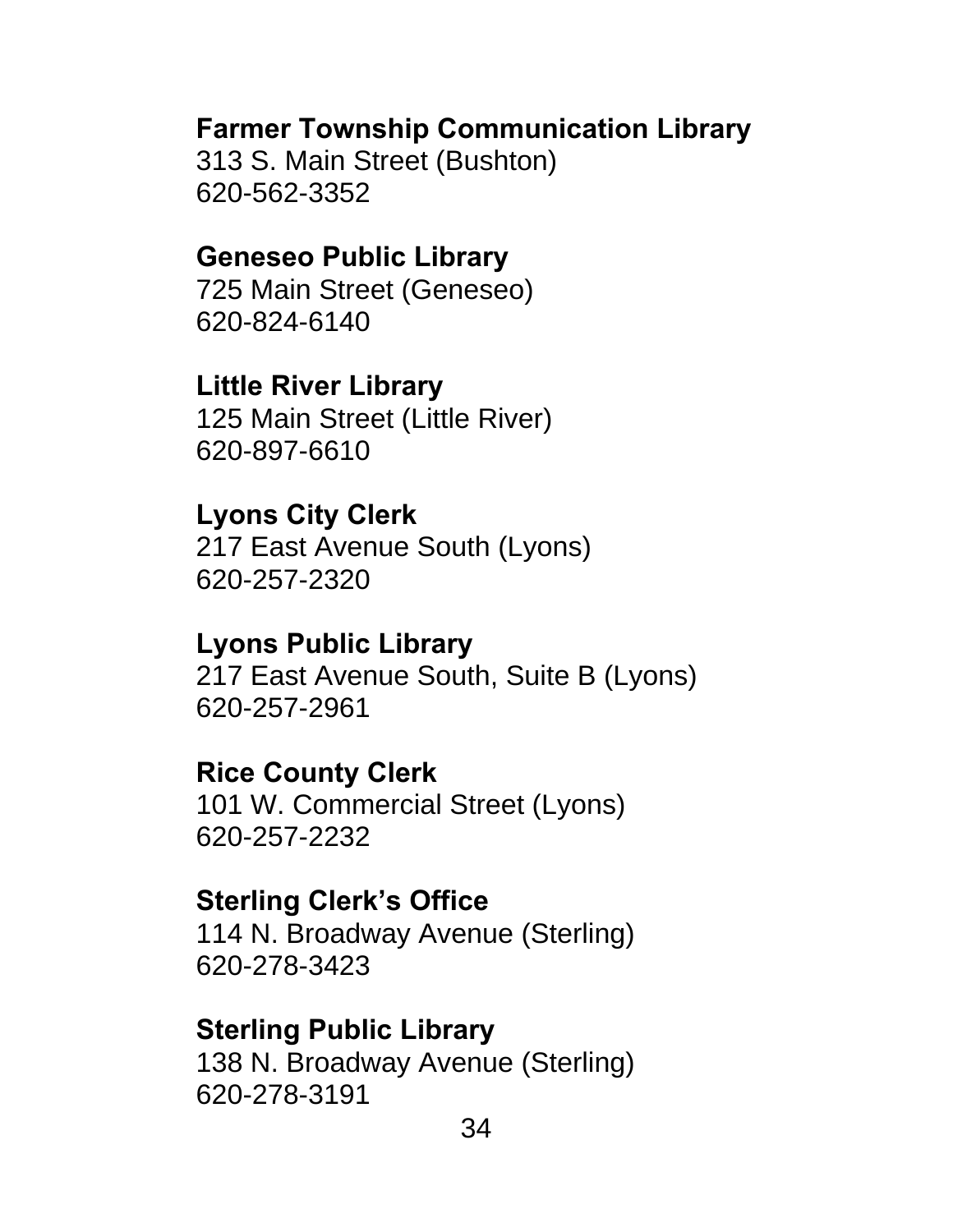**Farmer Township Communication Library**
313 S. Main Street (Bushton)
620-562-3352

**Geneseo Public Library**
725 Main Street (Geneseo)
620-824-6140

**Little River Library**
125 Main Street (Little River)
620-897-6610

**Lyons City Clerk**
217 East Avenue South (Lyons)
620-257-2320

**Lyons Public Library**
217 East Avenue South, Suite B (Lyons)
620-257-2961

**Rice County Clerk**
101 W. Commercial Street (Lyons)
620-257-2232

**Sterling Clerk's Office**
114 N. Broadway Avenue (Sterling)
620-278-3423

**Sterling Public Library**
138 N. Broadway Avenue (Sterling)
620-278-3191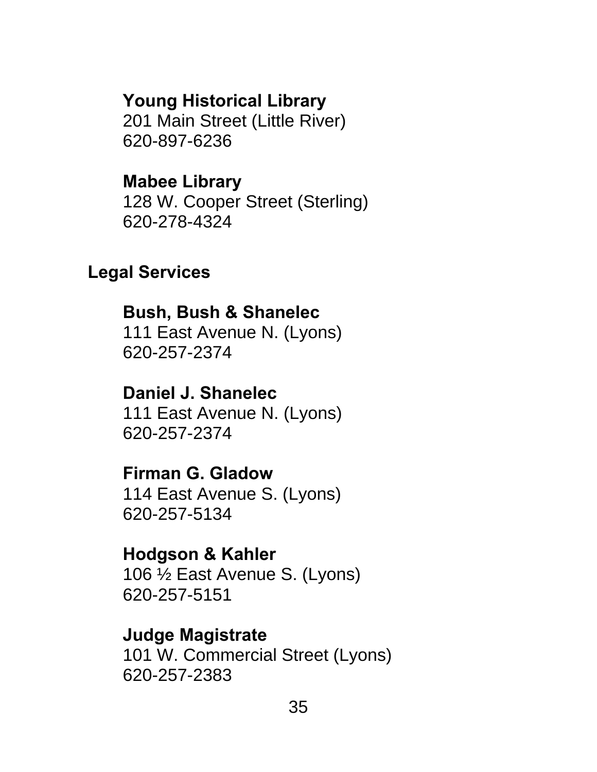**Young Historical Library**
201 Main Street (Little River)
620-897-6236

**Mabee Library**
128 W. Cooper Street (Sterling)
620-278-4324

## Legal Services

**Bush, Bush & Shanelec**
111 East Avenue N. (Lyons)
620-257-2374

**Daniel J. Shanelec**
111 East Avenue N. (Lyons)
620-257-2374

**Firman G. Gladow**
114 East Avenue S. (Lyons)
620-257-5134

**Hodgson & Kahler**
106 ½ East Avenue S. (Lyons)
620-257-5151

**Judge Magistrate**
101 W. Commercial Street (Lyons)
620-257-2383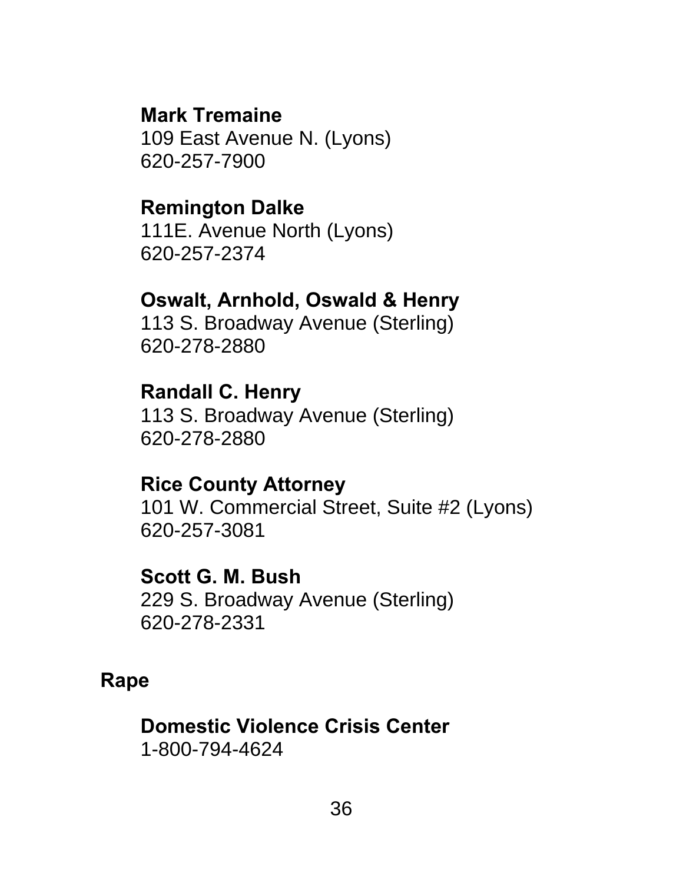**Mark Tremaine**
109 East Avenue N. (Lyons)
620-257-7900

**Remington Dalke**
111E. Avenue North (Lyons)
620-257-2374

**Oswalt, Arnhold, Oswald & Henry**
113 S. Broadway Avenue (Sterling)
620-278-2880

**Randall C. Henry**
113 S. Broadway Avenue (Sterling)
620-278-2880

**Rice County Attorney**
101 W. Commercial Street, Suite #2 (Lyons)
620-257-3081

**Scott G. M. Bush**
229 S. Broadway Avenue (Sterling)
620-278-2331

## Rape

**Domestic Violence Crisis Center**
1-800-794-4624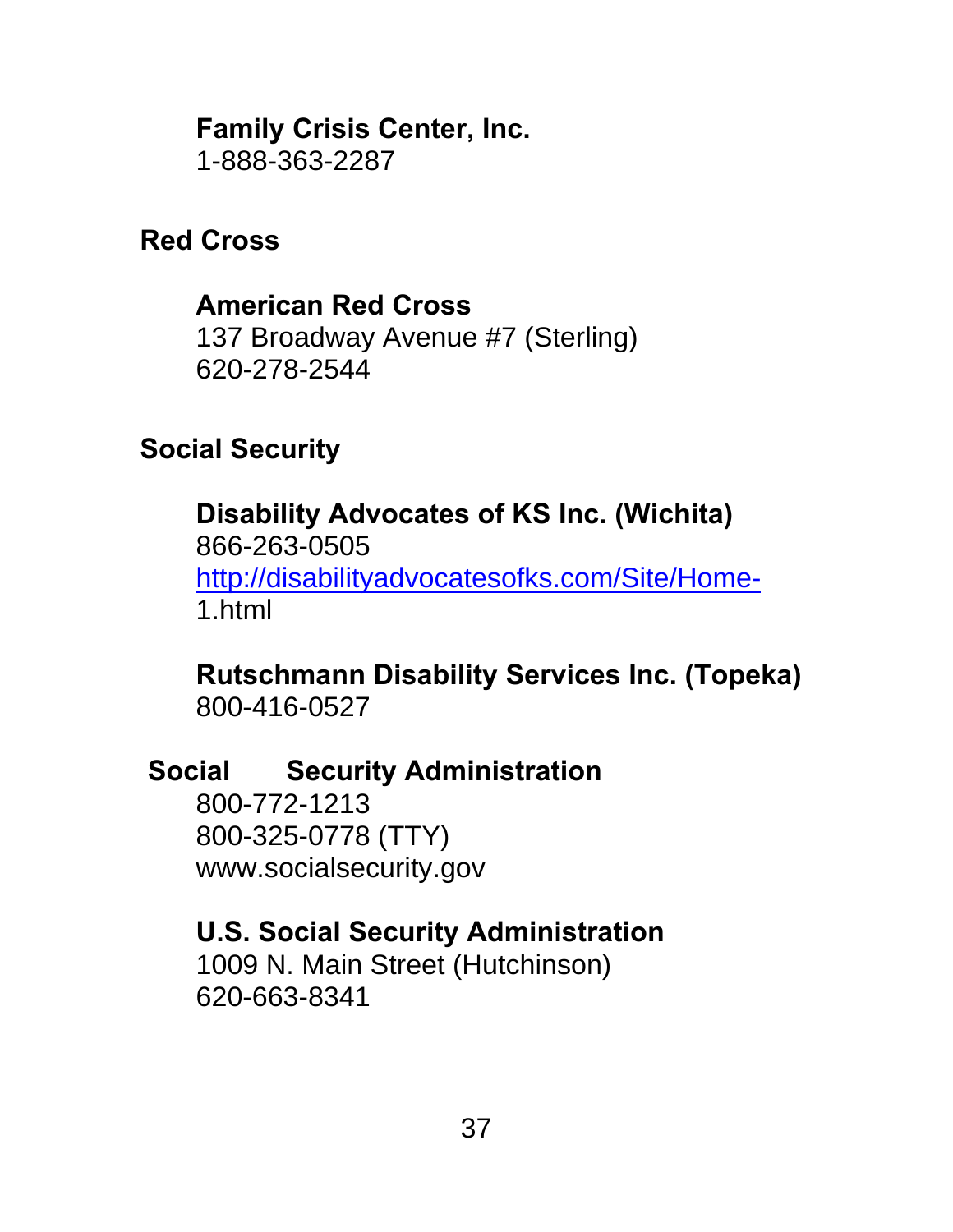**Family Crisis Center, Inc.**
1-888-363-2287

## Red Cross

**American Red Cross**
137 Broadway Avenue #7 (Sterling)
620-278-2544

## Social Security

**Disability Advocates of KS Inc. (Wichita)**
866-263-0505
http://disabilityadvocatesofks.com/Site/Home-1.html

**Rutschmann Disability Services Inc. (Topeka)**
800-416-0527

**Social Security Administration**
800-772-1213
800-325-0778 (TTY)
www.socialsecurity.gov

**U.S. Social Security Administration**
1009 N. Main Street (Hutchinson)
620-663-8341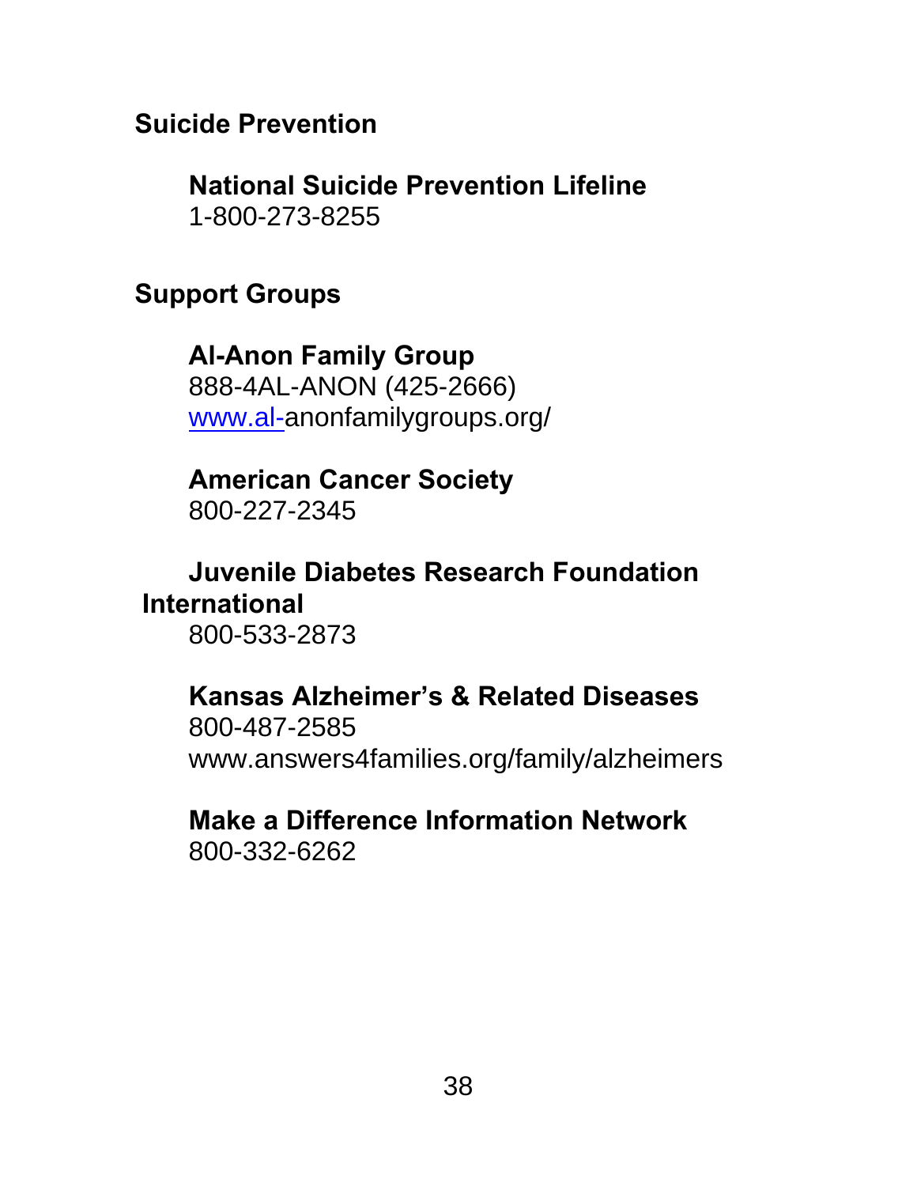## Suicide Prevention

**National Suicide Prevention Lifeline**
1-800-273-8255

## Support Groups

**Al-Anon Family Group**
888-4AL-ANON (425-2666)
www.al-anonfamilygroups.org/

**American Cancer Society**
800-227-2345

**Juvenile Diabetes Research Foundation International**
800-533-2873

**Kansas Alzheimer's & Related Diseases**
800-487-2585
www.answers4families.org/family/alzheimers

**Make a Difference Information Network**
800-332-6262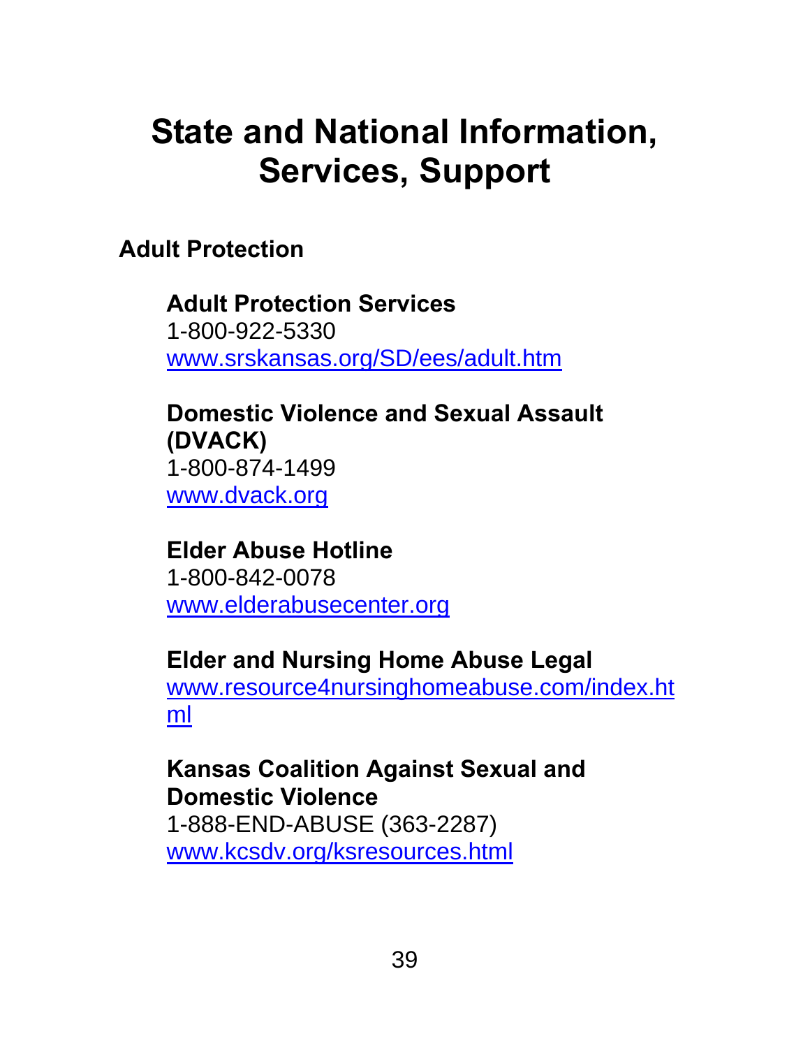# State and National Information, Services, Support

## Adult Protection

### Adult Protection Services

1-800-922-5330
www.srskansas.org/SD/ees/adult.htm

### Domestic Violence and Sexual Assault (DVACK)

1-800-874-1499
www.dvack.org

### Elder Abuse Hotline

1-800-842-0078
www.elderabusecenter.org

### Elder and Nursing Home Abuse Legal

www.resource4nursinghomeabuse.com/index.html

### Kansas Coalition Against Sexual and Domestic Violence

1-888-END-ABUSE (363-2287)
www.kcsdv.org/ksresources.html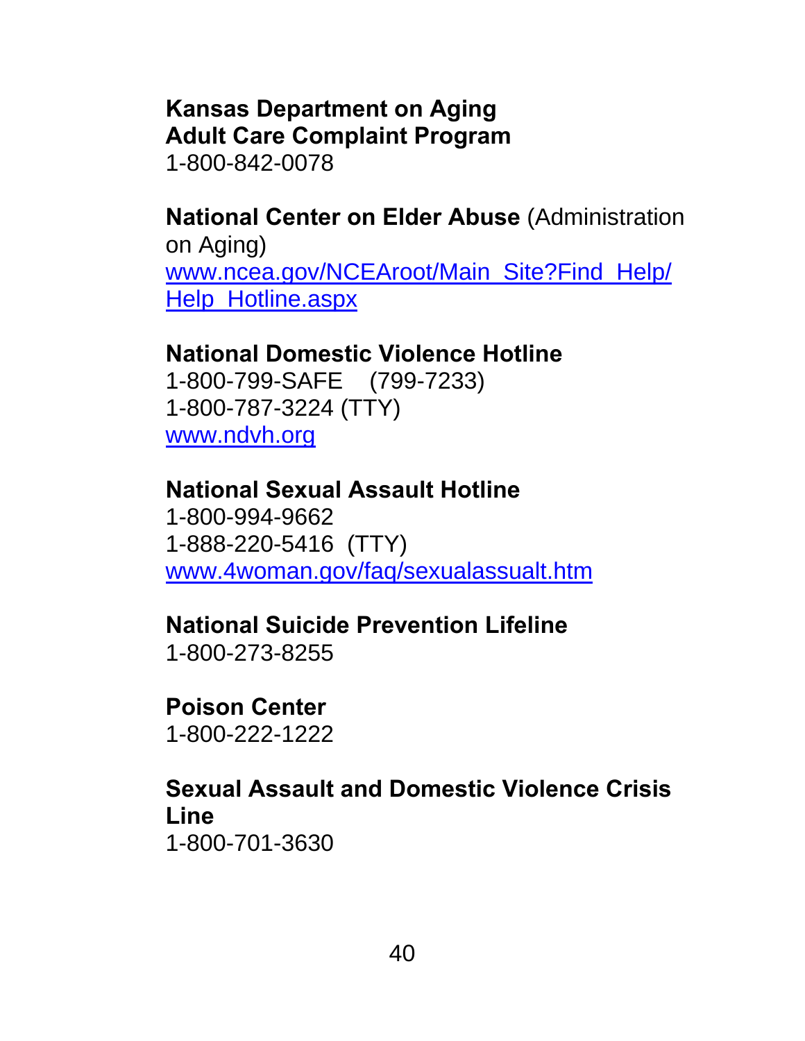**Kansas Department on Aging**
**Adult Care Complaint Program**
1-800-842-0078

**National Center on Elder Abuse** (Administration on Aging)
www.ncea.gov/NCEAroot/Main_Site?Find_Help/Help_Hotline.aspx

**National Domestic Violence Hotline**
1-800-799-SAFE (799-7233)
1-800-787-3224 (TTY)
www.ndvh.org

**National Sexual Assault Hotline**
1-800-994-9662
1-888-220-5416 (TTY)
www.4woman.gov/faq/sexualassualt.htm

**National Suicide Prevention Lifeline**
1-800-273-8255

**Poison Center**
1-800-222-1222

**Sexual Assault and Domestic Violence Crisis Line**
1-800-701-3630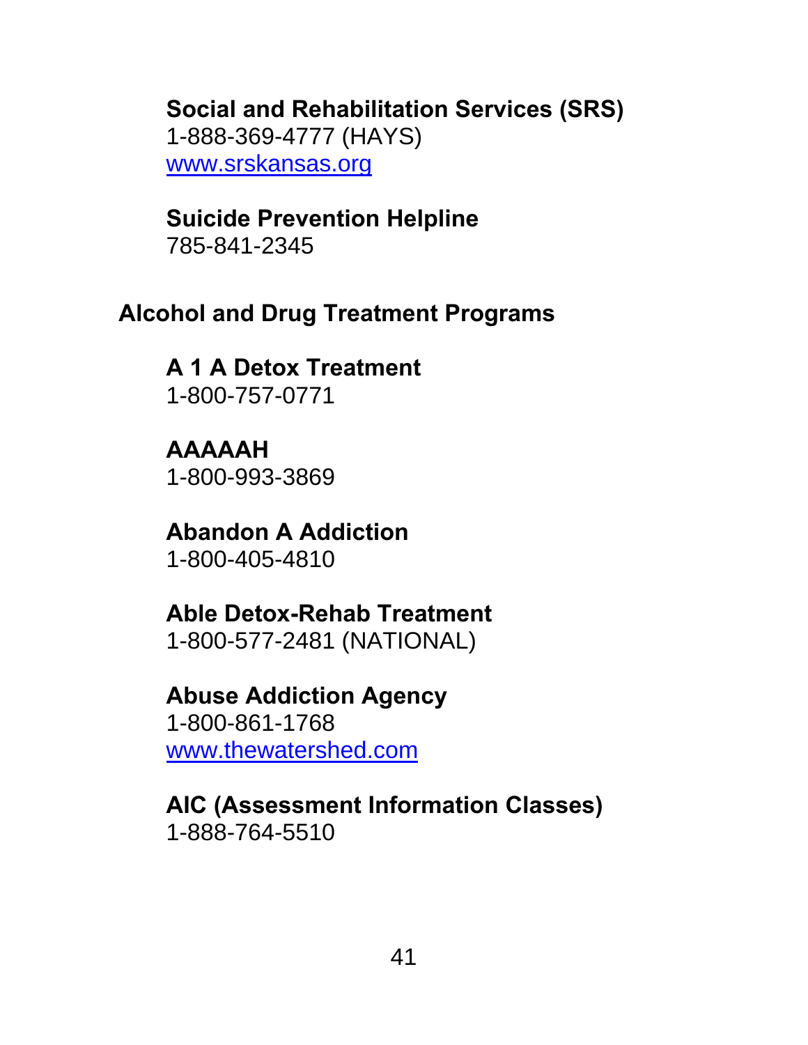**Social and Rehabilitation Services (SRS)**
1-888-369-4777 (HAYS)
www.srskansas.org

**Suicide Prevention Helpline**
785-841-2345

## Alcohol and Drug Treatment Programs

**A 1 A Detox Treatment**
1-800-757-0771

**AAAAAH**
1-800-993-3869

**Abandon A Addiction**
1-800-405-4810

**Able Detox-Rehab Treatment**
1-800-577-2481 (NATIONAL)

**Abuse Addiction Agency**
1-800-861-1768
www.thewatershed.com

**AIC (Assessment Information Classes)**
1-888-764-5510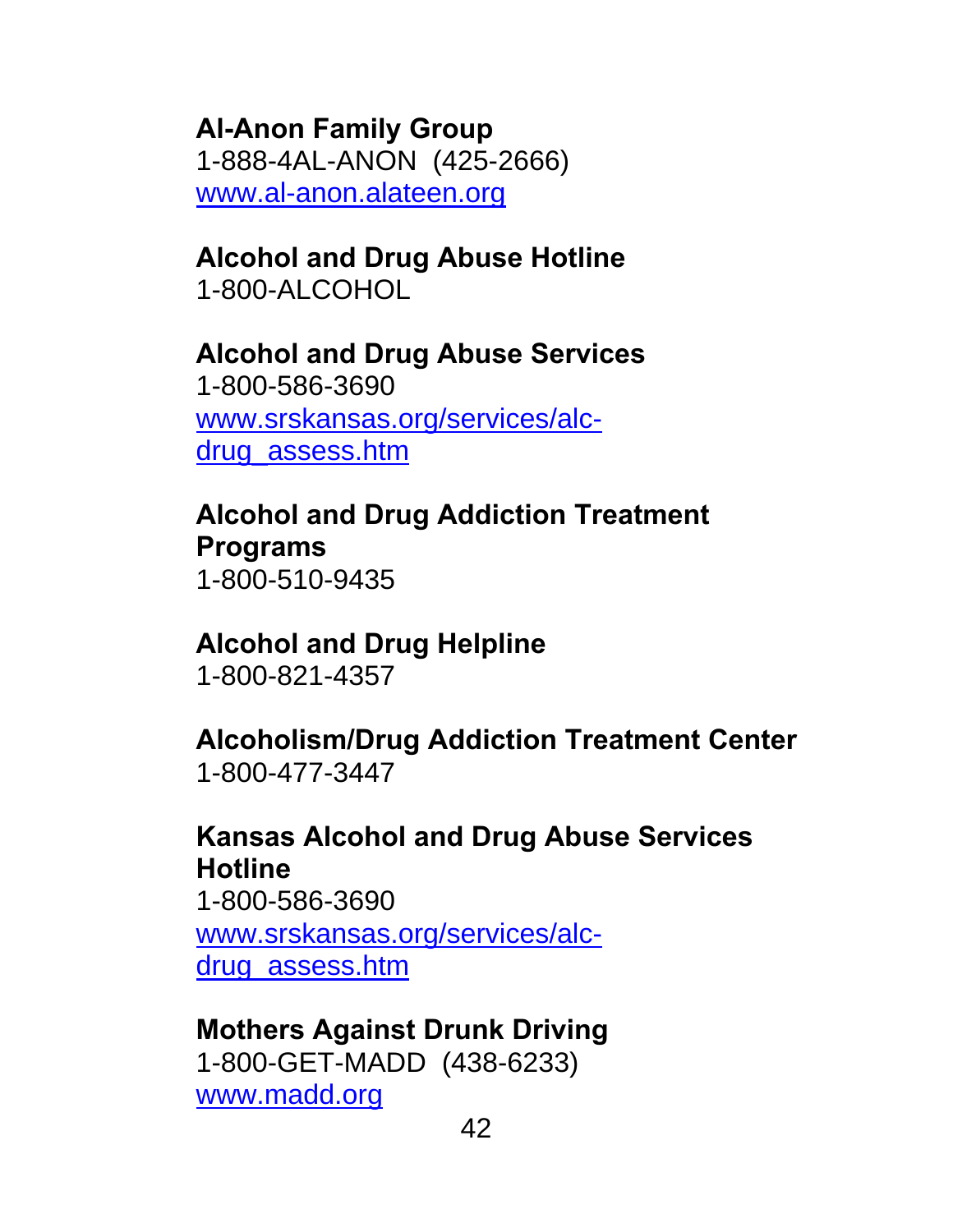**Al-Anon Family Group**
1-888-4AL-ANON (425-2666)
www.al-anon.alateen.org

**Alcohol and Drug Abuse Hotline**
1-800-ALCOHOL

**Alcohol and Drug Abuse Services**
1-800-586-3690
www.srskansas.org/services/alc-drug_assess.htm

**Alcohol and Drug Addiction Treatment Programs**
1-800-510-9435

**Alcohol and Drug Helpline**
1-800-821-4357

**Alcoholism/Drug Addiction Treatment Center**
1-800-477-3447

**Kansas Alcohol and Drug Abuse Services Hotline**
1-800-586-3690
www.srskansas.org/services/alc-drug_assess.htm

**Mothers Against Drunk Driving**
1-800-GET-MADD (438-6233)
www.madd.org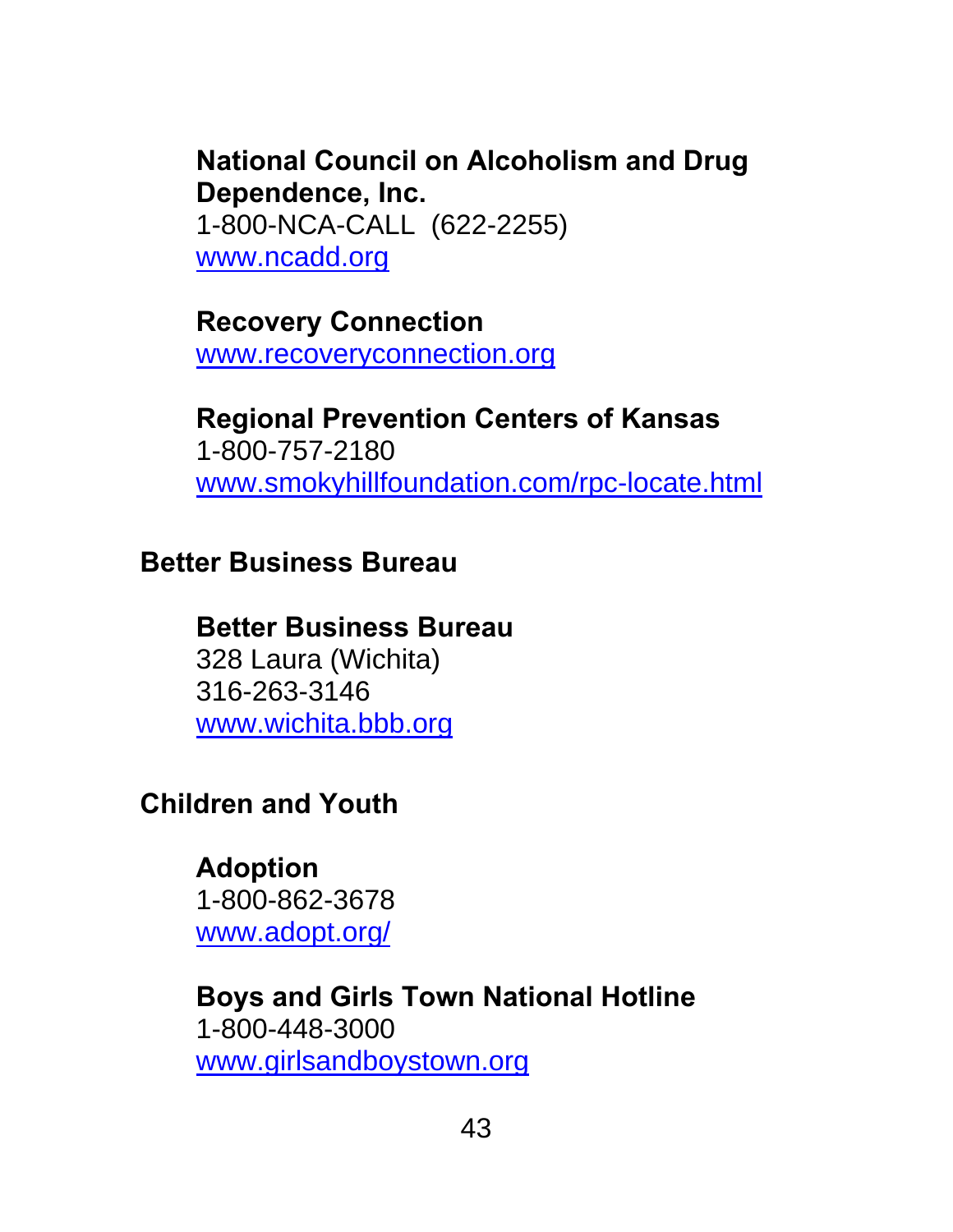**National Council on Alcoholism and Drug Dependence, Inc.**
1-800-NCA-CALL (622-2255)
www.ncadd.org

**Recovery Connection**
www.recoveryconnection.org

**Regional Prevention Centers of Kansas**
1-800-757-2180
www.smokyhillfoundation.com/rpc-locate.html

## Better Business Bureau

**Better Business Bureau**
328 Laura (Wichita)
316-263-3146
www.wichita.bbb.org

## Children and Youth

**Adoption**
1-800-862-3678
www.adopt.org/

**Boys and Girls Town National Hotline**
1-800-448-3000
www.girlsandboystown.org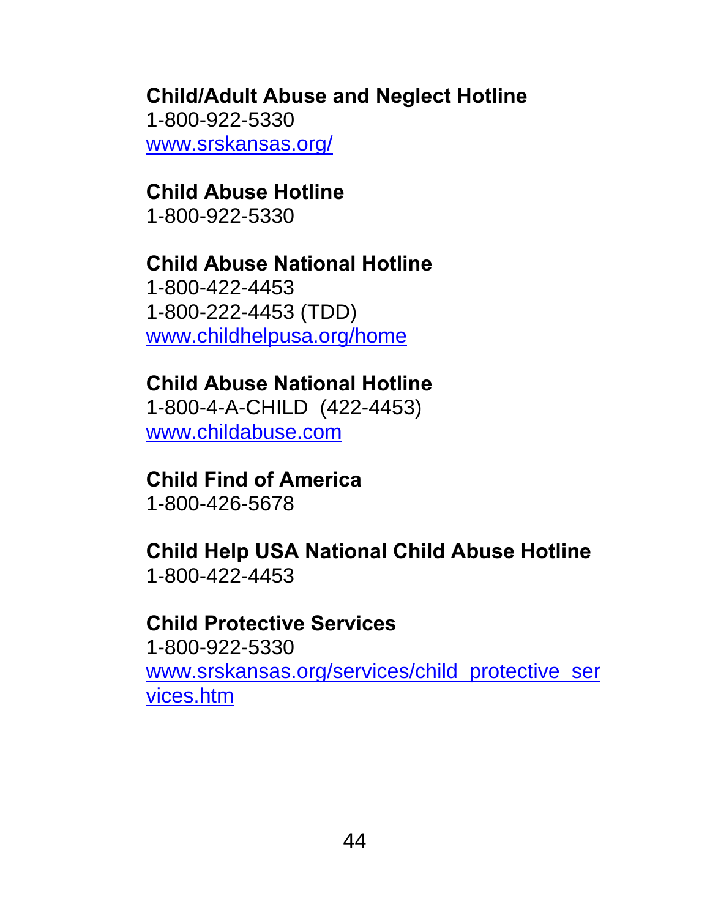**Child/Adult Abuse and Neglect Hotline**
1-800-922-5330
www.srskansas.org/

**Child Abuse Hotline**
1-800-922-5330

**Child Abuse National Hotline**
1-800-422-4453
1-800-222-4453 (TDD)
www.childhelpusa.org/home

**Child Abuse National Hotline**
1-800-4-A-CHILD (422-4453)
www.childabuse.com

**Child Find of America**
1-800-426-5678

**Child Help USA National Child Abuse Hotline**
1-800-422-4453

**Child Protective Services**
1-800-922-5330
www.srskansas.org/services/child_protective_services.htm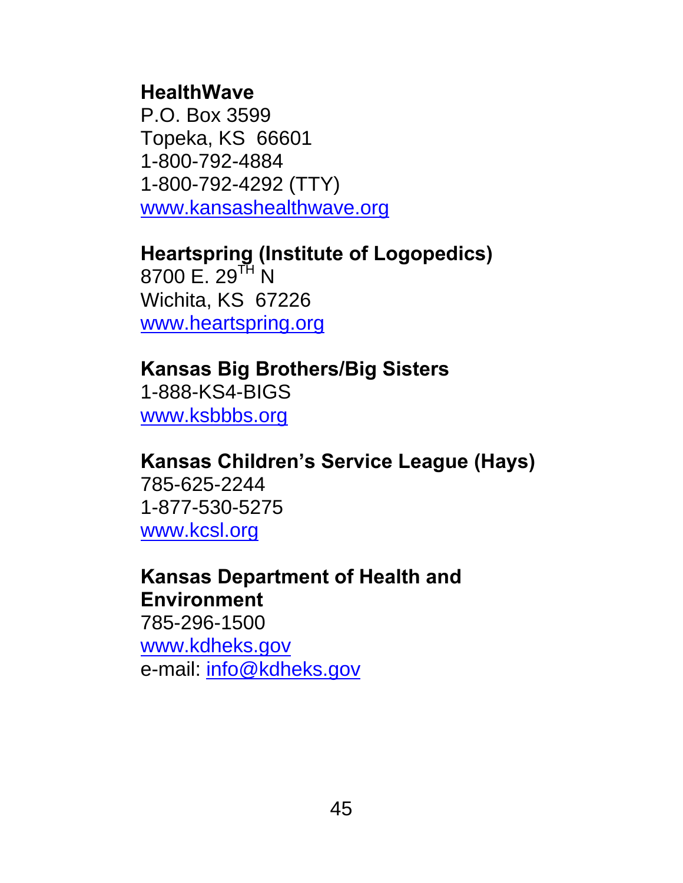**HealthWave**
P.O. Box 3599
Topeka, KS 66601
1-800-792-4884
1-800-792-4292 (TTY)
www.kansashealthwave.org

**Heartspring (Institute of Logopedics)**
8700 E. 29TH N
Wichita, KS 67226
www.heartspring.org

**Kansas Big Brothers/Big Sisters**
1-888-KS4-BIGS
www.ksbbbs.org

**Kansas Children's Service League (Hays)**
785-625-2244
1-877-530-5275
www.kcsl.org

**Kansas Department of Health and Environment**
785-296-1500
www.kdheks.gov
e-mail: info@kdheks.gov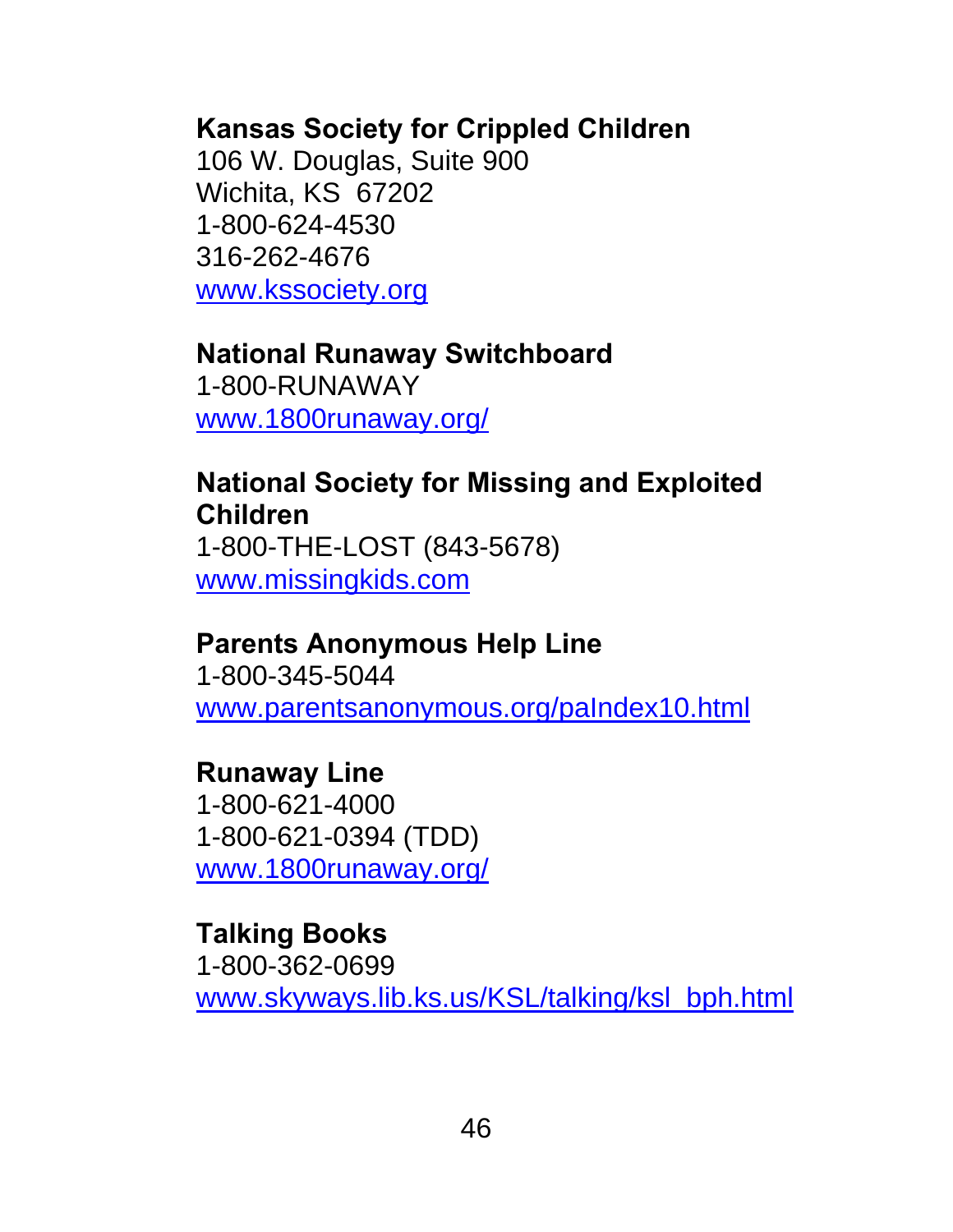**Kansas Society for Crippled Children**
106 W. Douglas, Suite 900
Wichita, KS  67202
1-800-624-4530
316-262-4676
www.kssociety.org

**National Runaway Switchboard**
1-800-RUNAWAY
www.1800runaway.org/

**National Society for Missing and Exploited Children**
1-800-THE-LOST (843-5678)
www.missingkids.com

**Parents Anonymous Help Line**
1-800-345-5044
www.parentsanonymous.org/paIndex10.html

**Runaway Line**
1-800-621-4000
1-800-621-0394 (TDD)
www.1800runaway.org/

**Talking Books**
1-800-362-0699
www.skyways.lib.ks.us/KSL/talking/ksl_bph.html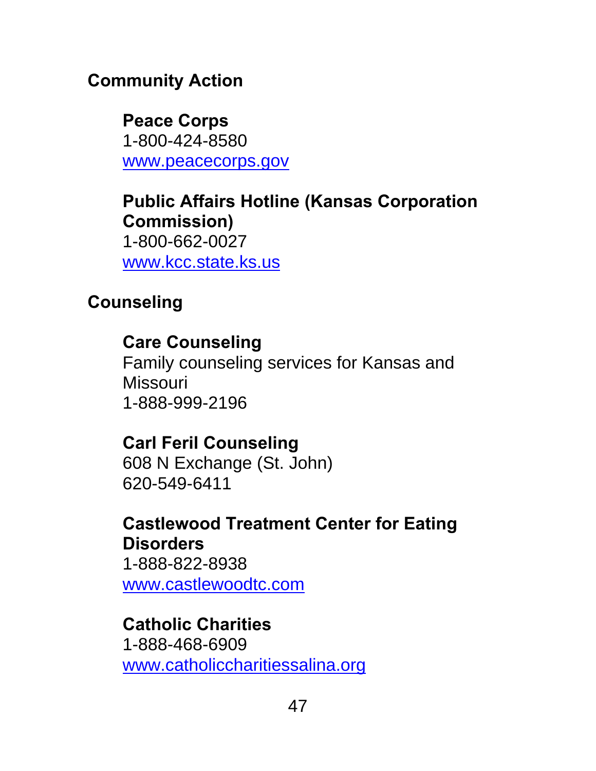## Community Action

### Peace Corps

1-800-424-8580

www.peacecorps.gov

### Public Affairs Hotline (Kansas Corporation Commission)

1-800-662-0027

www.kcc.state.ks.us

## Counseling

### Care Counseling

Family counseling services for Kansas and Missouri

1-888-999-2196

### Carl Feril Counseling

608 N Exchange (St. John)

620-549-6411

### Castlewood Treatment Center for Eating Disorders

1-888-822-8938

www.castlewoodtc.com

### Catholic Charities

1-888-468-6909

www.catholiccharitiessalina.org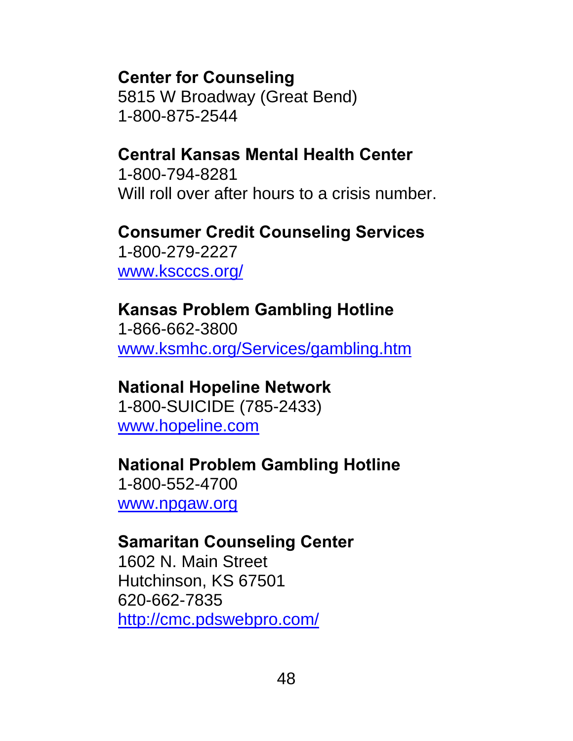**Center for Counseling**
5815 W Broadway (Great Bend)
1-800-875-2544

**Central Kansas Mental Health Center**
1-800-794-8281
Will roll over after hours to a crisis number.

**Consumer Credit Counseling Services**
1-800-279-2227
www.kscccs.org/

**Kansas Problem Gambling Hotline**
1-866-662-3800
www.ksmhc.org/Services/gambling.htm

**National Hopeline Network**
1-800-SUICIDE (785-2433)
www.hopeline.com

**National Problem Gambling Hotline**
1-800-552-4700
www.npgaw.org

**Samaritan Counseling Center**
1602 N. Main Street
Hutchinson, KS 67501
620-662-7835
http://cmc.pdswebpro.com/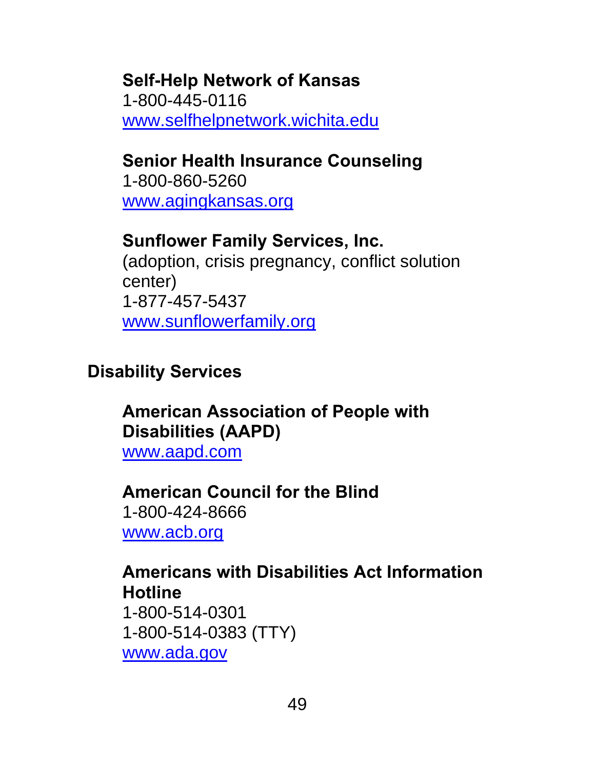**Self-Help Network of Kansas**
1-800-445-0116
www.selfhelpnetwork.wichita.edu

**Senior Health Insurance Counseling**
1-800-860-5260
www.agingkansas.org

**Sunflower Family Services, Inc.**
(adoption, crisis pregnancy, conflict solution center)
1-877-457-5437
www.sunflowerfamily.org

## Disability Services

**American Association of People with Disabilities (AAPD)**
www.aapd.com

**American Council for the Blind**
1-800-424-8666
www.acb.org

**Americans with Disabilities Act Information Hotline**
1-800-514-0301
1-800-514-0383 (TTY)
www.ada.gov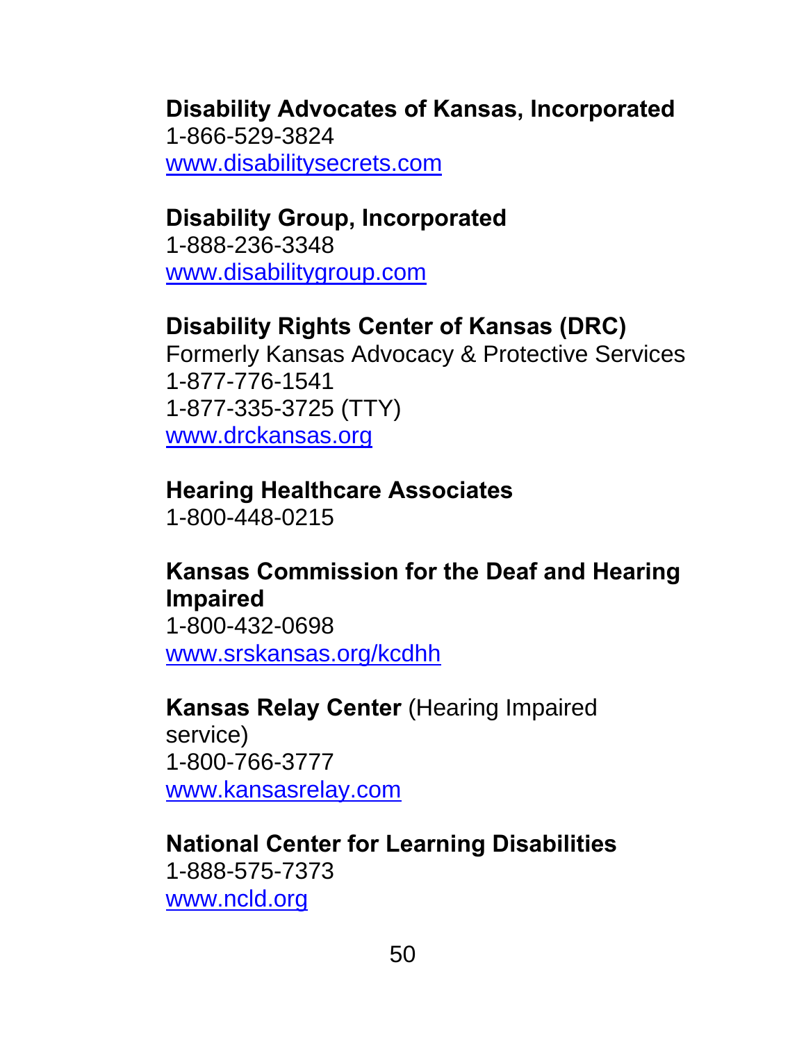**Disability Advocates of Kansas, Incorporated**
1-866-529-3824
www.disabilitysecrets.com

**Disability Group, Incorporated**
1-888-236-3348
www.disabilitygroup.com

**Disability Rights Center of Kansas (DRC)**
Formerly Kansas Advocacy & Protective Services
1-877-776-1541
1-877-335-3725 (TTY)
www.drckansas.org

**Hearing Healthcare Associates**
1-800-448-0215

**Kansas Commission for the Deaf and Hearing Impaired**
1-800-432-0698
www.srskansas.org/kcdhh

**Kansas Relay Center** (Hearing Impaired service)
1-800-766-3777
www.kansasrelay.com

**National Center for Learning Disabilities**
1-888-575-7373
www.ncld.org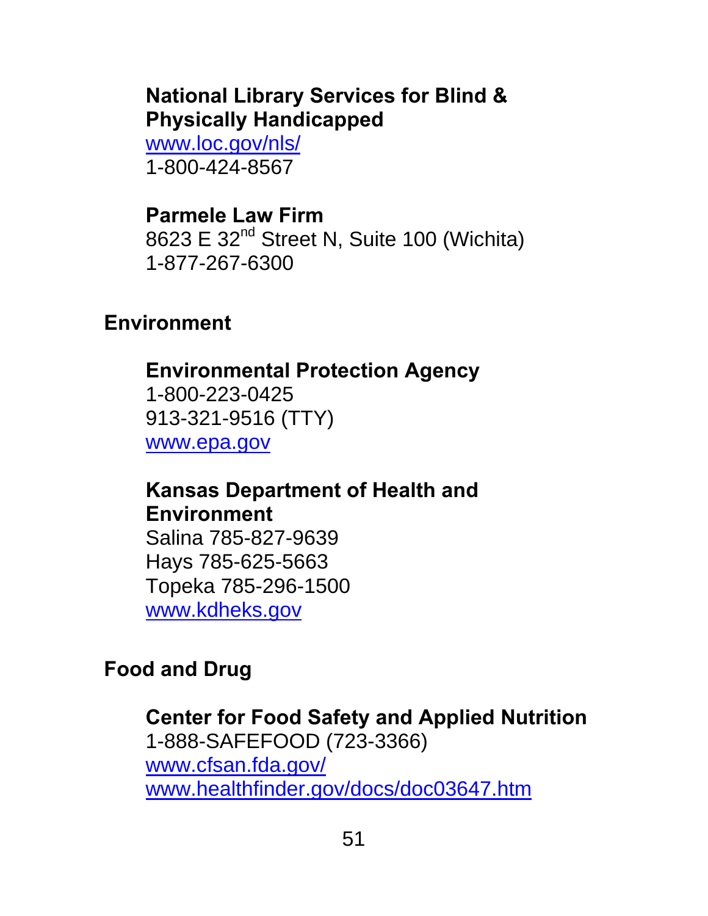**National Library Services for Blind & Physically Handicapped**
www.loc.gov/nls/
1-800-424-8567

**Parmele Law Firm**
8623 E 32nd Street N, Suite 100 (Wichita)
1-877-267-6300

## Environment

**Environmental Protection Agency**
1-800-223-0425
913-321-9516 (TTY)
www.epa.gov

**Kansas Department of Health and Environment**
Salina 785-827-9639
Hays 785-625-5663
Topeka 785-296-1500
www.kdheks.gov

## Food and Drug

**Center for Food Safety and Applied Nutrition**
1-888-SAFEFOOD (723-3366)
www.cfsan.fda.gov/
www.healthfinder.gov/docs/doc03647.htm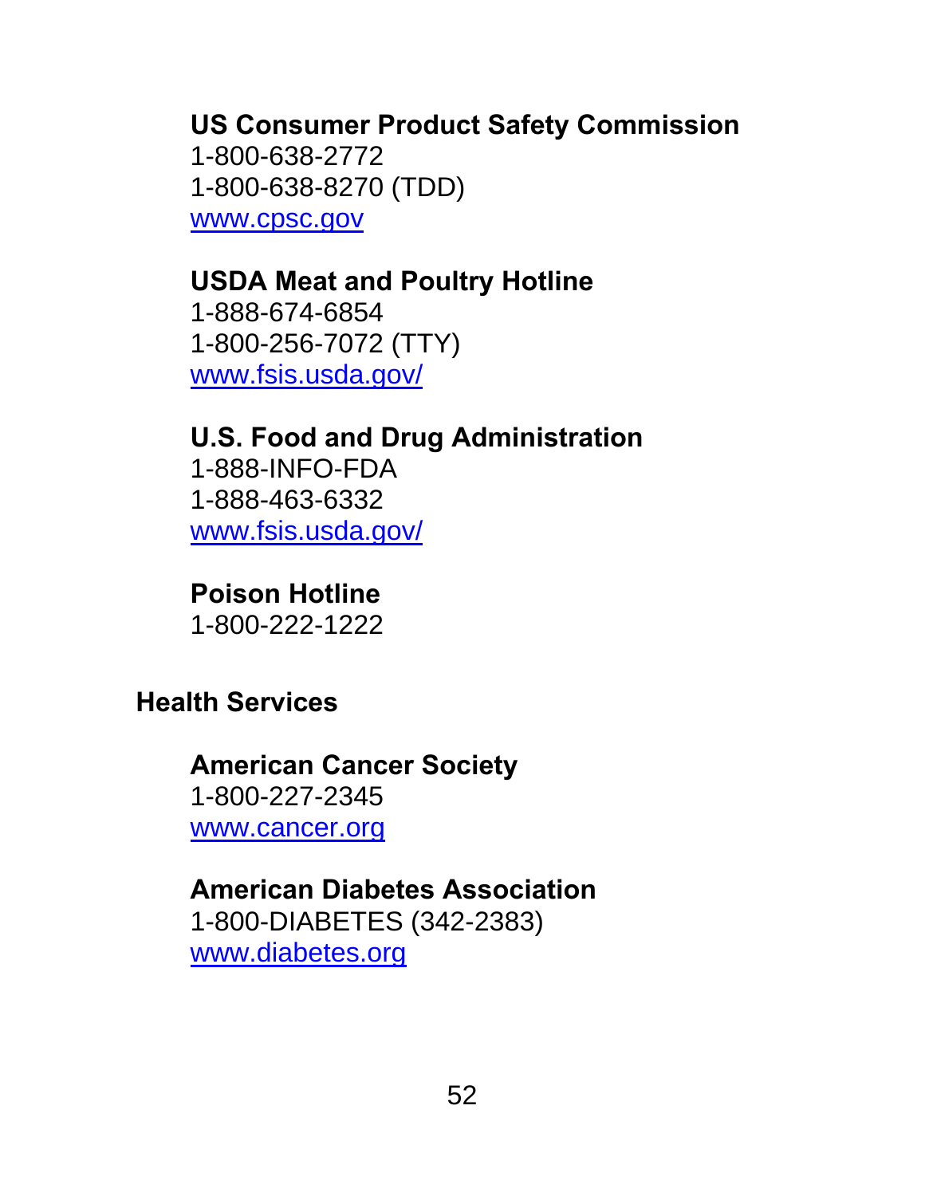**US Consumer Product Safety Commission**
1-800-638-2772
1-800-638-8270 (TDD)
[www.cpsc.gov](http://www.cpsc.gov)

**USDA Meat and Poultry Hotline**
1-888-674-6854
1-800-256-7072 (TTY)
[www.fsis.usda.gov/](http://www.fsis.usda.gov/)

**U.S. Food and Drug Administration**
1-888-INFO-FDA
1-888-463-6332
[www.fsis.usda.gov/](http://www.fsis.usda.gov/)

**Poison Hotline**
1-800-222-1222

## Health Services

**American Cancer Society**
1-800-227-2345
[www.cancer.org](http://www.cancer.org)

**American Diabetes Association**
1-800-DIABETES (342-2383)
[www.diabetes.org](http://www.diabetes.org)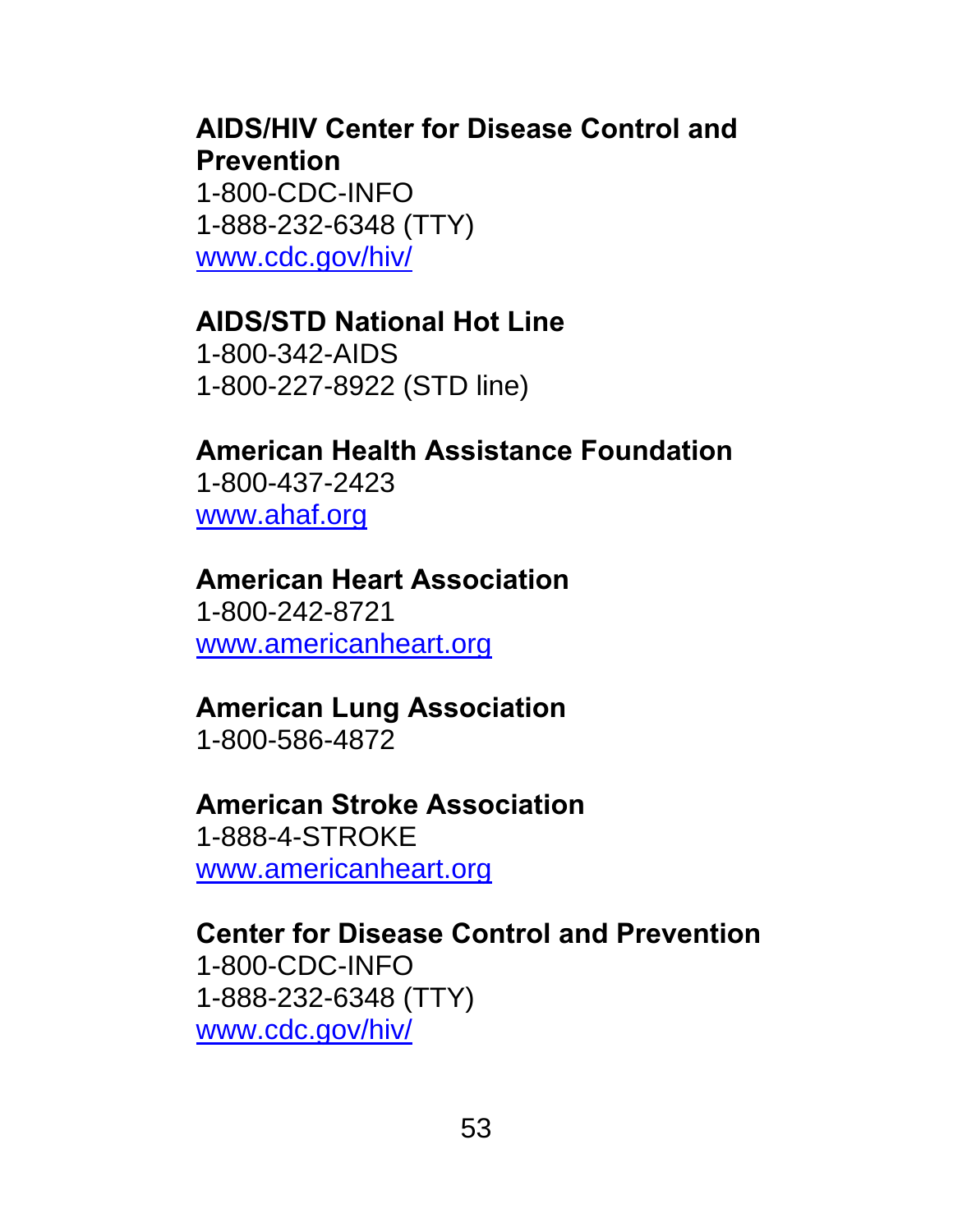**AIDS/HIV Center for Disease Control and Prevention**
1-800-CDC-INFO
1-888-232-6348 (TTY)
www.cdc.gov/hiv/

**AIDS/STD National Hot Line**
1-800-342-AIDS
1-800-227-8922 (STD line)

**American Health Assistance Foundation**
1-800-437-2423
www.ahaf.org

**American Heart Association**
1-800-242-8721
www.americanheart.org

**American Lung Association**
1-800-586-4872

**American Stroke Association**
1-888-4-STROKE
www.americanheart.org

**Center for Disease Control and Prevention**
1-800-CDC-INFO
1-888-232-6348 (TTY)
www.cdc.gov/hiv/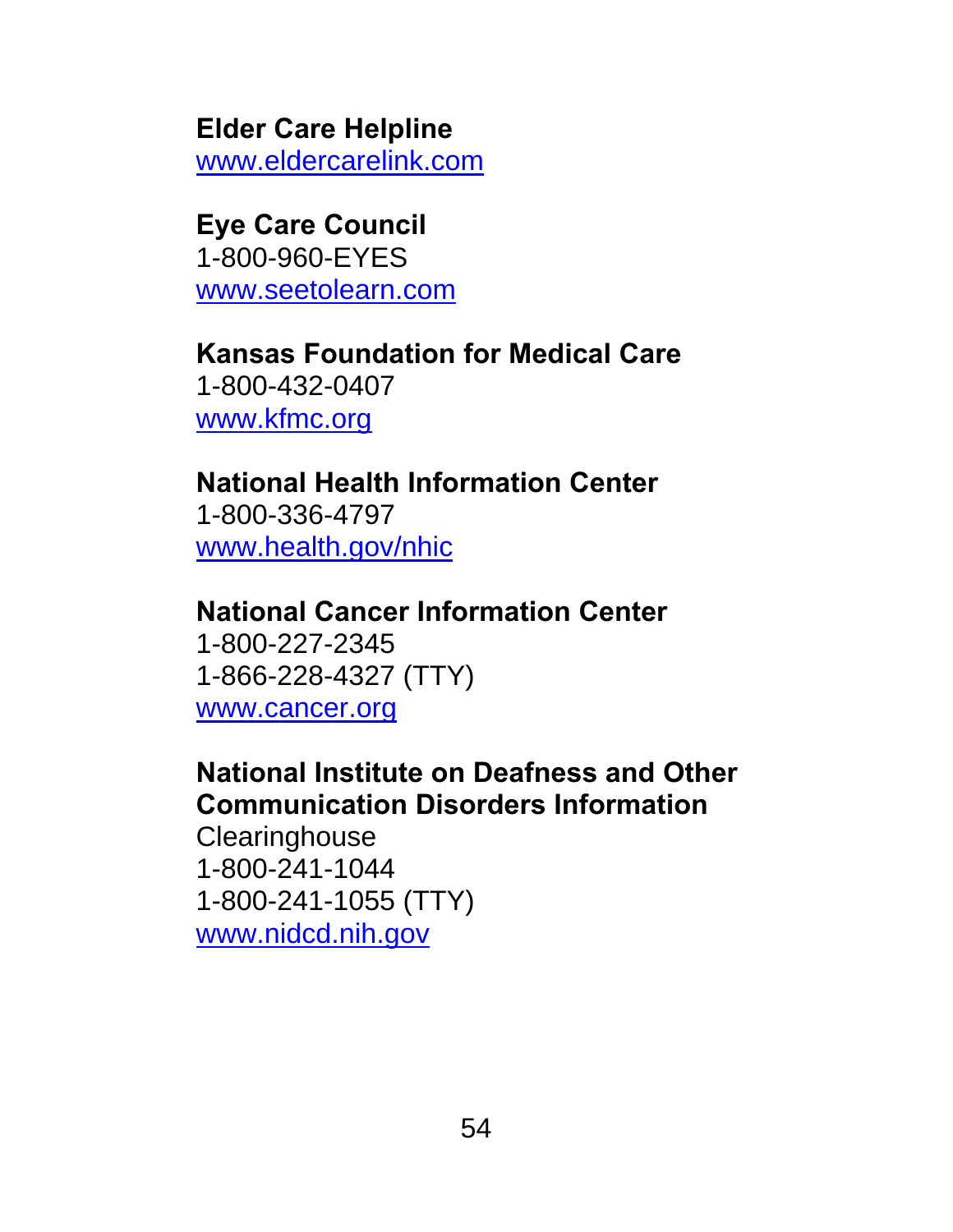**Elder Care Helpline**
www.eldercarelink.com

**Eye Care Council**
1-800-960-EYES
www.seetolearn.com

**Kansas Foundation for Medical Care**
1-800-432-0407
www.kfmc.org

**National Health Information Center**
1-800-336-4797
www.health.gov/nhic

**National Cancer Information Center**
1-800-227-2345
1-866-228-4327 (TTY)
www.cancer.org

**National Institute on Deafness and Other Communication Disorders Information**
Clearinghouse
1-800-241-1044
1-800-241-1055 (TTY)
www.nidcd.nih.gov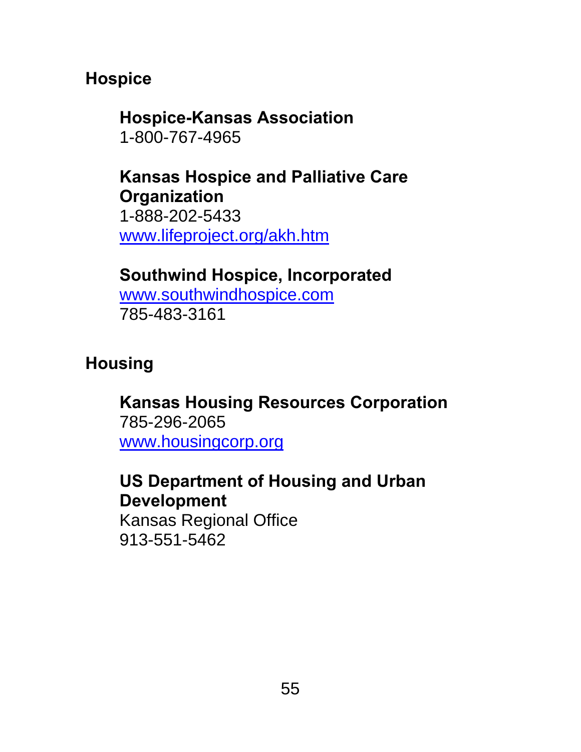## Hospice

**Hospice-Kansas Association**
1-800-767-4965

**Kansas Hospice and Palliative Care Organization**
1-888-202-5433
[www.lifeproject.org/akh.htm](http://www.lifeproject.org/akh.htm)

**Southwind Hospice, Incorporated**
[www.southwindhospice.com](http://www.southwindhospice.com)
785-483-3161

## Housing

**Kansas Housing Resources Corporation**
785-296-2065
[www.housingcorp.org](http://www.housingcorp.org)

**US Department of Housing and Urban Development**
Kansas Regional Office
913-551-5462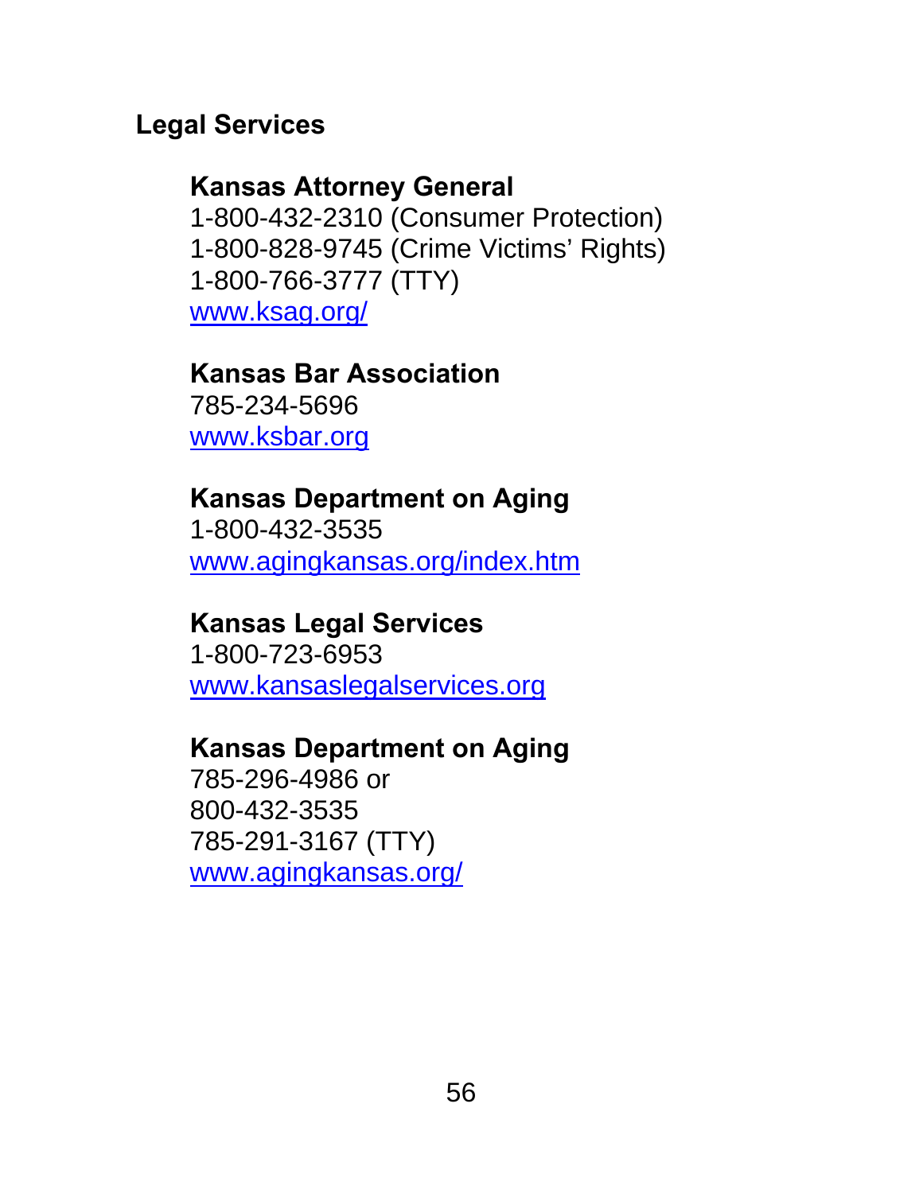## Legal Services

### Kansas Attorney General

1-800-432-2310 (Consumer Protection)
1-800-828-9745 (Crime Victims' Rights)
1-800-766-3777 (TTY)
www.ksag.org/

### Kansas Bar Association

785-234-5696
www.ksbar.org

### Kansas Department on Aging

1-800-432-3535
www.agingkansas.org/index.htm

### Kansas Legal Services

1-800-723-6953
www.kansaslegalservices.org

### Kansas Department on Aging

785-296-4986 or
800-432-3535
785-291-3167 (TTY)
www.agingkansas.org/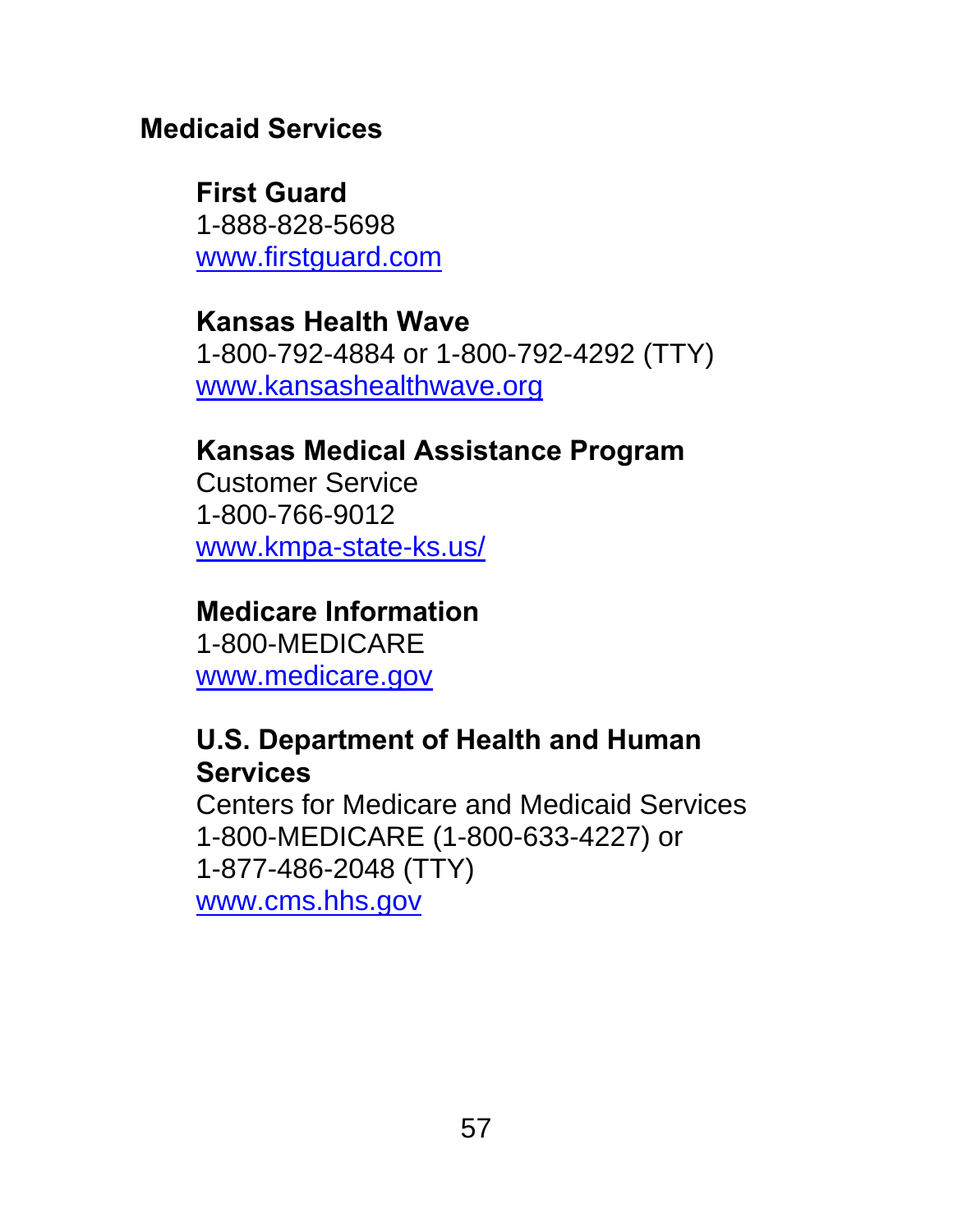## Medicaid Services

### First Guard

1-888-828-5698
www.firstguard.com

### Kansas Health Wave

1-800-792-4884 or 1-800-792-4292 (TTY)
www.kansashealthwave.org

### Kansas Medical Assistance Program

Customer Service
1-800-766-9012
www.kmpa-state-ks.us/

### Medicare Information

1-800-MEDICARE
www.medicare.gov

### U.S. Department of Health and Human Services

Centers for Medicare and Medicaid Services
1-800-MEDICARE (1-800-633-4227) or
1-877-486-2048 (TTY)
www.cms.hhs.gov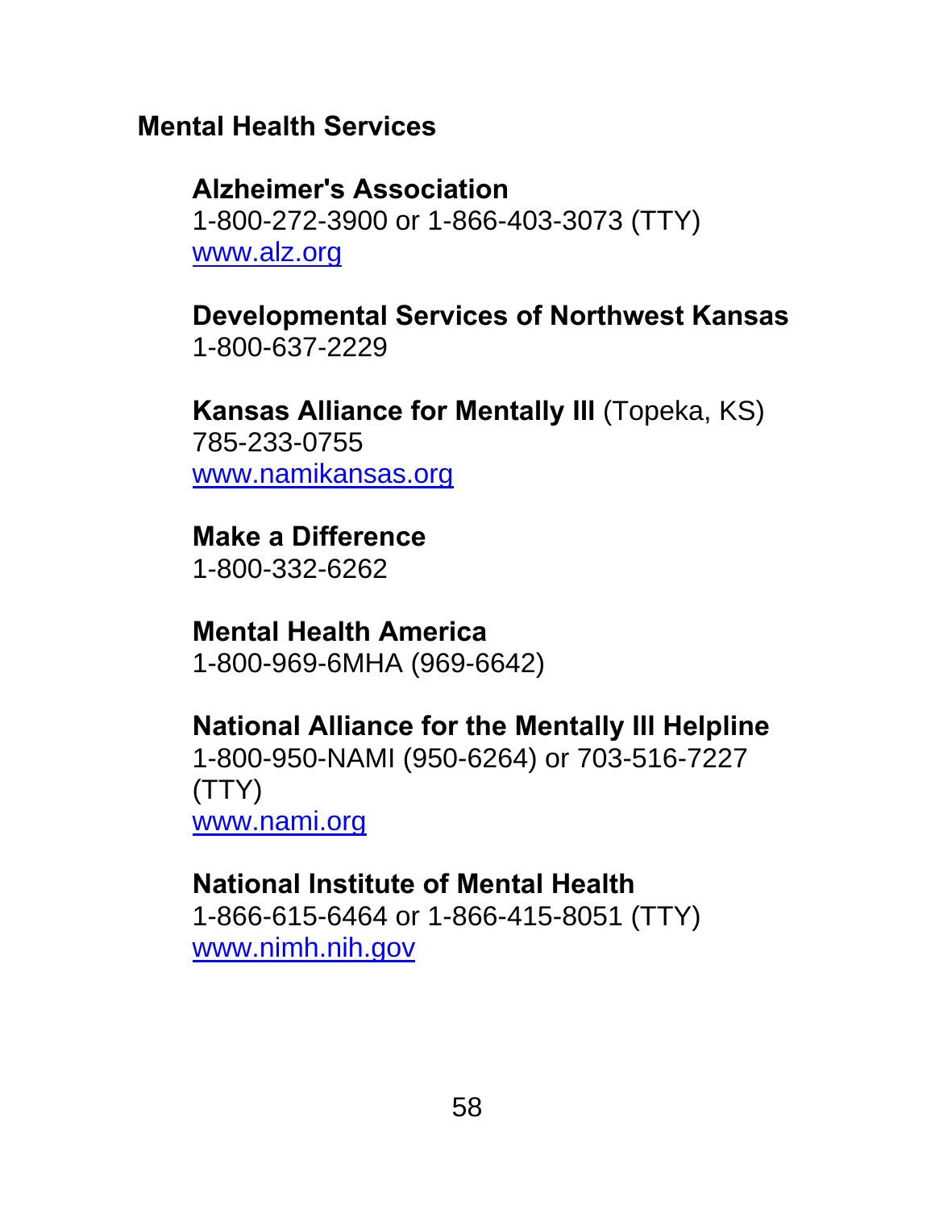## Mental Health Services

**Alzheimer's Association**
1-800-272-3900 or 1-866-403-3073 (TTY)
www.alz.org

**Developmental Services of Northwest Kansas**
1-800-637-2229

**Kansas Alliance for Mentally Ill** (Topeka, KS)
785-233-0755
www.namikansas.org

**Make a Difference**
1-800-332-6262

**Mental Health America**
1-800-969-6MHA (969-6642)

**National Alliance for the Mentally Ill Helpline**
1-800-950-NAMI (950-6264) or 703-516-7227 (TTY)
www.nami.org

**National Institute of Mental Health**
1-866-615-6464 or 1-866-415-8051 (TTY)
www.nimh.nih.gov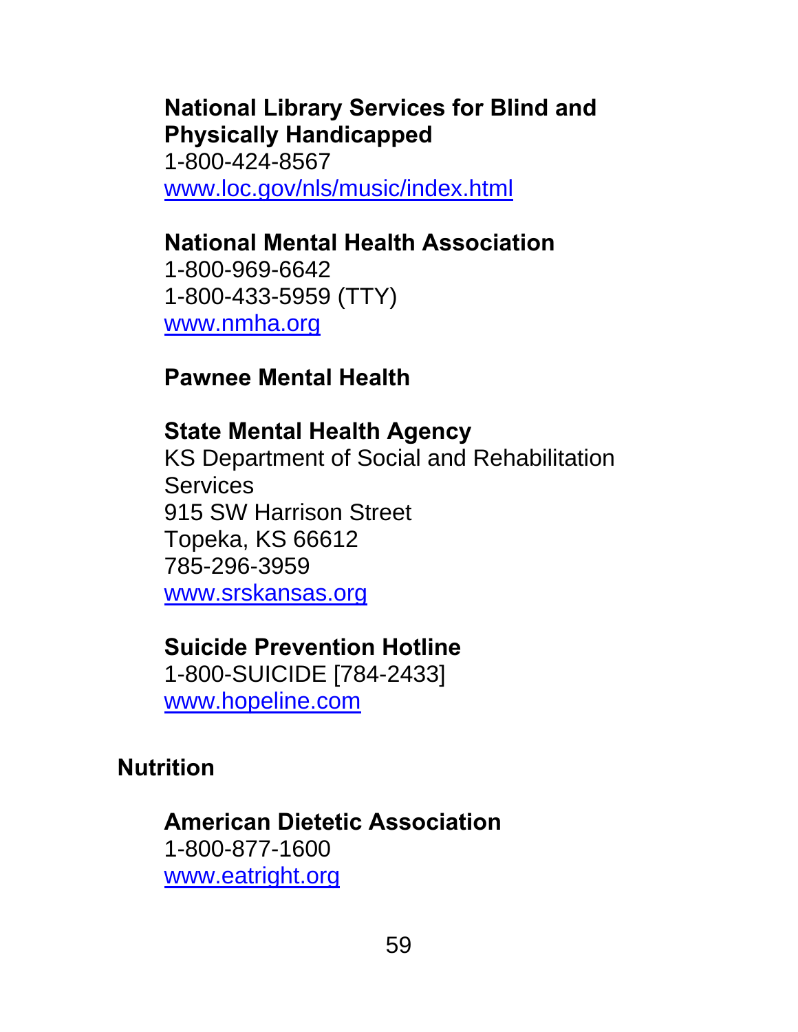**National Library Services for Blind and Physically Handicapped**
1-800-424-8567
www.loc.gov/nls/music/index.html

**National Mental Health Association**
1-800-969-6642
1-800-433-5959 (TTY)
www.nmha.org

**Pawnee Mental Health**

**State Mental Health Agency**
KS Department of Social and Rehabilitation Services
915 SW Harrison Street
Topeka, KS 66612
785-296-3959
www.srskansas.org

**Suicide Prevention Hotline**
1-800-SUICIDE [784-2433]
www.hopeline.com

## Nutrition

**American Dietetic Association**
1-800-877-1600
www.eatright.org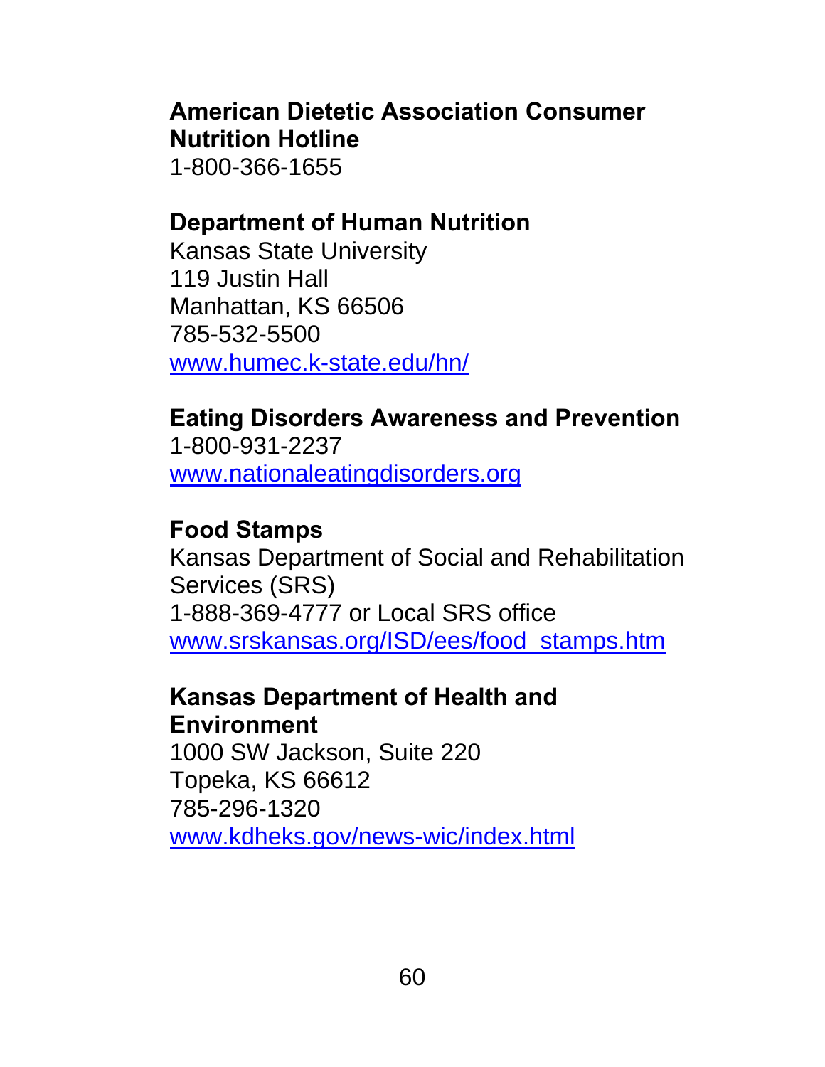**American Dietetic Association Consumer Nutrition Hotline**
1-800-366-1655

**Department of Human Nutrition**
Kansas State University
119 Justin Hall
Manhattan, KS 66506
785-532-5500
www.humec.k-state.edu/hn/

**Eating Disorders Awareness and Prevention**
1-800-931-2237
www.nationaleatingdisorders.org

**Food Stamps**
Kansas Department of Social and Rehabilitation Services (SRS)
1-888-369-4777 or Local SRS office
www.srskansas.org/ISD/ees/food_stamps.htm

**Kansas Department of Health and Environment**
1000 SW Jackson, Suite 220
Topeka, KS 66612
785-296-1320
www.kdheks.gov/news-wic/index.html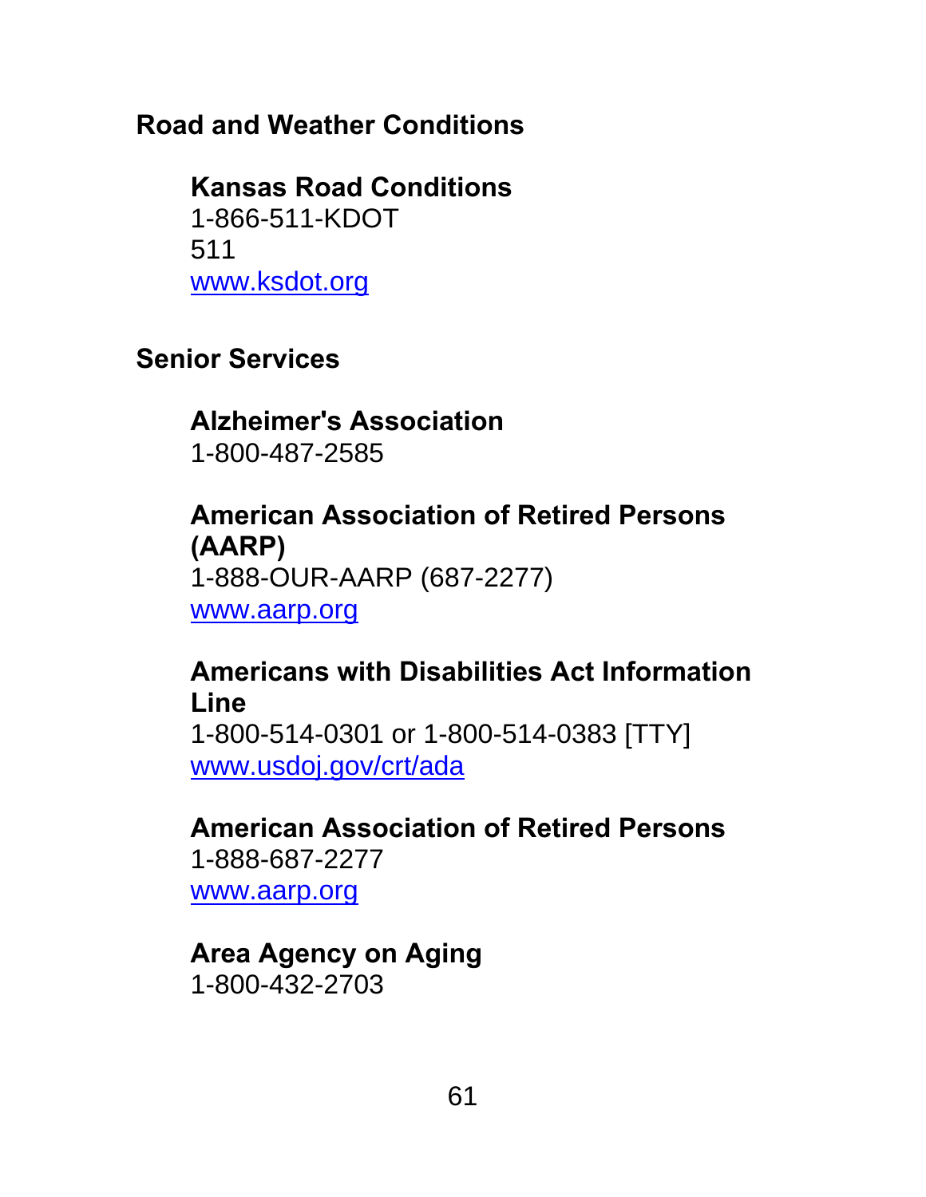## Road and Weather Conditions

### Kansas Road Conditions

1-866-511-KDOT
511
www.ksdot.org

## Senior Services

### Alzheimer's Association

1-800-487-2585

### American Association of Retired Persons (AARP)

1-888-OUR-AARP (687-2277)
www.aarp.org

### Americans with Disabilities Act Information Line

1-800-514-0301 or 1-800-514-0383 [TTY]
www.usdoj.gov/crt/ada

### American Association of Retired Persons

1-888-687-2277
www.aarp.org

### Area Agency on Aging

1-800-432-2703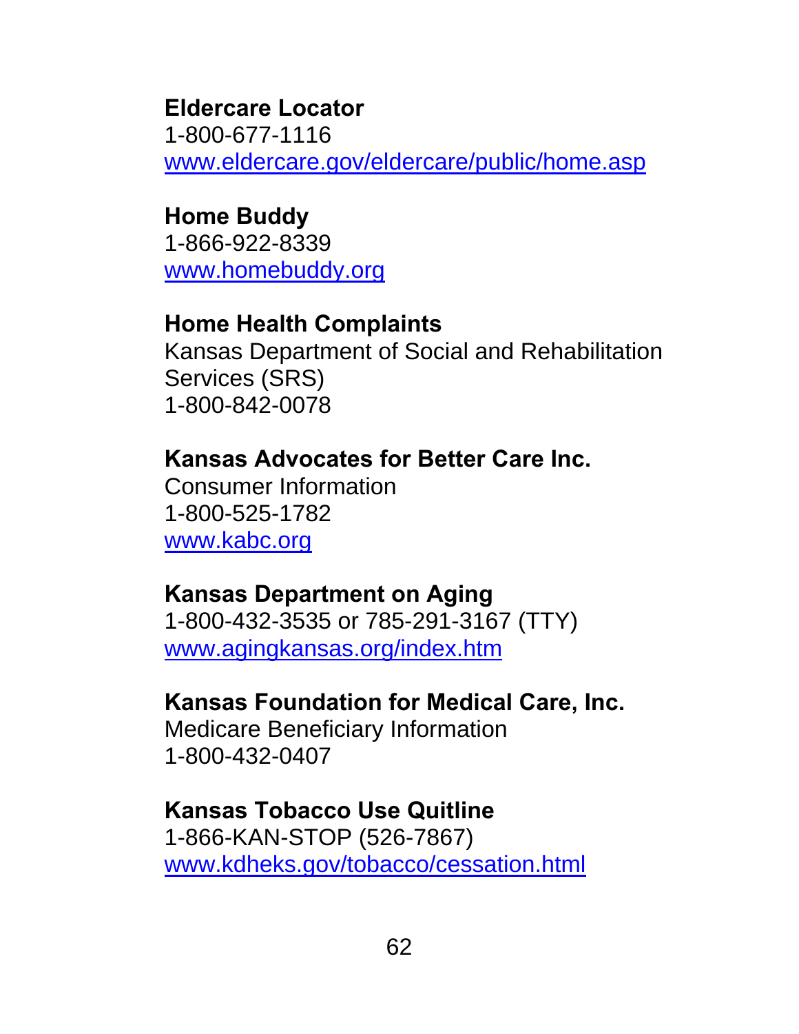**Eldercare Locator**
1-800-677-1116
[www.eldercare.gov/eldercare/public/home.asp](www.eldercare.gov/eldercare/public/home.asp)

**Home Buddy**
1-866-922-8339
[www.homebuddy.org](www.homebuddy.org)

**Home Health Complaints**
Kansas Department of Social and Rehabilitation Services (SRS)
1-800-842-0078

**Kansas Advocates for Better Care Inc.**
Consumer Information
1-800-525-1782
[www.kabc.org](www.kabc.org)

**Kansas Department on Aging**
1-800-432-3535 or 785-291-3167 (TTY)
[www.agingkansas.org/index.htm](www.agingkansas.org/index.htm)

**Kansas Foundation for Medical Care, Inc.**
Medicare Beneficiary Information
1-800-432-0407

**Kansas Tobacco Use Quitline**
1-866-KAN-STOP (526-7867)
[www.kdheks.gov/tobacco/cessation.html](www.kdheks.gov/tobacco/cessation.html)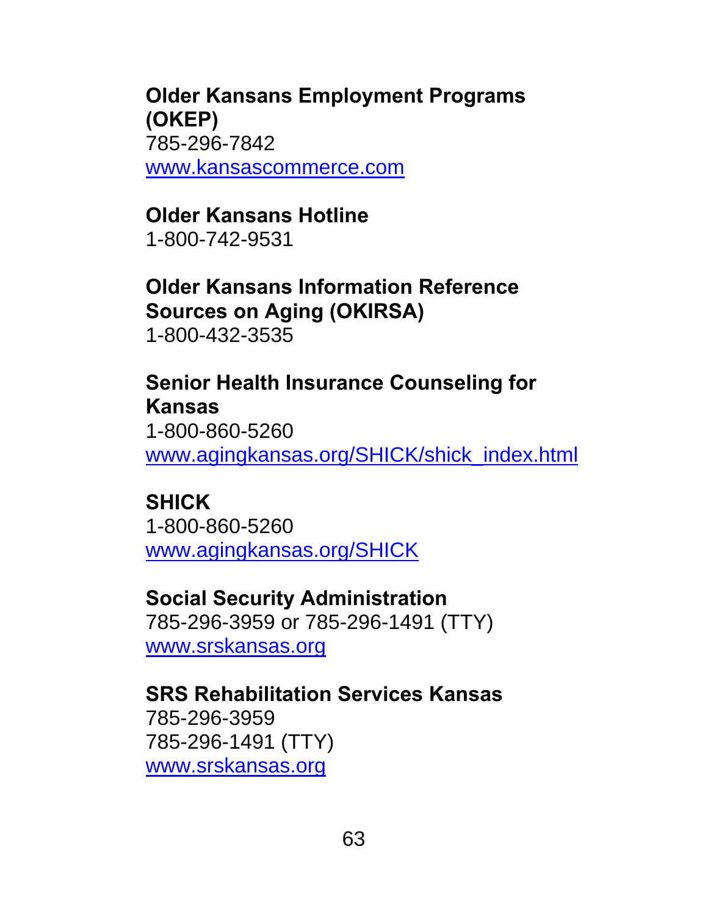**Older Kansans Employment Programs (OKEP)**
785-296-7842
www.kansascommerce.com

**Older Kansans Hotline**
1-800-742-9531

**Older Kansans Information Reference Sources on Aging (OKIRSA)**
1-800-432-3535

**Senior Health Insurance Counseling for Kansas**
1-800-860-5260
www.agingkansas.org/SHICK/shick_index.html

**SHICK**
1-800-860-5260
www.agingkansas.org/SHICK

**Social Security Administration**
785-296-3959 or 785-296-1491 (TTY)
www.srskansas.org

**SRS Rehabilitation Services Kansas**
785-296-3959
785-296-1491 (TTY)
www.srskansas.org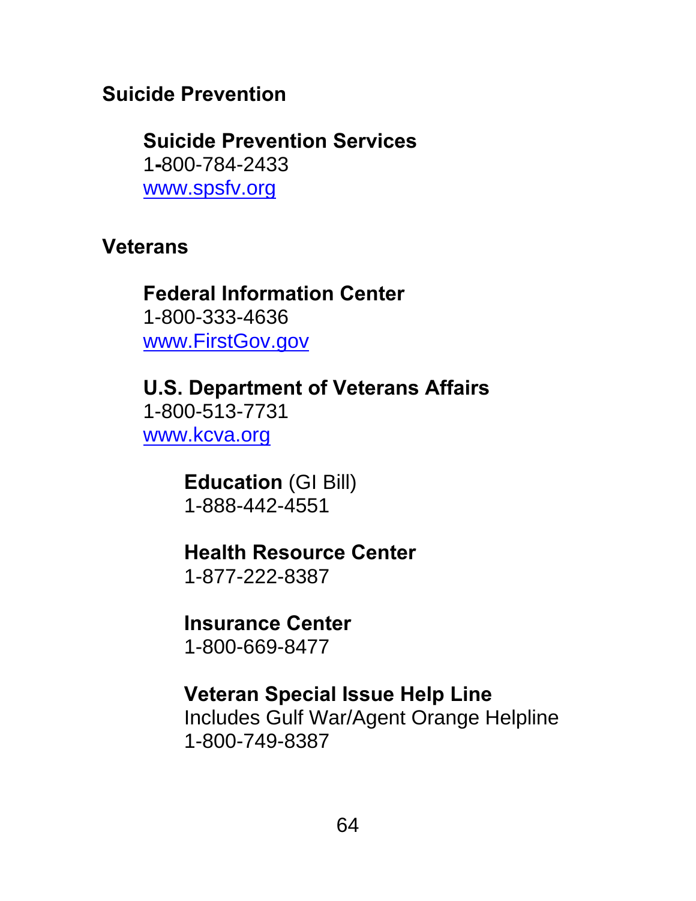## Suicide Prevention

### Suicide Prevention Services

1-800-784-2433
www.spsfv.org

## Veterans

### Federal Information Center

1-800-333-4636
www.FirstGov.gov

### U.S. Department of Veterans Affairs

1-800-513-7731
www.kcva.org

**Education** (GI Bill)
1-888-442-4551

**Health Resource Center**
1-877-222-8387

**Insurance Center**
1-800-669-8477

**Veteran Special Issue Help Line**
Includes Gulf War/Agent Orange Helpline
1-800-749-8387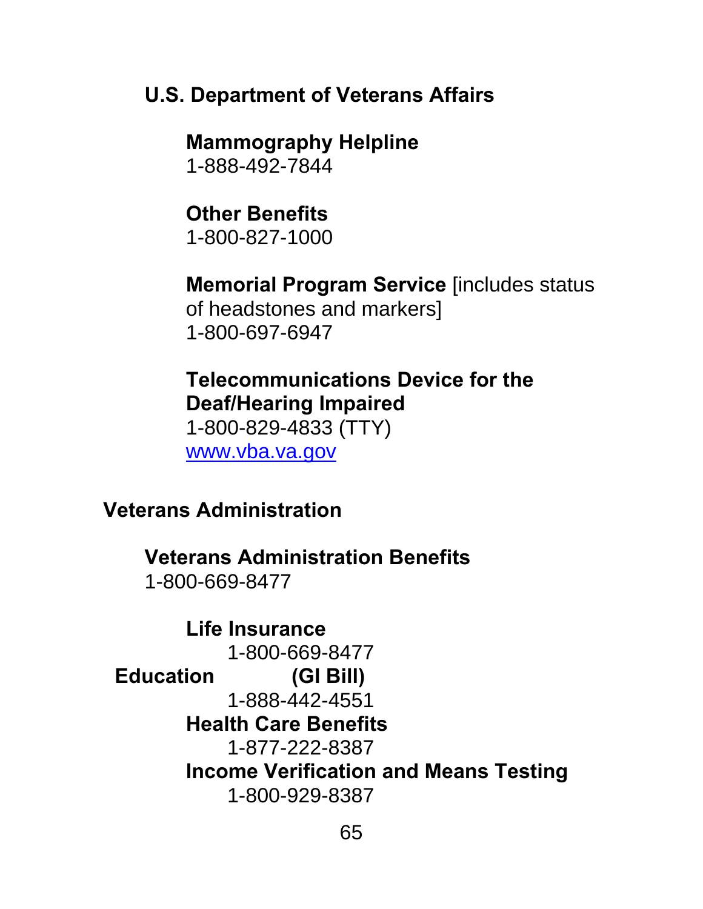**U.S. Department of Veterans Affairs**

**Mammography Helpline**
1-888-492-7844

**Other Benefits**
1-800-827-1000

**Memorial Program Service** [includes status of headstones and markers]
1-800-697-6947

**Telecommunications Device for the Deaf/Hearing Impaired**
1-800-829-4833 (TTY)
www.vba.va.gov

**Veterans Administration**

**Veterans Administration Benefits**
1-800-669-8477

**Life Insurance**
1-800-669-8477

**Education (GI Bill)**
1-888-442-4551

**Health Care Benefits**
1-877-222-8387

**Income Verification and Means Testing**
1-800-929-8387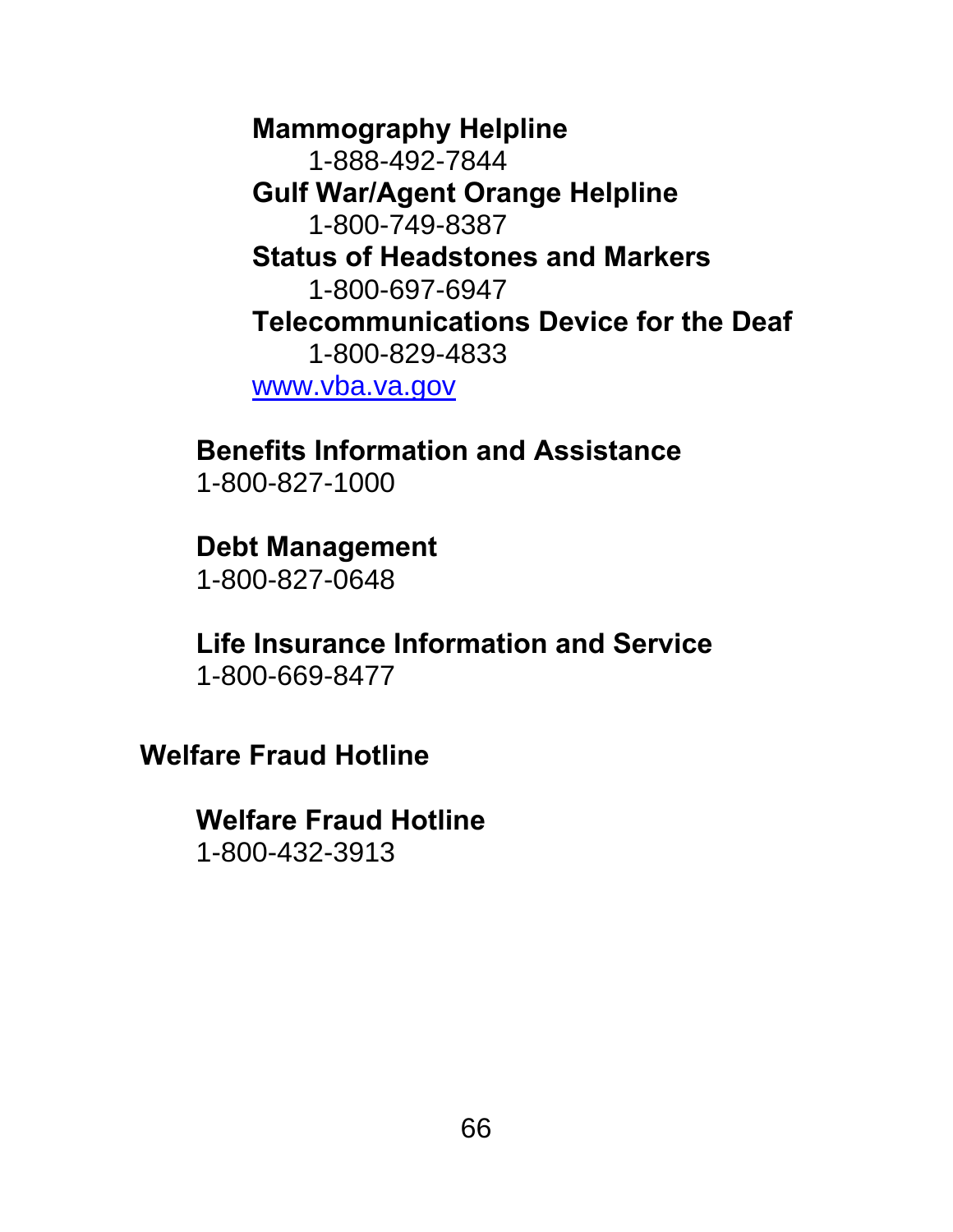**Mammography Helpline**
1-888-492-7844

**Gulf War/Agent Orange Helpline**
1-800-749-8387

**Status of Headstones and Markers**
1-800-697-6947

**Telecommunications Device for the Deaf**
1-800-829-4833

www.vba.va.gov

**Benefits Information and Assistance**
1-800-827-1000

**Debt Management**
1-800-827-0648

**Life Insurance Information and Service**
1-800-669-8477

## Welfare Fraud Hotline

**Welfare Fraud Hotline**
1-800-432-3913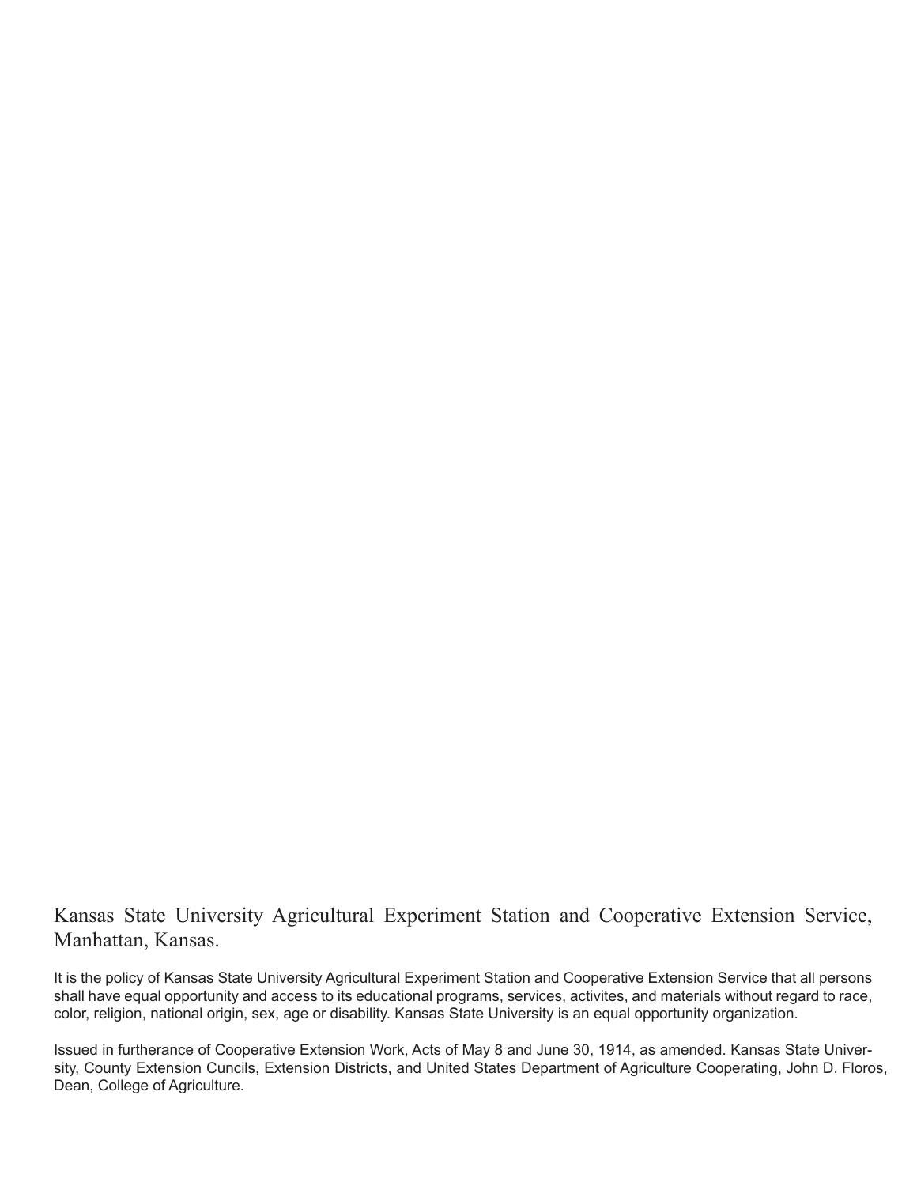Kansas State University Agricultural Experiment Station and Cooperative Extension Service, Manhattan, Kansas.

It is the policy of Kansas State University Agricultural Experiment Station and Cooperative Extension Service that all persons shall have equal opportunity and access to its educational programs, services, activites, and materials without regard to race, color, religion, national origin, sex, age or disability. Kansas State University is an equal opportunity organization.

Issued in furtherance of Cooperative Extension Work, Acts of May 8 and June 30, 1914, as amended. Kansas State University, County Extension Cuncils, Extension Districts, and United States Department of Agriculture Cooperating, John D. Floros, Dean, College of Agriculture.